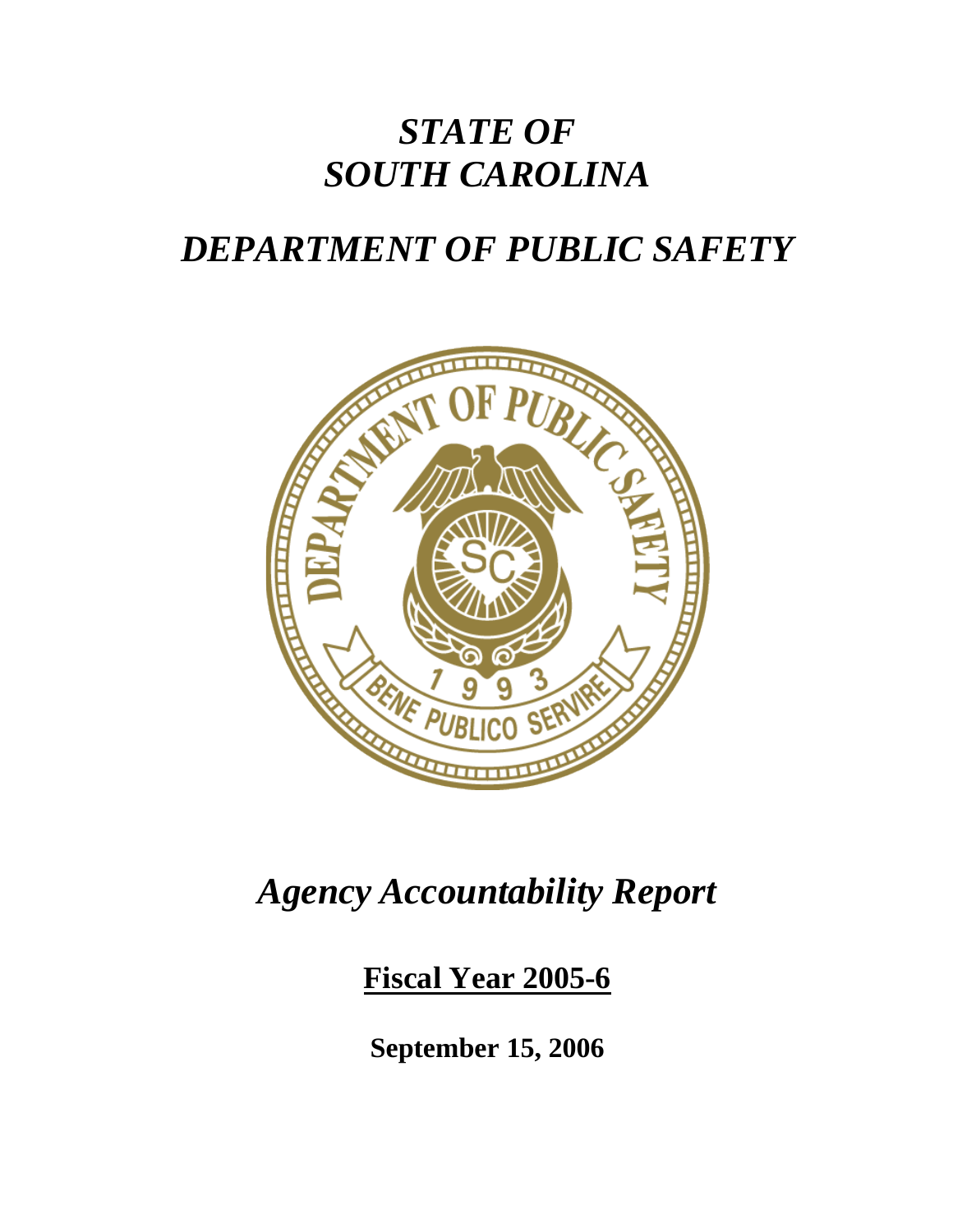# *STATE OF SOUTH CAROLINA*

# *DEPARTMENT OF PUBLIC SAFETY*

## *Agency Accountability Report*

**Fiscal Year 2005-6**

**September 15, 2006**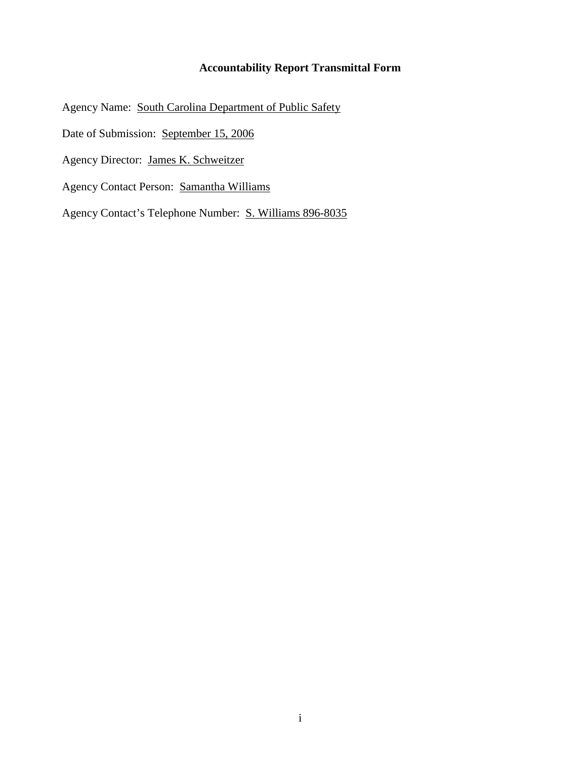## Accountability Report Transmittal Form

Agency Name: South Carolina Department of Public Safety

Date of Submission: September 15, 2006

Agency Director: James K. Schweitzer

Agency Contact Person: Samantha Williams

Agency Contact's Telephone Number: S. Williams 896-8035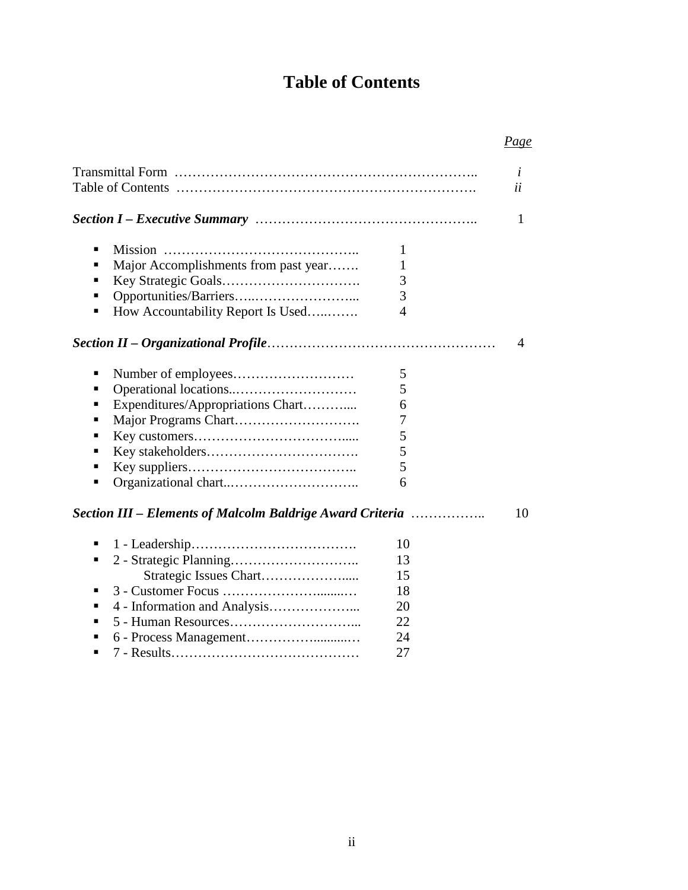# Table of Contents

| | | Page |
|---|---|---|
| Transmittal Form | | *i* |
| Table of Contents | | *ii* |
| ***Section I – Executive Summary*** | | 1 |
| ▪ Mission | 1 | |
| ▪ Major Accomplishments from past year | 1 | |
| ▪ Key Strategic Goals | 3 | |
| ▪ Opportunities/Barriers | 3 | |
| ▪ How Accountability Report Is Used | 4 | |
| ***Section II – Organizational Profile*** | | 4 |
| ▪ Number of employees | 5 | |
| ▪ Operational locations | 5 | |
| ▪ Expenditures/Appropriations Chart | 6 | |
| ▪ Major Programs Chart | 7 | |
| ▪ Key customers | 5 | |
| ▪ Key stakeholders | 5 | |
| ▪ Key suppliers | 5 | |
| ▪ Organizational chart | 6 | |
| ***Section III – Elements of Malcolm Baldrige Award Criteria*** | | 10 |
| ▪ 1 - Leadership | 10 | |
| ▪ 2 - Strategic Planning | 13 | |
| Strategic Issues Chart | 15 | |
| ▪ 3 - Customer Focus | 18 | |
| ▪ 4 - Information and Analysis | 20 | |
| ▪ 5 - Human Resources | 22 | |
| ▪ 6 - Process Management | 24 | |
| ▪ 7 - Results | 27 | |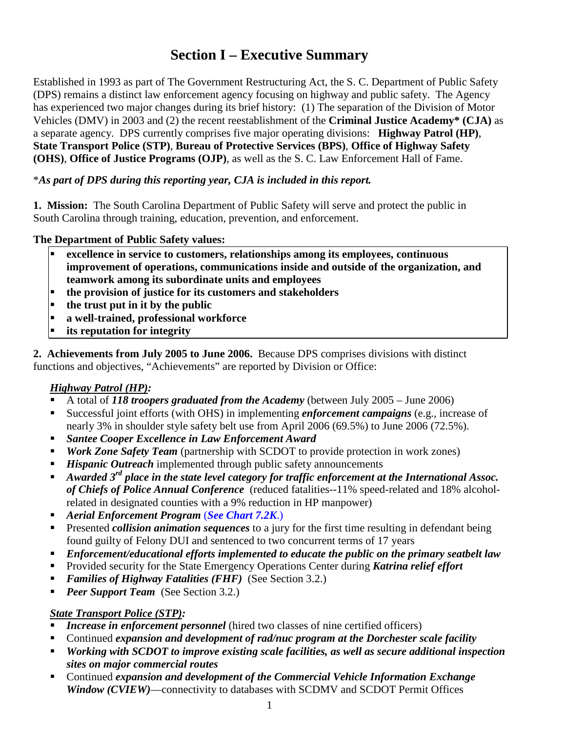# Section I – Executive Summary

Established in 1993 as part of The Government Restructuring Act, the S. C. Department of Public Safety (DPS) remains a distinct law enforcement agency focusing on highway and public safety. The Agency has experienced two major changes during its brief history: (1) The separation of the Division of Motor Vehicles (DMV) in 2003 and (2) the recent reestablishment of the **Criminal Justice Academy\* (CJA)** as a separate agency. DPS currently comprises five major operating divisions: **Highway Patrol (HP)**, **State Transport Police (STP)**, **Bureau of Protective Services (BPS)**, **Office of Highway Safety (OHS)**, **Office of Justice Programs (OJP)**, as well as the S. C. Law Enforcement Hall of Fame.

\****As part of DPS during this reporting year, CJA is included in this report.***

**1. Mission:** The South Carolina Department of Public Safety will serve and protect the public in South Carolina through training, education, prevention, and enforcement.

**The Department of Public Safety values:**

- **excellence in service to customers, relationships among its employees, continuous improvement of operations, communications inside and outside of the organization, and teamwork among its subordinate units and employees**
- **the provision of justice for its customers and stakeholders**
- **the trust put in it by the public**
- **a well-trained, professional workforce**
- **its reputation for integrity**

**2. Achievements from July 2005 to June 2006.** Because DPS comprises divisions with distinct functions and objectives, "Achievements" are reported by Division or Office:

***Highway Patrol (HP):***

- A total of ***118 troopers graduated from the Academy*** (between July 2005 – June 2006)
- Successful joint efforts (with OHS) in implementing ***enforcement campaigns*** (e.g., increase of nearly 3% in shoulder style safety belt use from April 2006 (69.5%) to June 2006 (72.5%).
- ***Santee Cooper Excellence in Law Enforcement Award***
- ***Work Zone Safety Team*** (partnership with SCDOT to provide protection in work zones)
- ***Hispanic Outreach*** implemented through public safety announcements
- ***Awarded 3rd place in the state level category for traffic enforcement at the International Assoc. of Chiefs of Police Annual Conference*** (reduced fatalities--11% speed-related and 18% alcohol-related in designated counties with a 9% reduction in HP manpower)
- ***Aerial Enforcement Program*** (***See Chart 7.2K***.)
- Presented ***collision animation sequences*** to a jury for the first time resulting in defendant being found guilty of Felony DUI and sentenced to two concurrent terms of 17 years
- ***Enforcement/educational efforts implemented to educate the public on the primary seatbelt law***
- Provided security for the State Emergency Operations Center during ***Katrina relief effort***
- ***Families of Highway Fatalities (FHF)*** (See Section 3.2.)
- ***Peer Support Team*** (See Section 3.2.)

***State Transport Police (STP):***

- ***Increase in enforcement personnel*** (hired two classes of nine certified officers)
- Continued ***expansion and development of rad/nuc program at the Dorchester scale facility***
- ***Working with SCDOT to improve existing scale facilities, as well as secure additional inspection sites on major commercial routes***
- Continued ***expansion and development of the Commercial Vehicle Information Exchange Window (CVIEW)***—connectivity to databases with SCDMV and SCDOT Permit Offices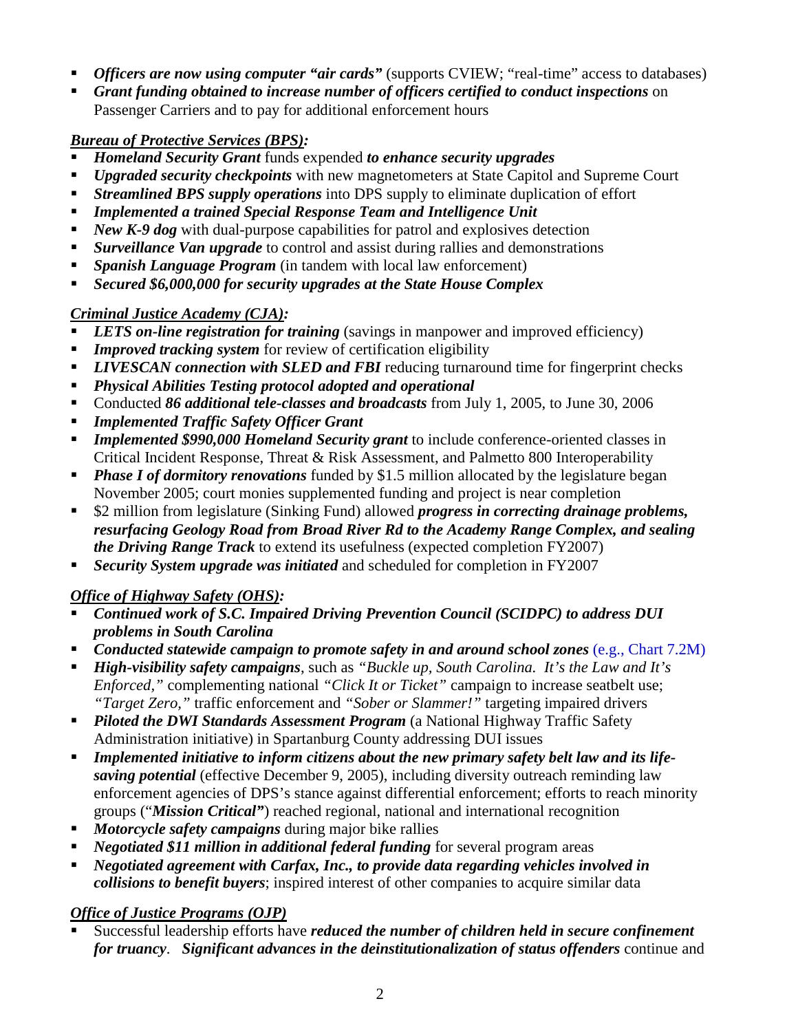- ***Officers are now using computer "air cards"*** (supports CVIEW; "real-time" access to databases)
- ***Grant funding obtained to increase number of officers certified to conduct inspections*** on Passenger Carriers and to pay for additional enforcement hours

***Bureau of Protective Services (BPS):***

- ***Homeland Security Grant*** funds expended ***to enhance security upgrades***
- ***Upgraded security checkpoints*** with new magnetometers at State Capitol and Supreme Court
- ***Streamlined BPS supply operations*** into DPS supply to eliminate duplication of effort
- ***Implemented a trained Special Response Team and Intelligence Unit***
- ***New K-9 dog*** with dual-purpose capabilities for patrol and explosives detection
- ***Surveillance Van upgrade*** to control and assist during rallies and demonstrations
- ***Spanish Language Program*** (in tandem with local law enforcement)
- ***Secured $6,000,000 for security upgrades at the State House Complex***

***Criminal Justice Academy (CJA):***

- ***LETS on-line registration for training*** (savings in manpower and improved efficiency)
- ***Improved tracking system*** for review of certification eligibility
- ***LIVESCAN connection with SLED and FBI*** reducing turnaround time for fingerprint checks
- ***Physical Abilities Testing protocol adopted and operational***
- Conducted ***86 additional tele-classes and broadcasts*** from July 1, 2005, to June 30, 2006
- ***Implemented Traffic Safety Officer Grant***
- ***Implemented $990,000 Homeland Security grant*** to include conference-oriented classes in Critical Incident Response, Threat & Risk Assessment, and Palmetto 800 Interoperability
- ***Phase I of dormitory renovations*** funded by $1.5 million allocated by the legislature began November 2005; court monies supplemented funding and project is near completion
- $2 million from legislature (Sinking Fund) allowed ***progress in correcting drainage problems, resurfacing Geology Road from Broad River Rd to the Academy Range Complex, and sealing the Driving Range Track*** to extend its usefulness (expected completion FY2007)
- ***Security System upgrade was initiated*** and scheduled for completion in FY2007

***Office of Highway Safety (OHS):***

- ***Continued work of S.C. Impaired Driving Prevention Council (SCIDPC) to address DUI problems in South Carolina***
- ***Conducted statewide campaign to promote safety in and around school zones*** (e.g., Chart 7.2M)
- ***High-visibility safety campaigns***, such as *"Buckle up, South Carolina. It's the Law and It's Enforced,"* complementing national *"Click It or Ticket"* campaign to increase seatbelt use; *"Target Zero,"* traffic enforcement and *"Sober or Slammer!"* targeting impaired drivers
- ***Piloted the DWI Standards Assessment Program*** (a National Highway Traffic Safety Administration initiative) in Spartanburg County addressing DUI issues
- ***Implemented initiative to inform citizens about the new primary safety belt law and its life-saving potential*** (effective December 9, 2005), including diversity outreach reminding law enforcement agencies of DPS's stance against differential enforcement; efforts to reach minority groups ("***Mission Critical"***) reached regional, national and international recognition
- ***Motorcycle safety campaigns*** during major bike rallies
- ***Negotiated $11 million in additional federal funding*** for several program areas
- ***Negotiated agreement with Carfax, Inc., to provide data regarding vehicles involved in collisions to benefit buyers***; inspired interest of other companies to acquire similar data

***Office of Justice Programs (OJP)***

- Successful leadership efforts have ***reduced the number of children held in secure confinement for truancy***. ***Significant advances in the deinstitutionalization of status offenders*** continue and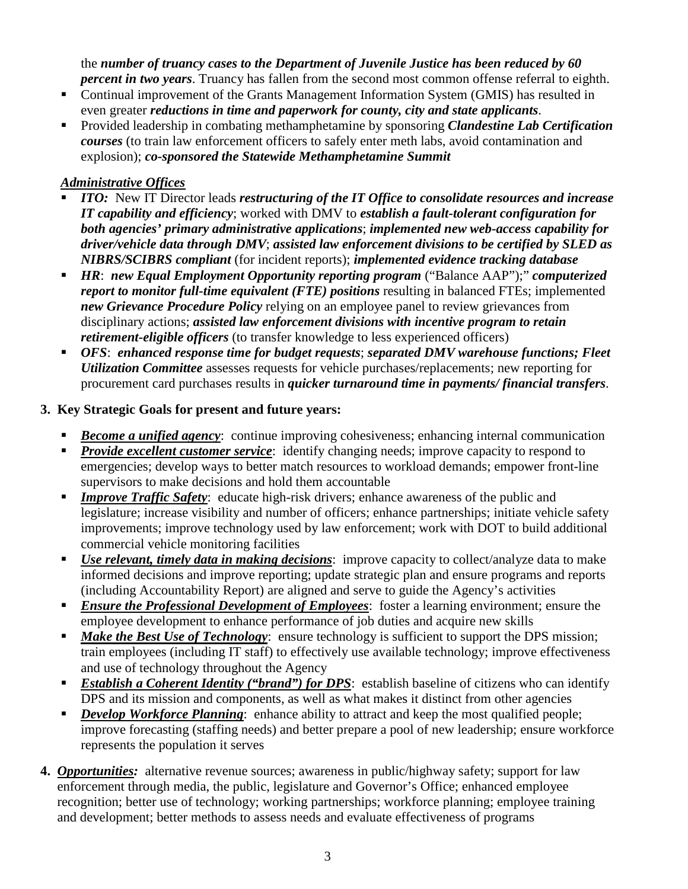the ***number of truancy cases to the Department of Juvenile Justice has been reduced by 60 percent in two years***. Truancy has fallen from the second most common offense referral to eighth.

- Continual improvement of the Grants Management Information System (GMIS) has resulted in even greater ***reductions in time and paperwork for county, city and state applicants***.
- Provided leadership in combating methamphetamine by sponsoring ***Clandestine Lab Certification courses*** (to train law enforcement officers to safely enter meth labs, avoid contamination and explosion); ***co-sponsored the Statewide Methamphetamine Summit***

***Administrative Offices***

- ***ITO:*** New IT Director leads ***restructuring of the IT Office to consolidate resources and increase IT capability and efficiency***; worked with DMV to ***establish a fault-tolerant configuration for both agencies' primary administrative applications***; ***implemented new web-access capability for driver/vehicle data through DMV***; ***assisted law enforcement divisions to be certified by SLED as NIBRS/SCIBRS compliant*** (for incident reports); ***implemented evidence tracking database***
- ***HR***: ***new Equal Employment Opportunity reporting program*** ("Balance AAP");" ***computerized report to monitor full-time equivalent (FTE) positions*** resulting in balanced FTEs; implemented ***new Grievance Procedure Policy*** relying on an employee panel to review grievances from disciplinary actions; ***assisted law enforcement divisions with incentive program to retain retirement-eligible officers*** (to transfer knowledge to less experienced officers)
- ***OFS***: ***enhanced response time for budget requests***; ***separated DMV warehouse functions; Fleet Utilization Committee*** assesses requests for vehicle purchases/replacements; new reporting for procurement card purchases results in ***quicker turnaround time in payments/ financial transfers***.

**3. Key Strategic Goals for present and future years:**

- ***Become a unified agency***: continue improving cohesiveness; enhancing internal communication
- ***Provide excellent customer service***: identify changing needs; improve capacity to respond to emergencies; develop ways to better match resources to workload demands; empower front-line supervisors to make decisions and hold them accountable
- ***Improve Traffic Safety***: educate high-risk drivers; enhance awareness of the public and legislature; increase visibility and number of officers; enhance partnerships; initiate vehicle safety improvements; improve technology used by law enforcement; work with DOT to build additional commercial vehicle monitoring facilities
- ***Use relevant, timely data in making decisions***: improve capacity to collect/analyze data to make informed decisions and improve reporting; update strategic plan and ensure programs and reports (including Accountability Report) are aligned and serve to guide the Agency's activities
- ***Ensure the Professional Development of Employees***: foster a learning environment; ensure the employee development to enhance performance of job duties and acquire new skills
- ***Make the Best Use of Technology***: ensure technology is sufficient to support the DPS mission; train employees (including IT staff) to effectively use available technology; improve effectiveness and use of technology throughout the Agency
- ***Establish a Coherent Identity ("brand") for DPS***: establish baseline of citizens who can identify DPS and its mission and components, as well as what makes it distinct from other agencies
- ***Develop Workforce Planning***: enhance ability to attract and keep the most qualified people; improve forecasting (staffing needs) and better prepare a pool of new leadership; ensure workforce represents the population it serves

**4.** ***Opportunities:*** alternative revenue sources; awareness in public/highway safety; support for law enforcement through media, the public, legislature and Governor's Office; enhanced employee recognition; better use of technology; working partnerships; workforce planning; employee training and development; better methods to assess needs and evaluate effectiveness of programs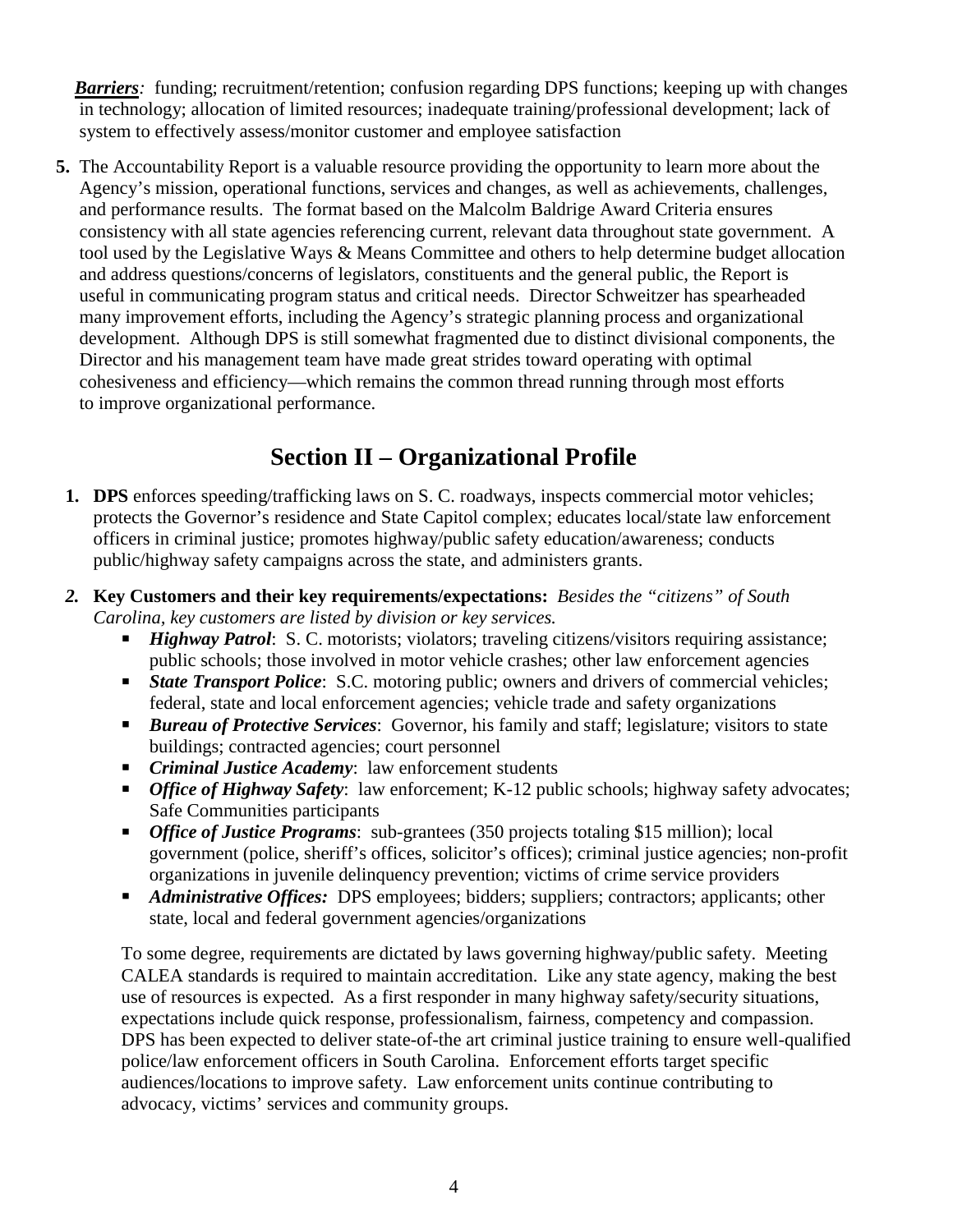***Barriers**:* funding; recruitment/retention; confusion regarding DPS functions; keeping up with changes in technology; allocation of limited resources; inadequate training/professional development; lack of system to effectively assess/monitor customer and employee satisfaction

**5.** The Accountability Report is a valuable resource providing the opportunity to learn more about the Agency's mission, operational functions, services and changes, as well as achievements, challenges, and performance results. The format based on the Malcolm Baldrige Award Criteria ensures consistency with all state agencies referencing current, relevant data throughout state government. A tool used by the Legislative Ways & Means Committee and others to help determine budget allocation and address questions/concerns of legislators, constituents and the general public, the Report is useful in communicating program status and critical needs. Director Schweitzer has spearheaded many improvement efforts, including the Agency's strategic planning process and organizational development. Although DPS is still somewhat fragmented due to distinct divisional components, the Director and his management team have made great strides toward operating with optimal cohesiveness and efficiency—which remains the common thread running through most efforts to improve organizational performance.

# Section II – Organizational Profile

**1. DPS** enforces speeding/trafficking laws on S. C. roadways, inspects commercial motor vehicles; protects the Governor's residence and State Capitol complex; educates local/state law enforcement officers in criminal justice; promotes highway/public safety education/awareness; conducts public/highway safety campaigns across the state, and administers grants.

***2.* Key Customers and their key requirements/expectations:** *Besides the "citizens" of South Carolina, key customers are listed by division or key services.*

- ***Highway Patrol***: S. C. motorists; violators; traveling citizens/visitors requiring assistance; public schools; those involved in motor vehicle crashes; other law enforcement agencies
- ***State Transport Police***: S.C. motoring public; owners and drivers of commercial vehicles; federal, state and local enforcement agencies; vehicle trade and safety organizations
- ***Bureau of Protective Services***: Governor, his family and staff; legislature; visitors to state buildings; contracted agencies; court personnel
- ***Criminal Justice Academy***: law enforcement students
- ***Office of Highway Safety***: law enforcement; K-12 public schools; highway safety advocates; Safe Communities participants
- ***Office of Justice Programs***: sub-grantees (350 projects totaling $15 million); local government (police, sheriff's offices, solicitor's offices); criminal justice agencies; non-profit organizations in juvenile delinquency prevention; victims of crime service providers
- ***Administrative Offices:*** DPS employees; bidders; suppliers; contractors; applicants; other state, local and federal government agencies/organizations

To some degree, requirements are dictated by laws governing highway/public safety. Meeting CALEA standards is required to maintain accreditation. Like any state agency, making the best use of resources is expected. As a first responder in many highway safety/security situations, expectations include quick response, professionalism, fairness, competency and compassion. DPS has been expected to deliver state-of-the art criminal justice training to ensure well-qualified police/law enforcement officers in South Carolina. Enforcement efforts target specific audiences/locations to improve safety. Law enforcement units continue contributing to advocacy, victims' services and community groups.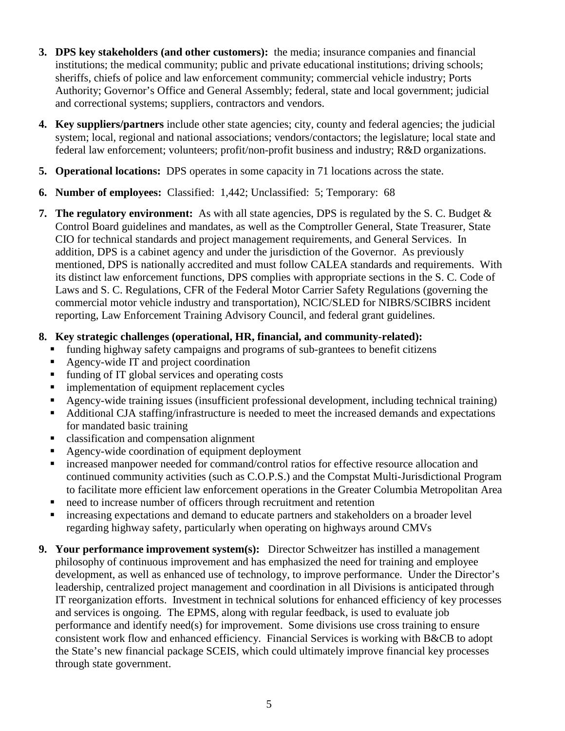3. **DPS key stakeholders (and other customers):** the media; insurance companies and financial institutions; the medical community; public and private educational institutions; driving schools; sheriffs, chiefs of police and law enforcement community; commercial vehicle industry; Ports Authority; Governor's Office and General Assembly; federal, state and local government; judicial and correctional systems; suppliers, contractors and vendors.

4. **Key suppliers/partners** include other state agencies; city, county and federal agencies; the judicial system; local, regional and national associations; vendors/contactors; the legislature; local state and federal law enforcement; volunteers; profit/non-profit business and industry; R&D organizations.

5. **Operational locations:** DPS operates in some capacity in 71 locations across the state.

6. **Number of employees:** Classified: 1,442; Unclassified: 5; Temporary: 68

7. **The regulatory environment:** As with all state agencies, DPS is regulated by the S. C. Budget & Control Board guidelines and mandates, as well as the Comptroller General, State Treasurer, State CIO for technical standards and project management requirements, and General Services. In addition, DPS is a cabinet agency and under the jurisdiction of the Governor. As previously mentioned, DPS is nationally accredited and must follow CALEA standards and requirements. With its distinct law enforcement functions, DPS complies with appropriate sections in the S. C. Code of Laws and S. C. Regulations, CFR of the Federal Motor Carrier Safety Regulations (governing the commercial motor vehicle industry and transportation), NCIC/SLED for NIBRS/SCIBRS incident reporting, Law Enforcement Training Advisory Council, and federal grant guidelines.

8. **Key strategic challenges (operational, HR, financial, and community-related):**
   - funding highway safety campaigns and programs of sub-grantees to benefit citizens
   - Agency-wide IT and project coordination
   - funding of IT global services and operating costs
   - implementation of equipment replacement cycles
   - Agency-wide training issues (insufficient professional development, including technical training)
   - Additional CJA staffing/infrastructure is needed to meet the increased demands and expectations for mandated basic training
   - classification and compensation alignment
   - Agency-wide coordination of equipment deployment
   - increased manpower needed for command/control ratios for effective resource allocation and continued community activities (such as C.O.P.S.) and the Compstat Multi-Jurisdictional Program to facilitate more efficient law enforcement operations in the Greater Columbia Metropolitan Area
   - need to increase number of officers through recruitment and retention
   - increasing expectations and demand to educate partners and stakeholders on a broader level regarding highway safety, particularly when operating on highways around CMVs

9. **Your performance improvement system(s):** Director Schweitzer has instilled a management philosophy of continuous improvement and has emphasized the need for training and employee development, as well as enhanced use of technology, to improve performance. Under the Director's leadership, centralized project management and coordination in all Divisions is anticipated through IT reorganization efforts. Investment in technical solutions for enhanced efficiency of key processes and services is ongoing. The EPMS, along with regular feedback, is used to evaluate job performance and identify need(s) for improvement. Some divisions use cross training to ensure consistent work flow and enhanced efficiency. Financial Services is working with B&CB to adopt the State's new financial package SCEIS, which could ultimately improve financial key processes through state government.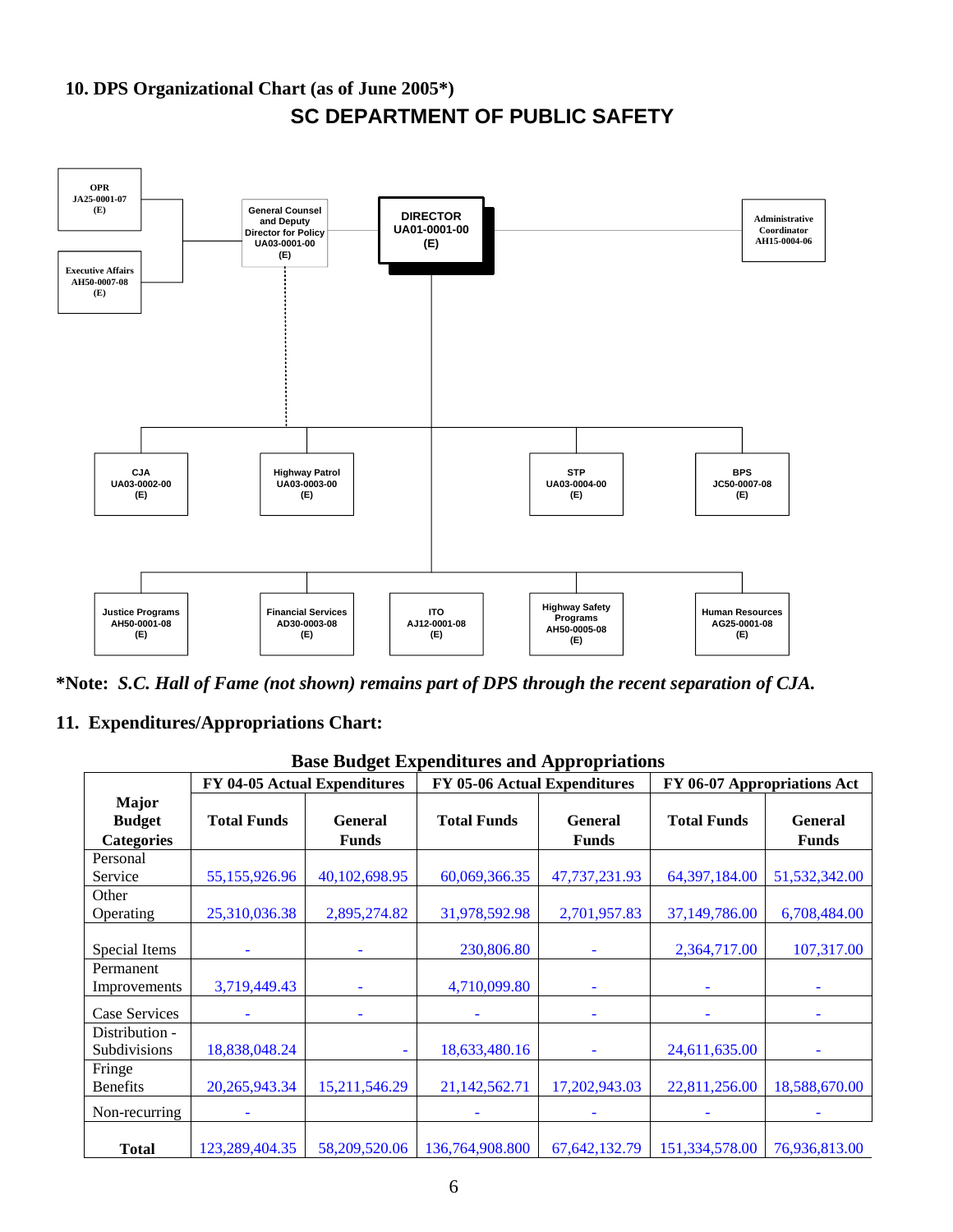## 10. DPS Organizational Chart (as of June 2005*)

### SC DEPARTMENT OF PUBLIC SAFETY

- **DIRECTOR** UA01-0001-00 (E)
  - OPR JA25-0001-07 (E)
  - Executive Affairs AH50-0007-08 (E)
  - General Counsel and Deputy Director for Policy UA03-0001-00 (E)
  - Administrative Coordinator AH15-0004-06
  - CJA UA03-0002-00 (E)
  - Highway Patrol UA03-0003-00 (E)
  - STP UA03-0004-00 (E)
  - BPS JC50-0007-08 (E)
  - Justice Programs AH50-0001-08 (E)
  - Financial Services AD30-0003-08 (E)
  - ITO AJ12-0001-08 (E)
  - Highway Safety Programs AH50-0005-08 (E)
  - Human Resources AG25-0001-08 (E)

***Note:** *S.C. Hall of Fame (not shown) remains part of DPS through the recent separation of CJA.*

## 11. Expenditures/Appropriations Chart:

**Base Budget Expenditures and Appropriations**

| Major Budget Categories | FY 04-05 Actual Expenditures | | FY 05-06 Actual Expenditures | | FY 06-07 Appropriations Act | |
|---|---|---|---|---|---|---|
| | Total Funds | General Funds | Total Funds | General Funds | Total Funds | General Funds |
| Personal Service | 55,155,926.96 | 40,102,698.95 | 60,069,366.35 | 47,737,231.93 | 64,397,184.00 | 51,532,342.00 |
| Other Operating | 25,310,036.38 | 2,895,274.82 | 31,978,592.98 | 2,701,957.83 | 37,149,786.00 | 6,708,484.00 |
| Special Items | - | - | 230,806.80 | - | 2,364,717.00 | 107,317.00 |
| Permanent Improvements | 3,719,449.43 | - | 4,710,099.80 | - | - | - |
| Case Services | - | - | - | - | - | - |
| Distribution - Subdivisions | 18,838,048.24 | - | 18,633,480.16 | - | 24,611,635.00 | - |
| Fringe Benefits | 20,265,943.34 | 15,211,546.29 | 21,142,562.71 | 17,202,943.03 | 22,811,256.00 | 18,588,670.00 |
| Non-recurring | - | - | - | - | - | - |
| **Total** | 123,289,404.35 | 58,209,520.06 | 136,764,908.800 | 67,642,132.79 | 151,334,578.00 | 76,936,813.00 |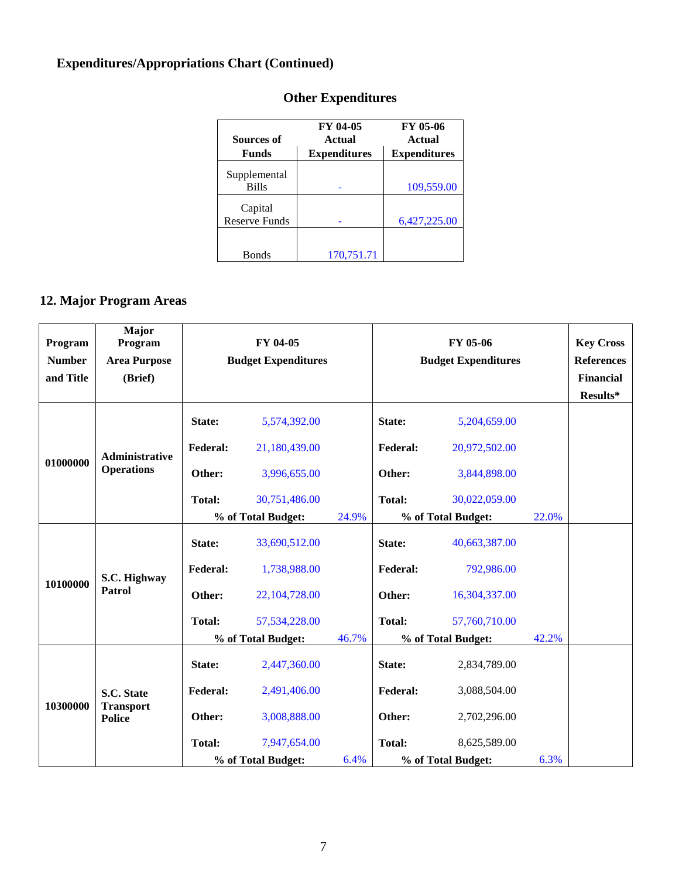## Expenditures/Appropriations Chart (Continued)

### Other Expenditures

| Sources of Funds | FY 04-05 Actual Expenditures | FY 05-06 Actual Expenditures |
|---|---|---|
| Supplemental Bills | - | 109,559.00 |
| Capital Reserve Funds | - | 6,427,225.00 |
| Bonds | 170,751.71 | |

## 12. Major Program Areas

| Program Number and Title | Major Program Area Purpose (Brief) | FY 04-05 Budget Expenditures | | | FY 05-06 Budget Expenditures | | | Key Cross References Financial Results* |
|---|---|---|---|---|---|---|---|---|
| 01000000 | Administrative Operations | State: | 5,574,392.00 | | State: | 5,204,659.00 | | |
| | | Federal: | 21,180,439.00 | | Federal: | 20,972,502.00 | | |
| | | Other: | 3,996,655.00 | | Other: | 3,844,898.00 | | |
| | | Total: | 30,751,486.00 | | Total: | 30,022,059.00 | | |
| | | % of Total Budget: | | 24.9% | % of Total Budget: | | 22.0% | |
| 10100000 | S.C. Highway Patrol | State: | 33,690,512.00 | | State: | 40,663,387.00 | | |
| | | Federal: | 1,738,988.00 | | Federal: | 792,986.00 | | |
| | | Other: | 22,104,728.00 | | Other: | 16,304,337.00 | | |
| | | Total: | 57,534,228.00 | | Total: | 57,760,710.00 | | |
| | | % of Total Budget: | | 46.7% | % of Total Budget: | | 42.2% | |
| 10300000 | S.C. State Transport Police | State: | 2,447,360.00 | | State: | 2,834,789.00 | | |
| | | Federal: | 2,491,406.00 | | Federal: | 3,088,504.00 | | |
| | | Other: | 3,008,888.00 | | Other: | 2,702,296.00 | | |
| | | Total: | 7,947,654.00 | | Total: | 8,625,589.00 | | |
| | | % of Total Budget: | | 6.4% | % of Total Budget: | | 6.3% | |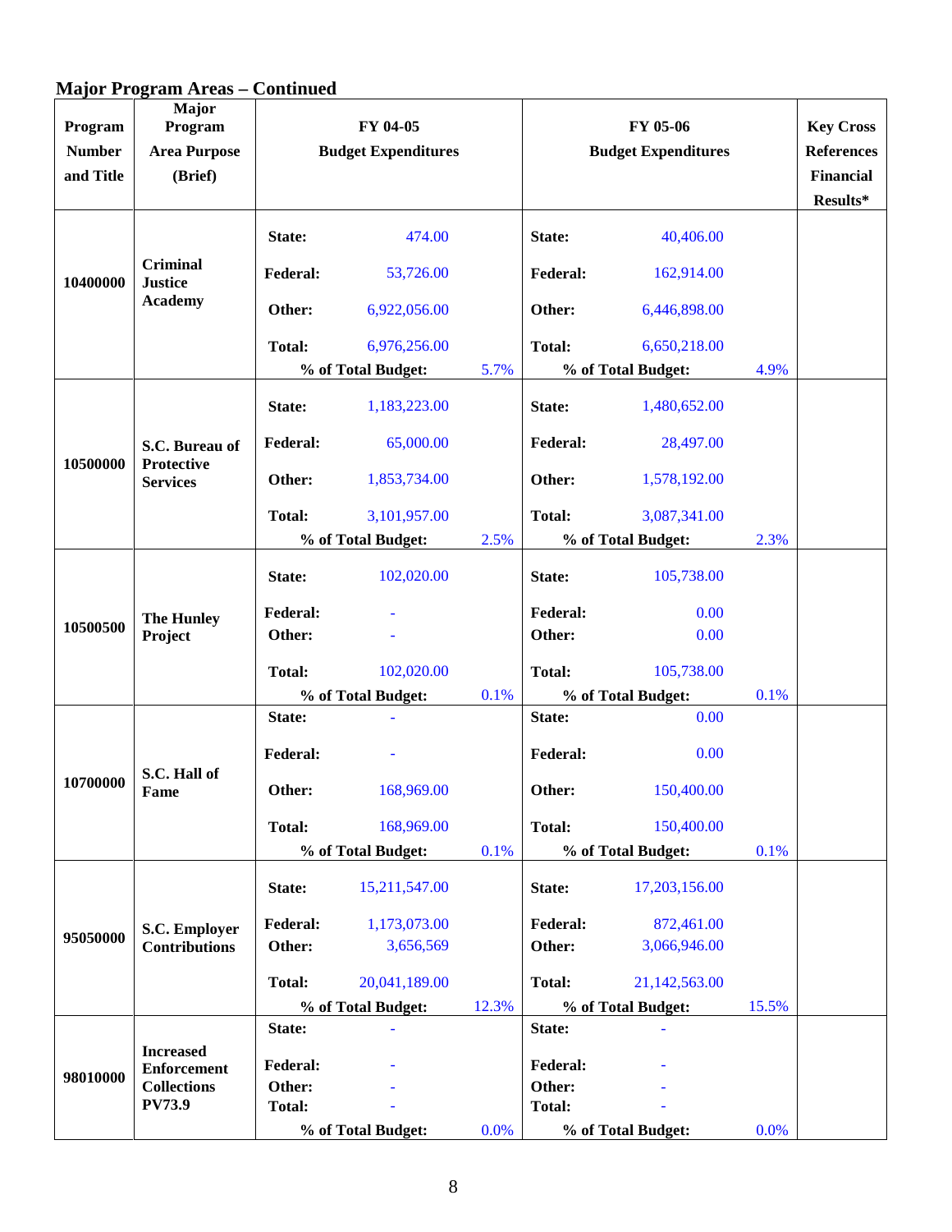## Major Program Areas – Continued

| Program Number and Title | Major Program Area Purpose (Brief) | FY 04-05 Budget Expenditures | | | FY 05-06 Budget Expenditures | | | Key Cross References Financial Results* |
|---|---|---|---|---|---|---|---|---|
| 10400000 | Criminal Justice Academy | State: | 474.00 | | State: | 40,406.00 | | |
| | | Federal: | 53,726.00 | | Federal: | 162,914.00 | | |
| | | Other: | 6,922,056.00 | | Other: | 6,446,898.00 | | |
| | | Total: | 6,976,256.00 | | Total: | 6,650,218.00 | | |
| | | % of Total Budget: | | 5.7% | % of Total Budget: | | 4.9% | |
| 10500000 | S.C. Bureau of Protective Services | State: | 1,183,223.00 | | State: | 1,480,652.00 | | |
| | | Federal: | 65,000.00 | | Federal: | 28,497.00 | | |
| | | Other: | 1,853,734.00 | | Other: | 1,578,192.00 | | |
| | | Total: | 3,101,957.00 | | Total: | 3,087,341.00 | | |
| | | % of Total Budget: | | 2.5% | % of Total Budget: | | 2.3% | |
| 10500500 | The Hunley Project | State: | 102,020.00 | | State: | 105,738.00 | | |
| | | Federal: | - | | Federal: | 0.00 | | |
| | | Other: | - | | Other: | 0.00 | | |
| | | Total: | 102,020.00 | | Total: | 105,738.00 | | |
| | | % of Total Budget: | | 0.1% | % of Total Budget: | | 0.1% | |
| 10700000 | S.C. Hall of Fame | State: | - | | State: | 0.00 | | |
| | | Federal: | - | | Federal: | 0.00 | | |
| | | Other: | 168,969.00 | | Other: | 150,400.00 | | |
| | | Total: | 168,969.00 | | Total: | 150,400.00 | | |
| | | % of Total Budget: | | 0.1% | % of Total Budget: | | 0.1% | |
| 95050000 | S.C. Employer Contributions | State: | 15,211,547.00 | | State: | 17,203,156.00 | | |
| | | Federal: | 1,173,073.00 | | Federal: | 872,461.00 | | |
| | | Other: | 3,656,569 | | Other: | 3,066,946.00 | | |
| | | Total: | 20,041,189.00 | | Total: | 21,142,563.00 | | |
| | | % of Total Budget: | | 12.3% | % of Total Budget: | | 15.5% | |
| 98010000 | Increased Enforcement Collections PV73.9 | State: | - | | State: | - | | |
| | | Federal: | - | | Federal: | - | | |
| | | Other: | - | | Other: | - | | |
| | | Total: | - | | Total: | - | | |
| | | % of Total Budget: | | 0.0% | % of Total Budget: | | 0.0% | |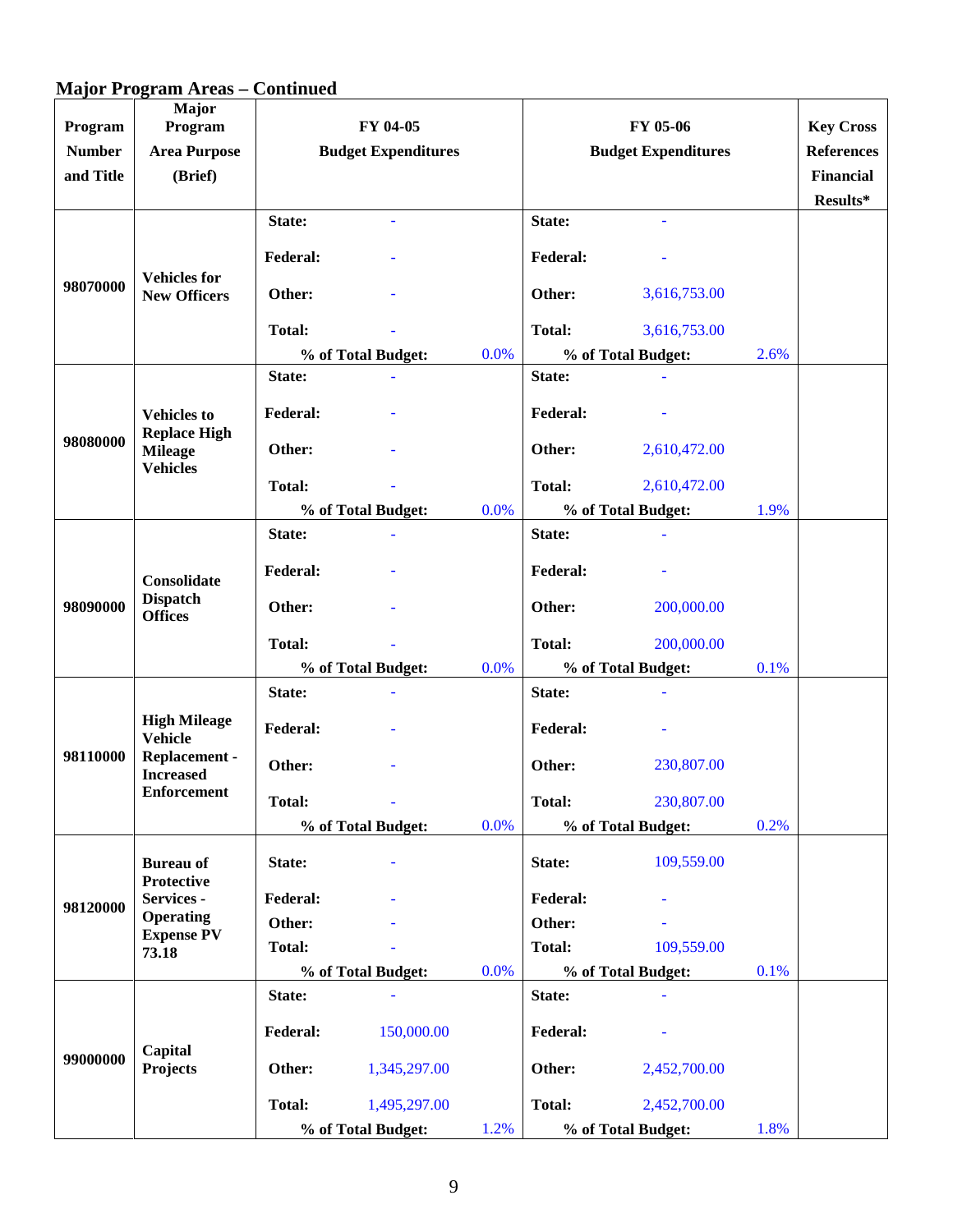## Major Program Areas – Continued

| Program Number and Title | Major Program Area Purpose (Brief) | FY 04-05 Budget Expenditures | | FY 05-06 Budget Expenditures | | Key Cross References Financial Results* |
|---|---|---|---|---|---|---|
| 98070000 | Vehicles for New Officers | State: | - | State: | - | |
| | | Federal: | - | Federal: | - | |
| | | Other: | - | Other: | 3,616,753.00 | |
| | | Total: | - | Total: | 3,616,753.00 | |
| | | % of Total Budget: | 0.0% | % of Total Budget: | 2.6% | |
| 98080000 | Vehicles to Replace High Mileage Vehicles | State: | - | State: | - | |
| | | Federal: | - | Federal: | - | |
| | | Other: | - | Other: | 2,610,472.00 | |
| | | Total: | - | Total: | 2,610,472.00 | |
| | | % of Total Budget: | 0.0% | % of Total Budget: | 1.9% | |
| 98090000 | Consolidate Dispatch Offices | State: | - | State: | - | |
| | | Federal: | - | Federal: | - | |
| | | Other: | - | Other: | 200,000.00 | |
| | | Total: | - | Total: | 200,000.00 | |
| | | % of Total Budget: | 0.0% | % of Total Budget: | 0.1% | |
| 98110000 | High Mileage Vehicle Replacement - Increased Enforcement | State: | - | State: | - | |
| | | Federal: | - | Federal: | - | |
| | | Other: | - | Other: | 230,807.00 | |
| | | Total: | - | Total: | 230,807.00 | |
| | | % of Total Budget: | 0.0% | % of Total Budget: | 0.2% | |
| 98120000 | Bureau of Protective Services - Operating Expense PV 73.18 | State: | - | State: | 109,559.00 | |
| | | Federal: | - | Federal: | - | |
| | | Other: | - | Other: | - | |
| | | Total: | - | Total: | 109,559.00 | |
| | | % of Total Budget: | 0.0% | % of Total Budget: | 0.1% | |
| 99000000 | Capital Projects | State: | - | State: | - | |
| | | Federal: | 150,000.00 | Federal: | - | |
| | | Other: | 1,345,297.00 | Other: | 2,452,700.00 | |
| | | Total: | 1,495,297.00 | Total: | 2,452,700.00 | |
| | | % of Total Budget: | 1.2% | % of Total Budget: | 1.8% | |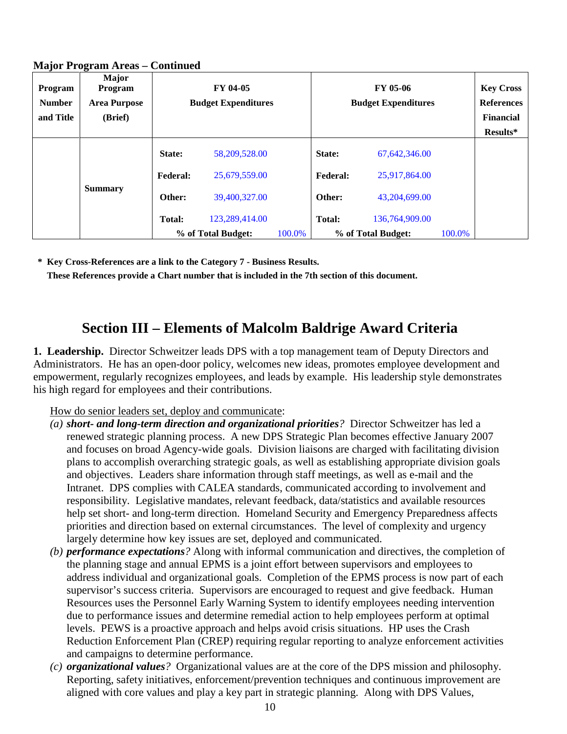**Major Program Areas – Continued**

| Program Number and Title | Major Program Area Purpose (Brief) | FY 04-05 Budget Expenditures | | | FY 05-06 Budget Expenditures | | | Key Cross References Financial Results* |
|---|---|---|---|---|---|---|---|---|
| | Summary | State: | 58,209,528.00 | | State: | 67,642,346.00 | | |
| | | Federal: | 25,679,559.00 | | Federal: | 25,917,864.00 | | |
| | | Other: | 39,400,327.00 | | Other: | 43,204,699.00 | | |
| | | Total: | 123,289,414.00 | | Total: | 136,764,909.00 | | |
| | | % of Total Budget: | | 100.0% | % of Total Budget: | | 100.0% | |

**\* Key Cross-References are a link to the Category 7 - Business Results.**
**These References provide a Chart number that is included in the 7th section of this document.**

# Section III – Elements of Malcolm Baldrige Award Criteria

**1. Leadership.** Director Schweitzer leads DPS with a top management team of Deputy Directors and Administrators. He has an open-door policy, welcomes new ideas, promotes employee development and empowerment, regularly recognizes employees, and leads by example. His leadership style demonstrates his high regard for employees and their contributions.

How do senior leaders set, deploy and communicate:

*(a)* ***short- and long-term direction and organizational priorities****?* Director Schweitzer has led a renewed strategic planning process. A new DPS Strategic Plan becomes effective January 2007 and focuses on broad Agency-wide goals. Division liaisons are charged with facilitating division plans to accomplish overarching strategic goals, as well as establishing appropriate division goals and objectives. Leaders share information through staff meetings, as well as e-mail and the Intranet. DPS complies with CALEA standards, communicated according to involvement and responsibility. Legislative mandates, relevant feedback, data/statistics and available resources help set short- and long-term direction. Homeland Security and Emergency Preparedness affects priorities and direction based on external circumstances. The level of complexity and urgency largely determine how key issues are set, deployed and communicated.

*(b)* ***performance expectations****?* Along with informal communication and directives, the completion of the planning stage and annual EPMS is a joint effort between supervisors and employees to address individual and organizational goals. Completion of the EPMS process is now part of each supervisor's success criteria. Supervisors are encouraged to request and give feedback. Human Resources uses the Personnel Early Warning System to identify employees needing intervention due to performance issues and determine remedial action to help employees perform at optimal levels. PEWS is a proactive approach and helps avoid crisis situations. HP uses the Crash Reduction Enforcement Plan (CREP) requiring regular reporting to analyze enforcement activities and campaigns to determine performance.

*(c)* ***organizational values****?* Organizational values are at the core of the DPS mission and philosophy. Reporting, safety initiatives, enforcement/prevention techniques and continuous improvement are aligned with core values and play a key part in strategic planning. Along with DPS Values,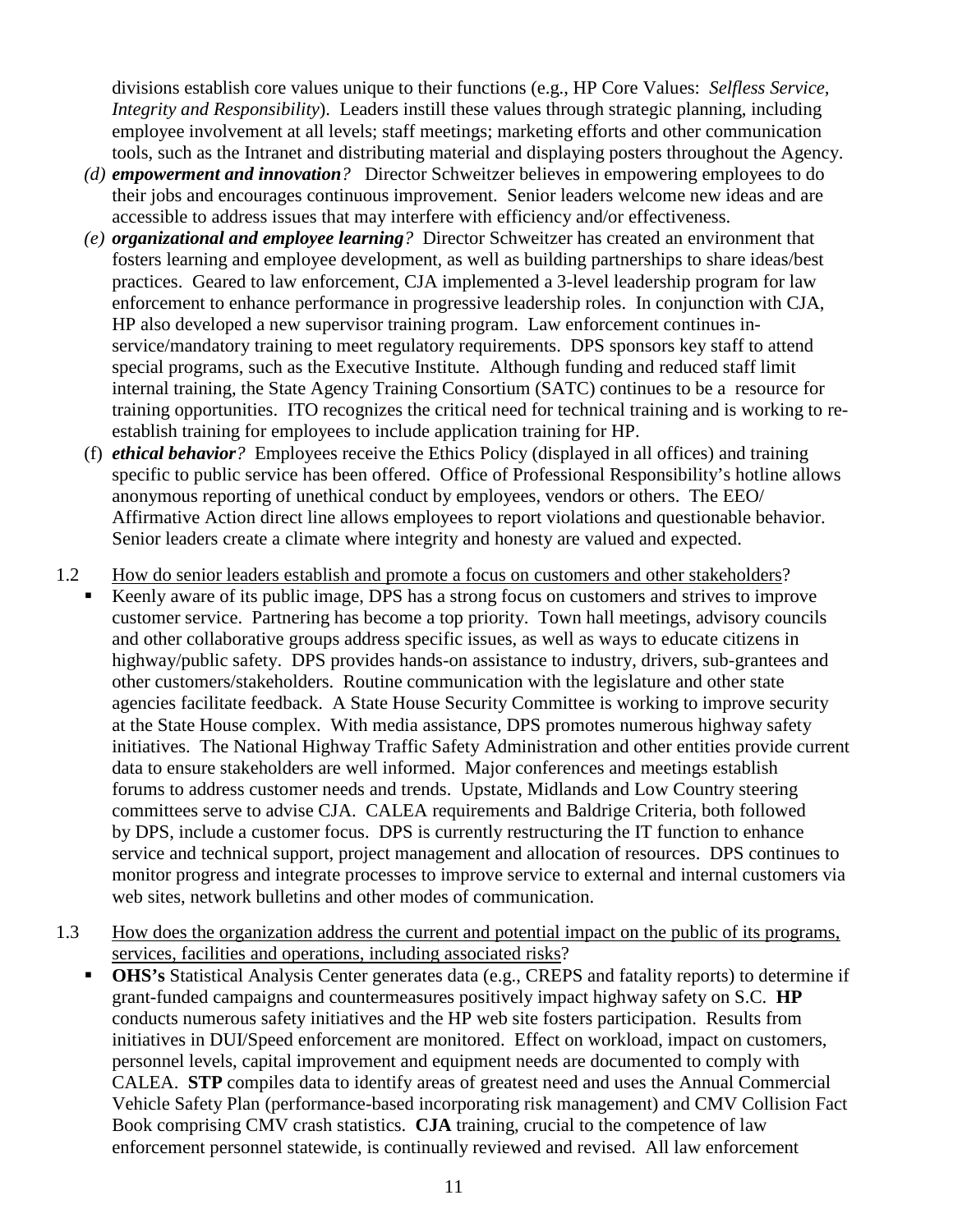divisions establish core values unique to their functions (e.g., HP Core Values: *Selfless Service, Integrity and Responsibility*). Leaders instill these values through strategic planning, including employee involvement at all levels; staff meetings; marketing efforts and other communication tools, such as the Intranet and distributing material and displaying posters throughout the Agency.

*(d)* ***empowerment and innovation****?* Director Schweitzer believes in empowering employees to do their jobs and encourages continuous improvement. Senior leaders welcome new ideas and are accessible to address issues that may interfere with efficiency and/or effectiveness.

*(e)* ***organizational and employee learning****?* Director Schweitzer has created an environment that fosters learning and employee development, as well as building partnerships to share ideas/best practices. Geared to law enforcement, CJA implemented a 3-level leadership program for law enforcement to enhance performance in progressive leadership roles. In conjunction with CJA, HP also developed a new supervisor training program. Law enforcement continues in-service/mandatory training to meet regulatory requirements. DPS sponsors key staff to attend special programs, such as the Executive Institute. Although funding and reduced staff limit internal training, the State Agency Training Consortium (SATC) continues to be a resource for training opportunities. ITO recognizes the critical need for technical training and is working to re-establish training for employees to include application training for HP.

(f) ***ethical behavior****?* Employees receive the Ethics Policy (displayed in all offices) and training specific to public service has been offered. Office of Professional Responsibility's hotline allows anonymous reporting of unethical conduct by employees, vendors or others. The EEO/ Affirmative Action direct line allows employees to report violations and questionable behavior. Senior leaders create a climate where integrity and honesty are valued and expected.

1.2 <u>How do senior leaders establish and promote a focus on customers and other stakeholders</u>?

- Keenly aware of its public image, DPS has a strong focus on customers and strives to improve customer service. Partnering has become a top priority. Town hall meetings, advisory councils and other collaborative groups address specific issues, as well as ways to educate citizens in highway/public safety. DPS provides hands-on assistance to industry, drivers, sub-grantees and other customers/stakeholders. Routine communication with the legislature and other state agencies facilitate feedback. A State House Security Committee is working to improve security at the State House complex. With media assistance, DPS promotes numerous highway safety initiatives. The National Highway Traffic Safety Administration and other entities provide current data to ensure stakeholders are well informed. Major conferences and meetings establish forums to address customer needs and trends. Upstate, Midlands and Low Country steering committees serve to advise CJA. CALEA requirements and Baldrige Criteria, both followed by DPS, include a customer focus. DPS is currently restructuring the IT function to enhance service and technical support, project management and allocation of resources. DPS continues to monitor progress and integrate processes to improve service to external and internal customers via web sites, network bulletins and other modes of communication.

1.3 <u>How does the organization address the current and potential impact on the public of its programs, services, facilities and operations, including associated risks</u>?

- **OHS's** Statistical Analysis Center generates data (e.g., CREPS and fatality reports) to determine if grant-funded campaigns and countermeasures positively impact highway safety on S.C. **HP** conducts numerous safety initiatives and the HP web site fosters participation. Results from initiatives in DUI/Speed enforcement are monitored. Effect on workload, impact on customers, personnel levels, capital improvement and equipment needs are documented to comply with CALEA. **STP** compiles data to identify areas of greatest need and uses the Annual Commercial Vehicle Safety Plan (performance-based incorporating risk management) and CMV Collision Fact Book comprising CMV crash statistics. **CJA** training, crucial to the competence of law enforcement personnel statewide, is continually reviewed and revised. All law enforcement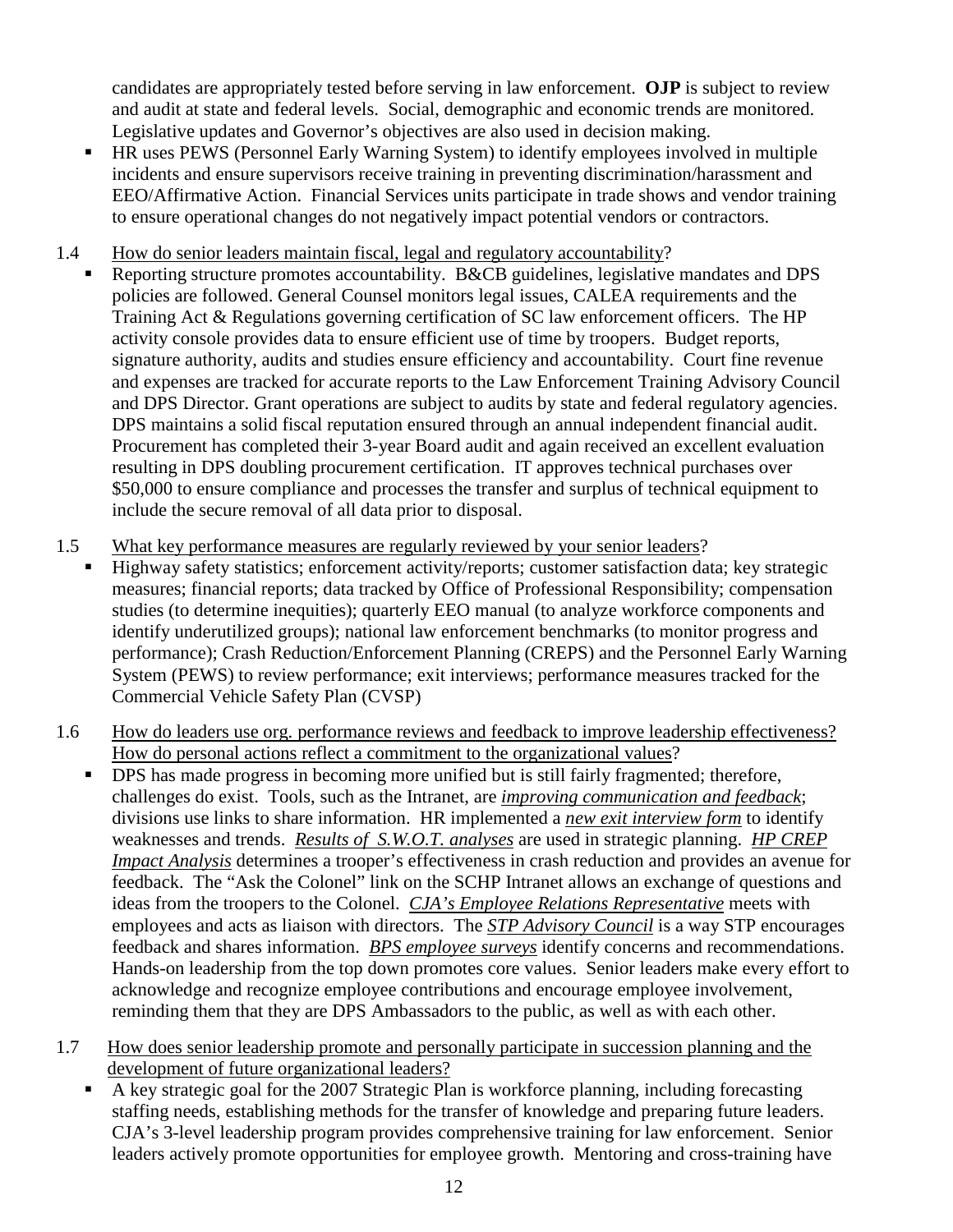candidates are appropriately tested before serving in law enforcement. **OJP** is subject to review and audit at state and federal levels. Social, demographic and economic trends are monitored. Legislative updates and Governor's objectives are also used in decision making.

- HR uses PEWS (Personnel Early Warning System) to identify employees involved in multiple incidents and ensure supervisors receive training in preventing discrimination/harassment and EEO/Affirmative Action. Financial Services units participate in trade shows and vendor training to ensure operational changes do not negatively impact potential vendors or contractors.

1.4 How do senior leaders maintain fiscal, legal and regulatory accountability?

- Reporting structure promotes accountability. B&CB guidelines, legislative mandates and DPS policies are followed. General Counsel monitors legal issues, CALEA requirements and the Training Act & Regulations governing certification of SC law enforcement officers. The HP activity console provides data to ensure efficient use of time by troopers. Budget reports, signature authority, audits and studies ensure efficiency and accountability. Court fine revenue and expenses are tracked for accurate reports to the Law Enforcement Training Advisory Council and DPS Director. Grant operations are subject to audits by state and federal regulatory agencies. DPS maintains a solid fiscal reputation ensured through an annual independent financial audit. Procurement has completed their 3-year Board audit and again received an excellent evaluation resulting in DPS doubling procurement certification. IT approves technical purchases over $50,000 to ensure compliance and processes the transfer and surplus of technical equipment to include the secure removal of all data prior to disposal.

1.5 What key performance measures are regularly reviewed by your senior leaders?

- Highway safety statistics; enforcement activity/reports; customer satisfaction data; key strategic measures; financial reports; data tracked by Office of Professional Responsibility; compensation studies (to determine inequities); quarterly EEO manual (to analyze workforce components and identify underutilized groups); national law enforcement benchmarks (to monitor progress and performance); Crash Reduction/Enforcement Planning (CREPS) and the Personnel Early Warning System (PEWS) to review performance; exit interviews; performance measures tracked for the Commercial Vehicle Safety Plan (CVSP)

1.6 How do leaders use org. performance reviews and feedback to improve leadership effectiveness? How do personal actions reflect a commitment to the organizational values?

- DPS has made progress in becoming more unified but is still fairly fragmented; therefore, challenges do exist. Tools, such as the Intranet, are *improving communication and feedback*; divisions use links to share information. HR implemented a *new exit interview form* to identify weaknesses and trends. *Results of S.W.O.T. analyses* are used in strategic planning. *HP CREP Impact Analysis* determines a trooper's effectiveness in crash reduction and provides an avenue for feedback. The "Ask the Colonel" link on the SCHP Intranet allows an exchange of questions and ideas from the troopers to the Colonel. *CJA's Employee Relations Representative* meets with employees and acts as liaison with directors. The *STP Advisory Council* is a way STP encourages feedback and shares information. *BPS employee surveys* identify concerns and recommendations. Hands-on leadership from the top down promotes core values. Senior leaders make every effort to acknowledge and recognize employee contributions and encourage employee involvement, reminding them that they are DPS Ambassadors to the public, as well as with each other.

1.7 How does senior leadership promote and personally participate in succession planning and the development of future organizational leaders?

- A key strategic goal for the 2007 Strategic Plan is workforce planning, including forecasting staffing needs, establishing methods for the transfer of knowledge and preparing future leaders. CJA's 3-level leadership program provides comprehensive training for law enforcement. Senior leaders actively promote opportunities for employee growth. Mentoring and cross-training have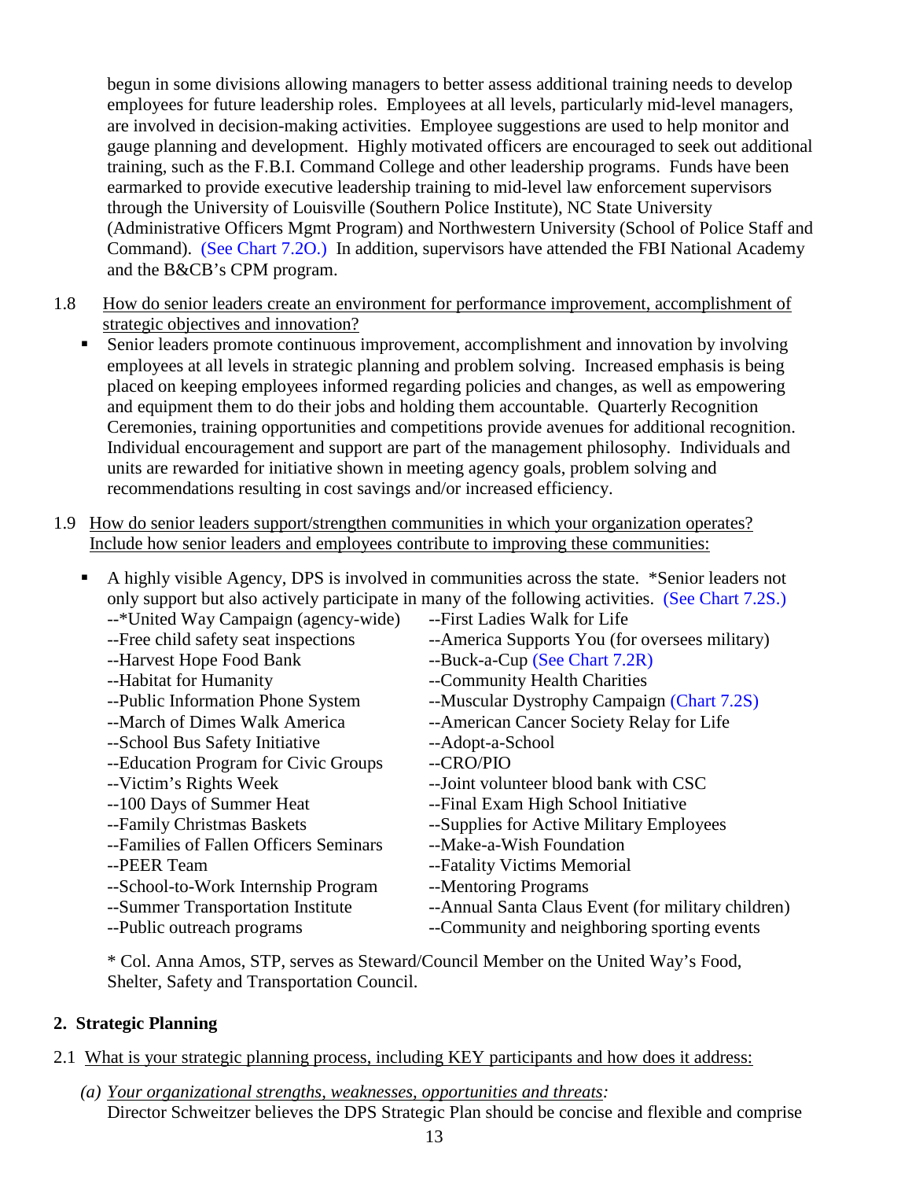begun in some divisions allowing managers to better assess additional training needs to develop employees for future leadership roles. Employees at all levels, particularly mid-level managers, are involved in decision-making activities. Employee suggestions are used to help monitor and gauge planning and development. Highly motivated officers are encouraged to seek out additional training, such as the F.B.I. Command College and other leadership programs. Funds have been earmarked to provide executive leadership training to mid-level law enforcement supervisors through the University of Louisville (Southern Police Institute), NC State University (Administrative Officers Mgmt Program) and Northwestern University (School of Police Staff and Command). (See Chart 7.2O.) In addition, supervisors have attended the FBI National Academy and the B&CB's CPM program.

1.8 How do senior leaders create an environment for performance improvement, accomplishment of strategic objectives and innovation?

- Senior leaders promote continuous improvement, accomplishment and innovation by involving employees at all levels in strategic planning and problem solving. Increased emphasis is being placed on keeping employees informed regarding policies and changes, as well as empowering and equipment them to do their jobs and holding them accountable. Quarterly Recognition Ceremonies, training opportunities and competitions provide avenues for additional recognition. Individual encouragement and support are part of the management philosophy. Individuals and units are rewarded for initiative shown in meeting agency goals, problem solving and recommendations resulting in cost savings and/or increased efficiency.

1.9 How do senior leaders support/strengthen communities in which your organization operates? Include how senior leaders and employees contribute to improving these communities:

- A highly visible Agency, DPS is involved in communities across the state. *Senior leaders not only support but also actively participate in many of the following activities. (See Chart 7.2S.)

| | |
|---|---|
| --*United Way Campaign (agency-wide) | --First Ladies Walk for Life |
| --Free child safety seat inspections | --America Supports You (for oversees military) |
| --Harvest Hope Food Bank | --Buck-a-Cup (See Chart 7.2R) |
| --Habitat for Humanity | --Community Health Charities |
| --Public Information Phone System | --Muscular Dystrophy Campaign (Chart 7.2S) |
| --March of Dimes Walk America | --American Cancer Society Relay for Life |
| --School Bus Safety Initiative | --Adopt-a-School |
| --Education Program for Civic Groups | --CRO/PIO |
| --Victim's Rights Week | --Joint volunteer blood bank with CSC |
| --100 Days of Summer Heat | --Final Exam High School Initiative |
| --Family Christmas Baskets | --Supplies for Active Military Employees |
| --Families of Fallen Officers Seminars | --Make-a-Wish Foundation |
| --PEER Team | --Fatality Victims Memorial |
| --School-to-Work Internship Program | --Mentoring Programs |
| --Summer Transportation Institute | --Annual Santa Claus Event (for military children) |
| --Public outreach programs | --Community and neighboring sporting events |

\* Col. Anna Amos, STP, serves as Steward/Council Member on the United Way's Food, Shelter, Safety and Transportation Council.

## 2. Strategic Planning

2.1 What is your strategic planning process, including KEY participants and how does it address:

(a) *Your organizational strengths, weaknesses, opportunities and threats:*
Director Schweitzer believes the DPS Strategic Plan should be concise and flexible and comprise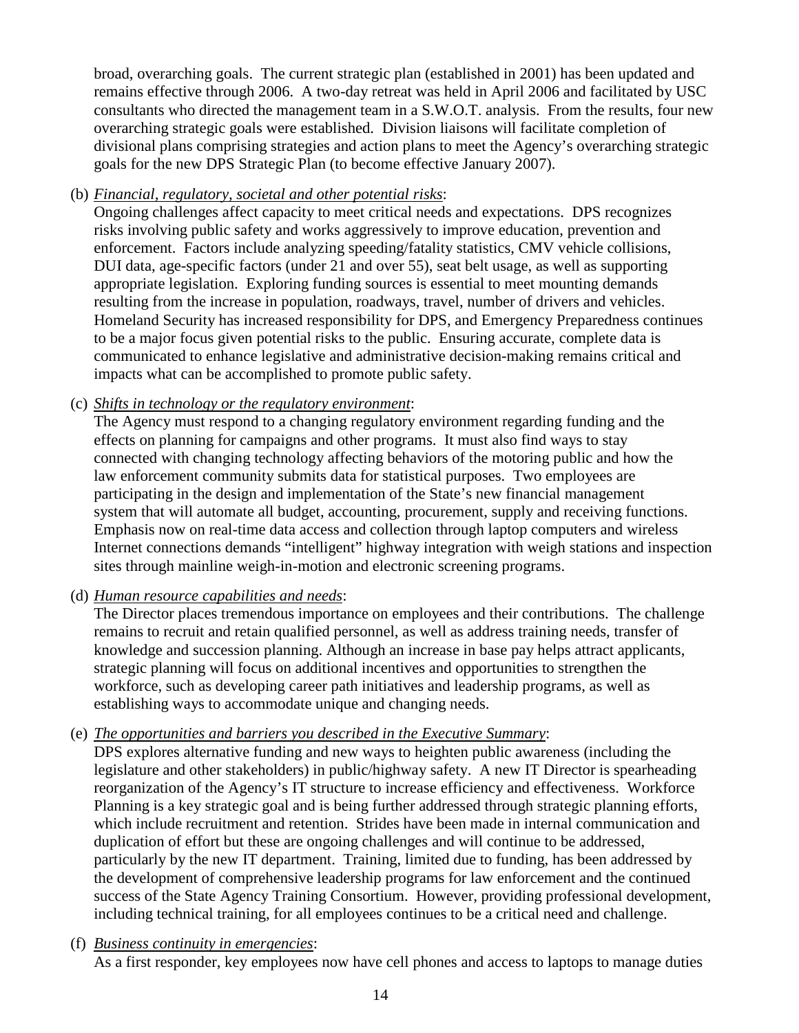broad, overarching goals. The current strategic plan (established in 2001) has been updated and remains effective through 2006. A two-day retreat was held in April 2006 and facilitated by USC consultants who directed the management team in a S.W.O.T. analysis. From the results, four new overarching strategic goals were established. Division liaisons will facilitate completion of divisional plans comprising strategies and action plans to meet the Agency's overarching strategic goals for the new DPS Strategic Plan (to become effective January 2007).

(b) *Financial, regulatory, societal and other potential risks*:
Ongoing challenges affect capacity to meet critical needs and expectations. DPS recognizes risks involving public safety and works aggressively to improve education, prevention and enforcement. Factors include analyzing speeding/fatality statistics, CMV vehicle collisions, DUI data, age-specific factors (under 21 and over 55), seat belt usage, as well as supporting appropriate legislation. Exploring funding sources is essential to meet mounting demands resulting from the increase in population, roadways, travel, number of drivers and vehicles. Homeland Security has increased responsibility for DPS, and Emergency Preparedness continues to be a major focus given potential risks to the public. Ensuring accurate, complete data is communicated to enhance legislative and administrative decision-making remains critical and impacts what can be accomplished to promote public safety.

(c) *Shifts in technology or the regulatory environment*:
The Agency must respond to a changing regulatory environment regarding funding and the effects on planning for campaigns and other programs. It must also find ways to stay connected with changing technology affecting behaviors of the motoring public and how the law enforcement community submits data for statistical purposes. Two employees are participating in the design and implementation of the State's new financial management system that will automate all budget, accounting, procurement, supply and receiving functions. Emphasis now on real-time data access and collection through laptop computers and wireless Internet connections demands "intelligent" highway integration with weigh stations and inspection sites through mainline weigh-in-motion and electronic screening programs.

(d) *Human resource capabilities and needs*:
The Director places tremendous importance on employees and their contributions. The challenge remains to recruit and retain qualified personnel, as well as address training needs, transfer of knowledge and succession planning. Although an increase in base pay helps attract applicants, strategic planning will focus on additional incentives and opportunities to strengthen the workforce, such as developing career path initiatives and leadership programs, as well as establishing ways to accommodate unique and changing needs.

(e) *The opportunities and barriers you described in the Executive Summary*:
DPS explores alternative funding and new ways to heighten public awareness (including the legislature and other stakeholders) in public/highway safety. A new IT Director is spearheading reorganization of the Agency's IT structure to increase efficiency and effectiveness. Workforce Planning is a key strategic goal and is being further addressed through strategic planning efforts, which include recruitment and retention. Strides have been made in internal communication and duplication of effort but these are ongoing challenges and will continue to be addressed, particularly by the new IT department. Training, limited due to funding, has been addressed by the development of comprehensive leadership programs for law enforcement and the continued success of the State Agency Training Consortium. However, providing professional development, including technical training, for all employees continues to be a critical need and challenge.

(f) *Business continuity in emergencies*:
As a first responder, key employees now have cell phones and access to laptops to manage duties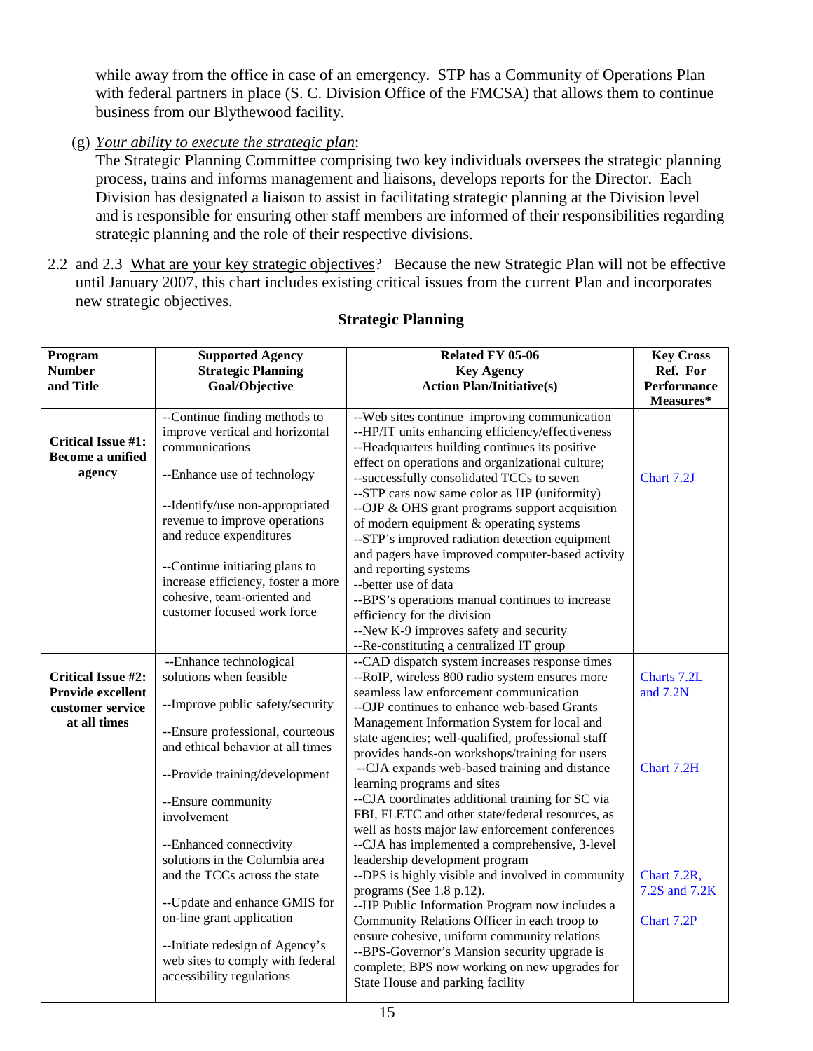while away from the office in case of an emergency. STP has a Community of Operations Plan with federal partners in place (S. C. Division Office of the FMCSA) that allows them to continue business from our Blythewood facility.

(g) *Your ability to execute the strategic plan*:
The Strategic Planning Committee comprising two key individuals oversees the strategic planning process, trains and informs management and liaisons, develops reports for the Director. Each Division has designated a liaison to assist in facilitating strategic planning at the Division level and is responsible for ensuring other staff members are informed of their responsibilities regarding strategic planning and the role of their respective divisions.

2.2 and 2.3 What are your key strategic objectives? Because the new Strategic Plan will not be effective until January 2007, this chart includes existing critical issues from the current Plan and incorporates new strategic objectives.

## Strategic Planning

| Program Number and Title | Supported Agency Strategic Planning Goal/Objective | Related FY 05-06 Key Agency Action Plan/Initiative(s) | Key Cross Ref. For Performance Measures* |
|---|---|---|---|
| **Critical Issue #1: Become a unified agency** | --Continue finding methods to improve vertical and horizontal communications<br>--Enhance use of technology<br>--Identify/use non-appropriated revenue to improve operations and reduce expenditures<br>--Continue initiating plans to increase efficiency, foster a more cohesive, team-oriented and customer focused work force | --Web sites continue improving communication<br>--HP/IT units enhancing efficiency/effectiveness<br>--Headquarters building continues its positive effect on operations and organizational culture;<br>--successfully consolidated TCCs to seven<br>--STP cars now same color as HP (uniformity)<br>--OJP & OHS grant programs support acquisition of modern equipment & operating systems<br>--STP's improved radiation detection equipment and pagers have improved computer-based activity and reporting systems<br>--better use of data<br>--BPS's operations manual continues to increase efficiency for the division<br>--New K-9 improves safety and security<br>--Re-constituting a centralized IT group | Chart 7.2J |
| **Critical Issue #2: Provide excellent customer service at all times** | --Enhance technological solutions when feasible<br>--Improve public safety/security<br>--Ensure professional, courteous and ethical behavior at all times<br>--Provide training/development<br>--Ensure community involvement<br>--Enhanced connectivity solutions in the Columbia area and the TCCs across the state<br>--Update and enhance GMIS for on-line grant application<br>--Initiate redesign of Agency's web sites to comply with federal accessibility regulations | --CAD dispatch system increases response times<br>--RoIP, wireless 800 radio system ensures more seamless law enforcement communication<br>--OJP continues to enhance web-based Grants Management Information System for local and state agencies; well-qualified, professional staff provides hands-on workshops/training for users<br>--CJA expands web-based training and distance learning programs and sites<br>--CJA coordinates additional training for SC via FBI, FLETC and other state/federal resources, as well as hosts major law enforcement conferences<br>--CJA has implemented a comprehensive, 3-level leadership development program<br>--DPS is highly visible and involved in community programs (See 1.8 p.12).<br>--HP Public Information Program now includes a Community Relations Officer in each troop to ensure cohesive, uniform community relations<br>--BPS-Governor's Mansion security upgrade is complete; BPS now working on new upgrades for State House and parking facility | Charts 7.2L and 7.2N<br>Chart 7.2H<br>Chart 7.2R, 7.2S and 7.2K<br>Chart 7.2P |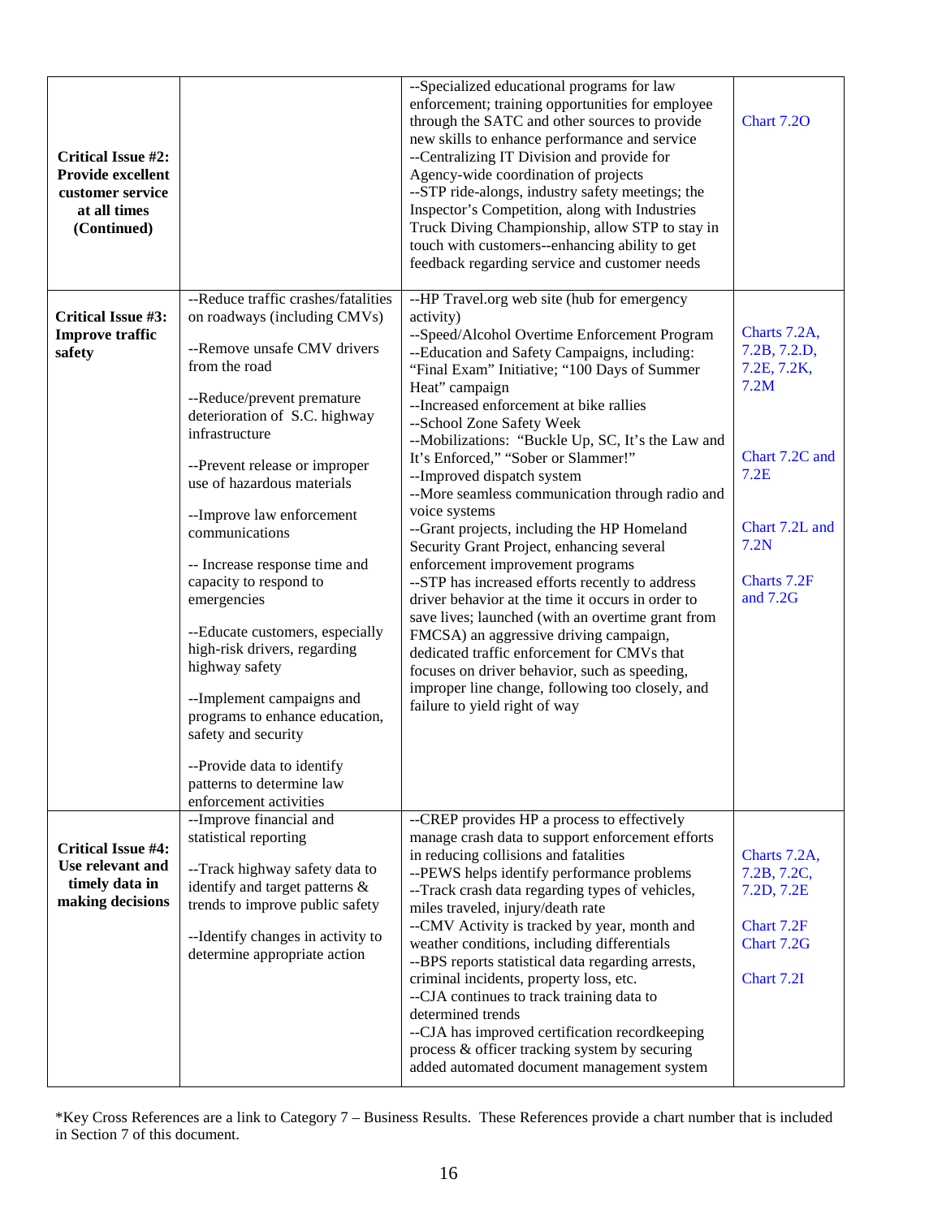| | | | |
|---|---|---|---|
| **Critical Issue #2: Provide excellent customer service at all times (Continued)** | | --Specialized educational programs for law enforcement; training opportunities for employee through the SATC and other sources to provide new skills to enhance performance and service<br>--Centralizing IT Division and provide for Agency-wide coordination of projects<br>--STP ride-alongs, industry safety meetings; the Inspector's Competition, along with Industries Truck Diving Championship, allow STP to stay in touch with customers--enhancing ability to get feedback regarding service and customer needs | Chart 7.2O |
| **Critical Issue #3: Improve traffic safety** | --Reduce traffic crashes/fatalities on roadways (including CMVs)<br><br>--Remove unsafe CMV drivers from the road<br><br>--Reduce/prevent premature deterioration of S.C. highway infrastructure<br><br>--Prevent release or improper use of hazardous materials<br><br>--Improve law enforcement communications<br><br>-- Increase response time and capacity to respond to emergencies<br><br>--Educate customers, especially high-risk drivers, regarding highway safety<br><br>--Implement campaigns and programs to enhance education, safety and security<br><br>--Provide data to identify patterns to determine law enforcement activities | --HP Travel.org web site (hub for emergency activity)<br>--Speed/Alcohol Overtime Enforcement Program<br>--Education and Safety Campaigns, including: "Final Exam" Initiative; "100 Days of Summer Heat" campaign<br>--Increased enforcement at bike rallies<br>--School Zone Safety Week<br>--Mobilizations: "Buckle Up, SC, It's the Law and It's Enforced," "Sober or Slammer!"<br>--Improved dispatch system<br>--More seamless communication through radio and voice systems<br>--Grant projects, including the HP Homeland Security Grant Project, enhancing several enforcement improvement programs<br>--STP has increased efforts recently to address driver behavior at the time it occurs in order to save lives; launched (with an overtime grant from FMCSA) an aggressive driving campaign, dedicated traffic enforcement for CMVs that focuses on driver behavior, such as speeding, improper line change, following too closely, and failure to yield right of way | Charts 7.2A, 7.2B, 7.2.D, 7.2E, 7.2K, 7.2M<br><br>Chart 7.2C and 7.2E<br><br>Chart 7.2L and 7.2N<br><br>Charts 7.2F and 7.2G |
| **Critical Issue #4: Use relevant and timely data in making decisions** | --Improve financial and statistical reporting<br><br>--Track highway safety data to identify and target patterns & trends to improve public safety<br><br>--Identify changes in activity to determine appropriate action | --CREP provides HP a process to effectively manage crash data to support enforcement efforts in reducing collisions and fatalities<br>--PEWS helps identify performance problems<br>--Track crash data regarding types of vehicles, miles traveled, injury/death rate<br>--CMV Activity is tracked by year, month and weather conditions, including differentials<br>--BPS reports statistical data regarding arrests, criminal incidents, property loss, etc.<br>--CJA continues to track training data to determined trends<br>--CJA has improved certification recordkeeping process & officer tracking system by securing added automated document management system | Charts 7.2A, 7.2B, 7.2C, 7.2D, 7.2E<br><br>Chart 7.2F<br>Chart 7.2G<br><br>Chart 7.2I |

*Key Cross References are a link to Category 7 – Business Results. These References provide a chart number that is included in Section 7 of this document.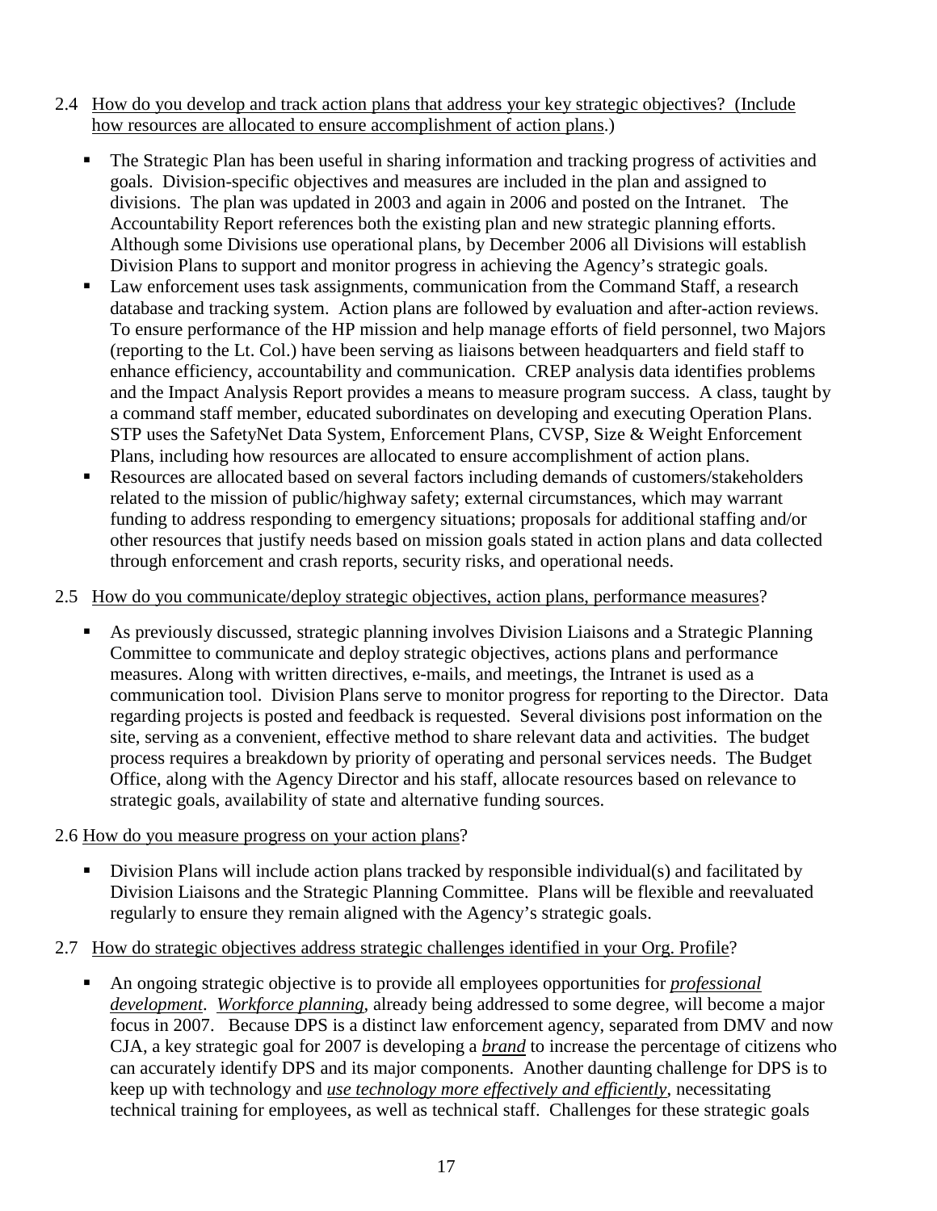2.4 <u>How do you develop and track action plans that address your key strategic objectives? (Include how resources are allocated to ensure accomplishment of action plans</u>.)

- The Strategic Plan has been useful in sharing information and tracking progress of activities and goals. Division-specific objectives and measures are included in the plan and assigned to divisions. The plan was updated in 2003 and again in 2006 and posted on the Intranet. The Accountability Report references both the existing plan and new strategic planning efforts. Although some Divisions use operational plans, by December 2006 all Divisions will establish Division Plans to support and monitor progress in achieving the Agency's strategic goals.
- Law enforcement uses task assignments, communication from the Command Staff, a research database and tracking system. Action plans are followed by evaluation and after-action reviews. To ensure performance of the HP mission and help manage efforts of field personnel, two Majors (reporting to the Lt. Col.) have been serving as liaisons between headquarters and field staff to enhance efficiency, accountability and communication. CREP analysis data identifies problems and the Impact Analysis Report provides a means to measure program success. A class, taught by a command staff member, educated subordinates on developing and executing Operation Plans. STP uses the SafetyNet Data System, Enforcement Plans, CVSP, Size & Weight Enforcement Plans, including how resources are allocated to ensure accomplishment of action plans.
- Resources are allocated based on several factors including demands of customers/stakeholders related to the mission of public/highway safety; external circumstances, which may warrant funding to address responding to emergency situations; proposals for additional staffing and/or other resources that justify needs based on mission goals stated in action plans and data collected through enforcement and crash reports, security risks, and operational needs.

2.5 <u>How do you communicate/deploy strategic objectives, action plans, performance measures</u>?

- As previously discussed, strategic planning involves Division Liaisons and a Strategic Planning Committee to communicate and deploy strategic objectives, actions plans and performance measures. Along with written directives, e-mails, and meetings, the Intranet is used as a communication tool. Division Plans serve to monitor progress for reporting to the Director. Data regarding projects is posted and feedback is requested. Several divisions post information on the site, serving as a convenient, effective method to share relevant data and activities. The budget process requires a breakdown by priority of operating and personal services needs. The Budget Office, along with the Agency Director and his staff, allocate resources based on relevance to strategic goals, availability of state and alternative funding sources.

2.6 <u>How do you measure progress on your action plans</u>?

- Division Plans will include action plans tracked by responsible individual(s) and facilitated by Division Liaisons and the Strategic Planning Committee. Plans will be flexible and reevaluated regularly to ensure they remain aligned with the Agency's strategic goals.

2.7 <u>How do strategic objectives address strategic challenges identified in your Org. Profile</u>?

- An ongoing strategic objective is to provide all employees opportunities for <u>*professional development*</u>. <u>*Workforce planning*</u>, already being addressed to some degree, will become a major focus in 2007. Because DPS is a distinct law enforcement agency, separated from DMV and now CJA, a key strategic goal for 2007 is developing a <u>*brand*</u> to increase the percentage of citizens who can accurately identify DPS and its major components. Another daunting challenge for DPS is to keep up with technology and <u>*use technology more effectively and efficiently*</u>, necessitating technical training for employees, as well as technical staff. Challenges for these strategic goals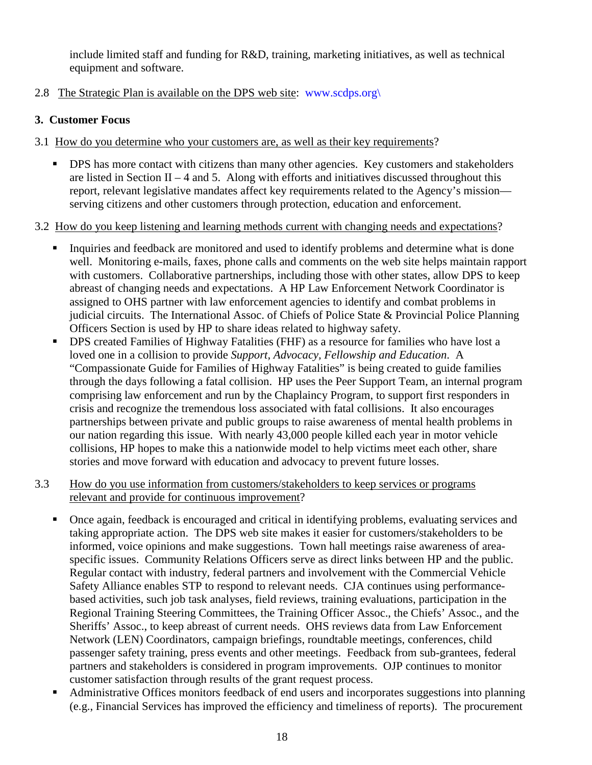include limited staff and funding for R&D, training, marketing initiatives, as well as technical equipment and software.

2.8 <u>The Strategic Plan is available on the DPS web site</u>: www.scdps.org\

### 3. Customer Focus

3.1 <u>How do you determine who your customers are, as well as their key requirements</u>?

- DPS has more contact with citizens than many other agencies. Key customers and stakeholders are listed in Section II – 4 and 5. Along with efforts and initiatives discussed throughout this report, relevant legislative mandates affect key requirements related to the Agency's mission—serving citizens and other customers through protection, education and enforcement.

3.2 <u>How do you keep listening and learning methods current with changing needs and expectations</u>?

- Inquiries and feedback are monitored and used to identify problems and determine what is done well. Monitoring e-mails, faxes, phone calls and comments on the web site helps maintain rapport with customers. Collaborative partnerships, including those with other states, allow DPS to keep abreast of changing needs and expectations. A HP Law Enforcement Network Coordinator is assigned to OHS partner with law enforcement agencies to identify and combat problems in judicial circuits. The International Assoc. of Chiefs of Police State & Provincial Police Planning Officers Section is used by HP to share ideas related to highway safety.
- DPS created Families of Highway Fatalities (FHF) as a resource for families who have lost a loved one in a collision to provide *Support, Advocacy, Fellowship and Education*. A "Compassionate Guide for Families of Highway Fatalities" is being created to guide families through the days following a fatal collision. HP uses the Peer Support Team, an internal program comprising law enforcement and run by the Chaplaincy Program, to support first responders in crisis and recognize the tremendous loss associated with fatal collisions. It also encourages partnerships between private and public groups to raise awareness of mental health problems in our nation regarding this issue. With nearly 43,000 people killed each year in motor vehicle collisions, HP hopes to make this a nationwide model to help victims meet each other, share stories and move forward with education and advocacy to prevent future losses.

3.3 <u>How do you use information from customers/stakeholders to keep services or programs relevant and provide for continuous improvement</u>?

- Once again, feedback is encouraged and critical in identifying problems, evaluating services and taking appropriate action. The DPS web site makes it easier for customers/stakeholders to be informed, voice opinions and make suggestions. Town hall meetings raise awareness of area-specific issues. Community Relations Officers serve as direct links between HP and the public. Regular contact with industry, federal partners and involvement with the Commercial Vehicle Safety Alliance enables STP to respond to relevant needs. CJA continues using performance-based activities, such job task analyses, field reviews, training evaluations, participation in the Regional Training Steering Committees, the Training Officer Assoc., the Chiefs' Assoc., and the Sheriffs' Assoc., to keep abreast of current needs. OHS reviews data from Law Enforcement Network (LEN) Coordinators, campaign briefings, roundtable meetings, conferences, child passenger safety training, press events and other meetings. Feedback from sub-grantees, federal partners and stakeholders is considered in program improvements. OJP continues to monitor customer satisfaction through results of the grant request process.
- Administrative Offices monitors feedback of end users and incorporates suggestions into planning (e.g., Financial Services has improved the efficiency and timeliness of reports). The procurement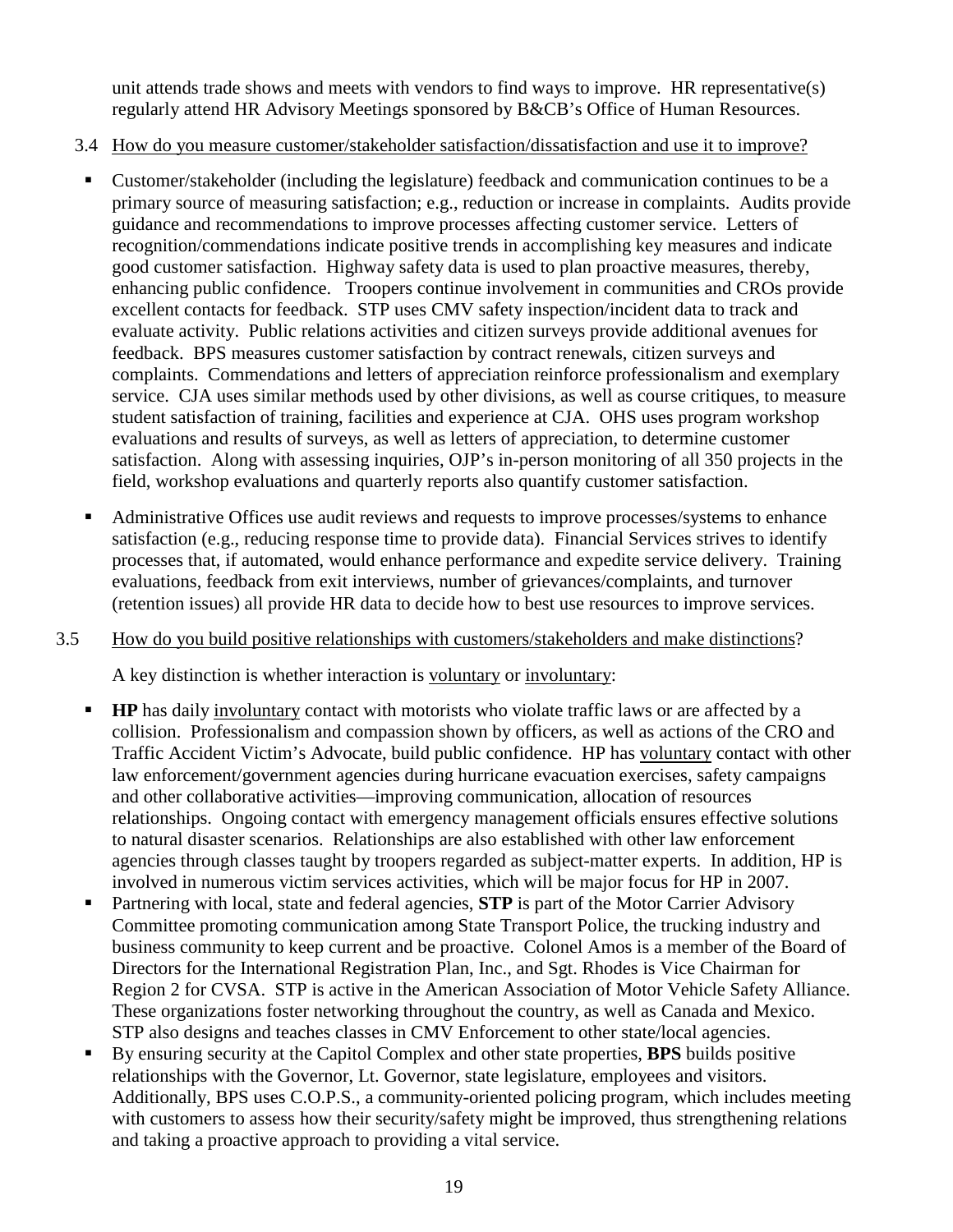unit attends trade shows and meets with vendors to find ways to improve. HR representative(s) regularly attend HR Advisory Meetings sponsored by B&CB's Office of Human Resources.

3.4 How do you measure customer/stakeholder satisfaction/dissatisfaction and use it to improve?

- Customer/stakeholder (including the legislature) feedback and communication continues to be a primary source of measuring satisfaction; e.g., reduction or increase in complaints. Audits provide guidance and recommendations to improve processes affecting customer service. Letters of recognition/commendations indicate positive trends in accomplishing key measures and indicate good customer satisfaction. Highway safety data is used to plan proactive measures, thereby, enhancing public confidence. Troopers continue involvement in communities and CROs provide excellent contacts for feedback. STP uses CMV safety inspection/incident data to track and evaluate activity. Public relations activities and citizen surveys provide additional avenues for feedback. BPS measures customer satisfaction by contract renewals, citizen surveys and complaints. Commendations and letters of appreciation reinforce professionalism and exemplary service. CJA uses similar methods used by other divisions, as well as course critiques, to measure student satisfaction of training, facilities and experience at CJA. OHS uses program workshop evaluations and results of surveys, as well as letters of appreciation, to determine customer satisfaction. Along with assessing inquiries, OJP's in-person monitoring of all 350 projects in the field, workshop evaluations and quarterly reports also quantify customer satisfaction.
- Administrative Offices use audit reviews and requests to improve processes/systems to enhance satisfaction (e.g., reducing response time to provide data). Financial Services strives to identify processes that, if automated, would enhance performance and expedite service delivery. Training evaluations, feedback from exit interviews, number of grievances/complaints, and turnover (retention issues) all provide HR data to decide how to best use resources to improve services.

3.5 How do you build positive relationships with customers/stakeholders and make distinctions?

A key distinction is whether interaction is voluntary or involuntary:

- **HP** has daily involuntary contact with motorists who violate traffic laws or are affected by a collision. Professionalism and compassion shown by officers, as well as actions of the CRO and Traffic Accident Victim's Advocate, build public confidence. HP has voluntary contact with other law enforcement/government agencies during hurricane evacuation exercises, safety campaigns and other collaborative activities—improving communication, allocation of resources relationships. Ongoing contact with emergency management officials ensures effective solutions to natural disaster scenarios. Relationships are also established with other law enforcement agencies through classes taught by troopers regarded as subject-matter experts. In addition, HP is involved in numerous victim services activities, which will be major focus for HP in 2007.
- Partnering with local, state and federal agencies, **STP** is part of the Motor Carrier Advisory Committee promoting communication among State Transport Police, the trucking industry and business community to keep current and be proactive. Colonel Amos is a member of the Board of Directors for the International Registration Plan, Inc., and Sgt. Rhodes is Vice Chairman for Region 2 for CVSA. STP is active in the American Association of Motor Vehicle Safety Alliance. These organizations foster networking throughout the country, as well as Canada and Mexico. STP also designs and teaches classes in CMV Enforcement to other state/local agencies.
- By ensuring security at the Capitol Complex and other state properties, **BPS** builds positive relationships with the Governor, Lt. Governor, state legislature, employees and visitors. Additionally, BPS uses C.O.P.S., a community-oriented policing program, which includes meeting with customers to assess how their security/safety might be improved, thus strengthening relations and taking a proactive approach to providing a vital service.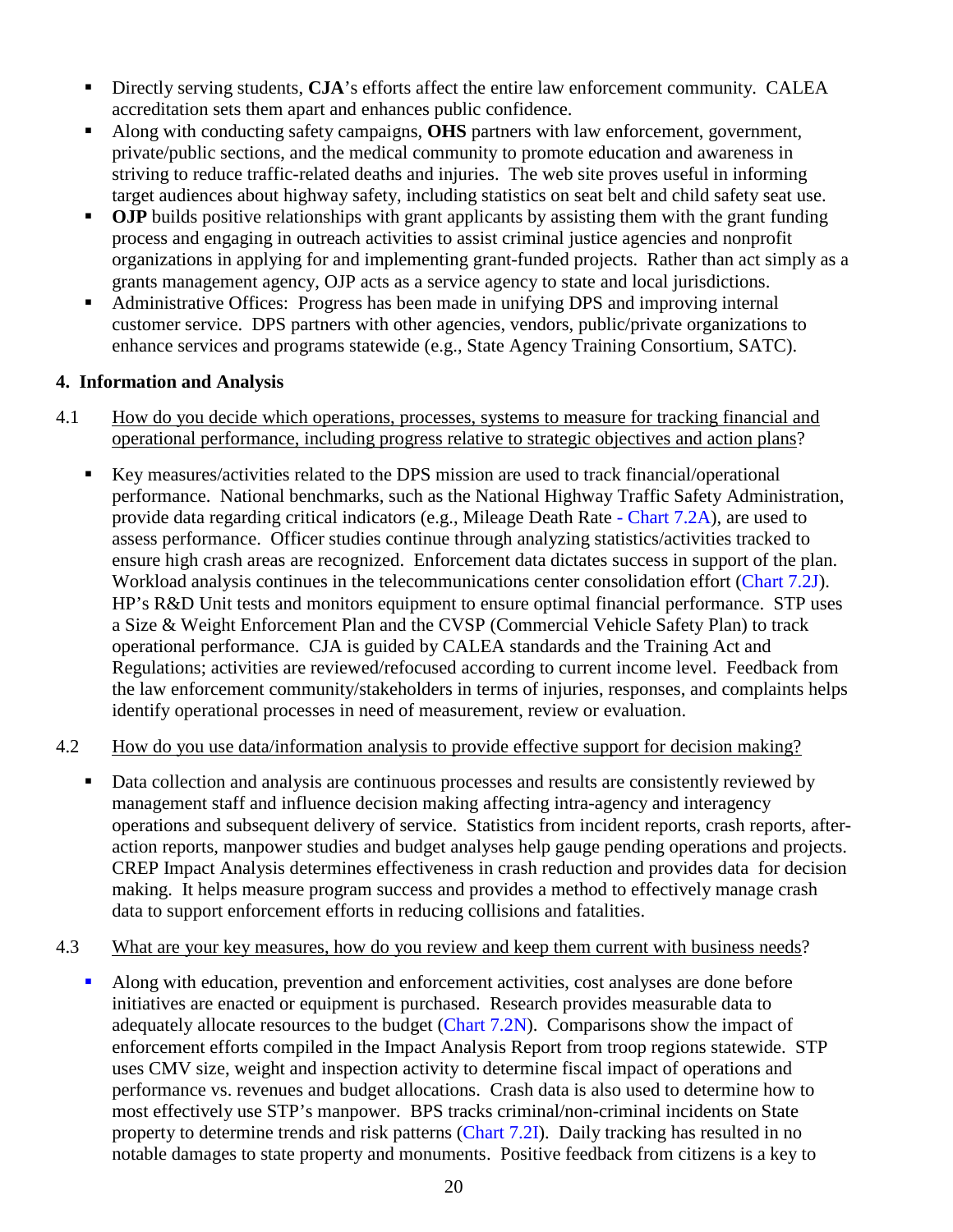- Directly serving students, **CJA**'s efforts affect the entire law enforcement community. CALEA accreditation sets them apart and enhances public confidence.
- Along with conducting safety campaigns, **OHS** partners with law enforcement, government, private/public sections, and the medical community to promote education and awareness in striving to reduce traffic-related deaths and injuries. The web site proves useful in informing target audiences about highway safety, including statistics on seat belt and child safety seat use.
- **OJP** builds positive relationships with grant applicants by assisting them with the grant funding process and engaging in outreach activities to assist criminal justice agencies and nonprofit organizations in applying for and implementing grant-funded projects. Rather than act simply as a grants management agency, OJP acts as a service agency to state and local jurisdictions.
- Administrative Offices: Progress has been made in unifying DPS and improving internal customer service. DPS partners with other agencies, vendors, public/private organizations to enhance services and programs statewide (e.g., State Agency Training Consortium, SATC).

## 4. Information and Analysis

4.1 How do you decide which operations, processes, systems to measure for tracking financial and operational performance, including progress relative to strategic objectives and action plans?

- Key measures/activities related to the DPS mission are used to track financial/operational performance. National benchmarks, such as the National Highway Traffic Safety Administration, provide data regarding critical indicators (e.g., Mileage Death Rate - Chart 7.2A), are used to assess performance. Officer studies continue through analyzing statistics/activities tracked to ensure high crash areas are recognized. Enforcement data dictates success in support of the plan. Workload analysis continues in the telecommunications center consolidation effort (Chart 7.2J). HP's R&D Unit tests and monitors equipment to ensure optimal financial performance. STP uses a Size & Weight Enforcement Plan and the CVSP (Commercial Vehicle Safety Plan) to track operational performance. CJA is guided by CALEA standards and the Training Act and Regulations; activities are reviewed/refocused according to current income level. Feedback from the law enforcement community/stakeholders in terms of injuries, responses, and complaints helps identify operational processes in need of measurement, review or evaluation.

4.2 How do you use data/information analysis to provide effective support for decision making?

- Data collection and analysis are continuous processes and results are consistently reviewed by management staff and influence decision making affecting intra-agency and interagency operations and subsequent delivery of service. Statistics from incident reports, crash reports, after-action reports, manpower studies and budget analyses help gauge pending operations and projects. CREP Impact Analysis determines effectiveness in crash reduction and provides data for decision making. It helps measure program success and provides a method to effectively manage crash data to support enforcement efforts in reducing collisions and fatalities.

4.3 What are your key measures, how do you review and keep them current with business needs?

- Along with education, prevention and enforcement activities, cost analyses are done before initiatives are enacted or equipment is purchased. Research provides measurable data to adequately allocate resources to the budget (Chart 7.2N). Comparisons show the impact of enforcement efforts compiled in the Impact Analysis Report from troop regions statewide. STP uses CMV size, weight and inspection activity to determine fiscal impact of operations and performance vs. revenues and budget allocations. Crash data is also used to determine how to most effectively use STP's manpower. BPS tracks criminal/non-criminal incidents on State property to determine trends and risk patterns (Chart 7.2I). Daily tracking has resulted in no notable damages to state property and monuments. Positive feedback from citizens is a key to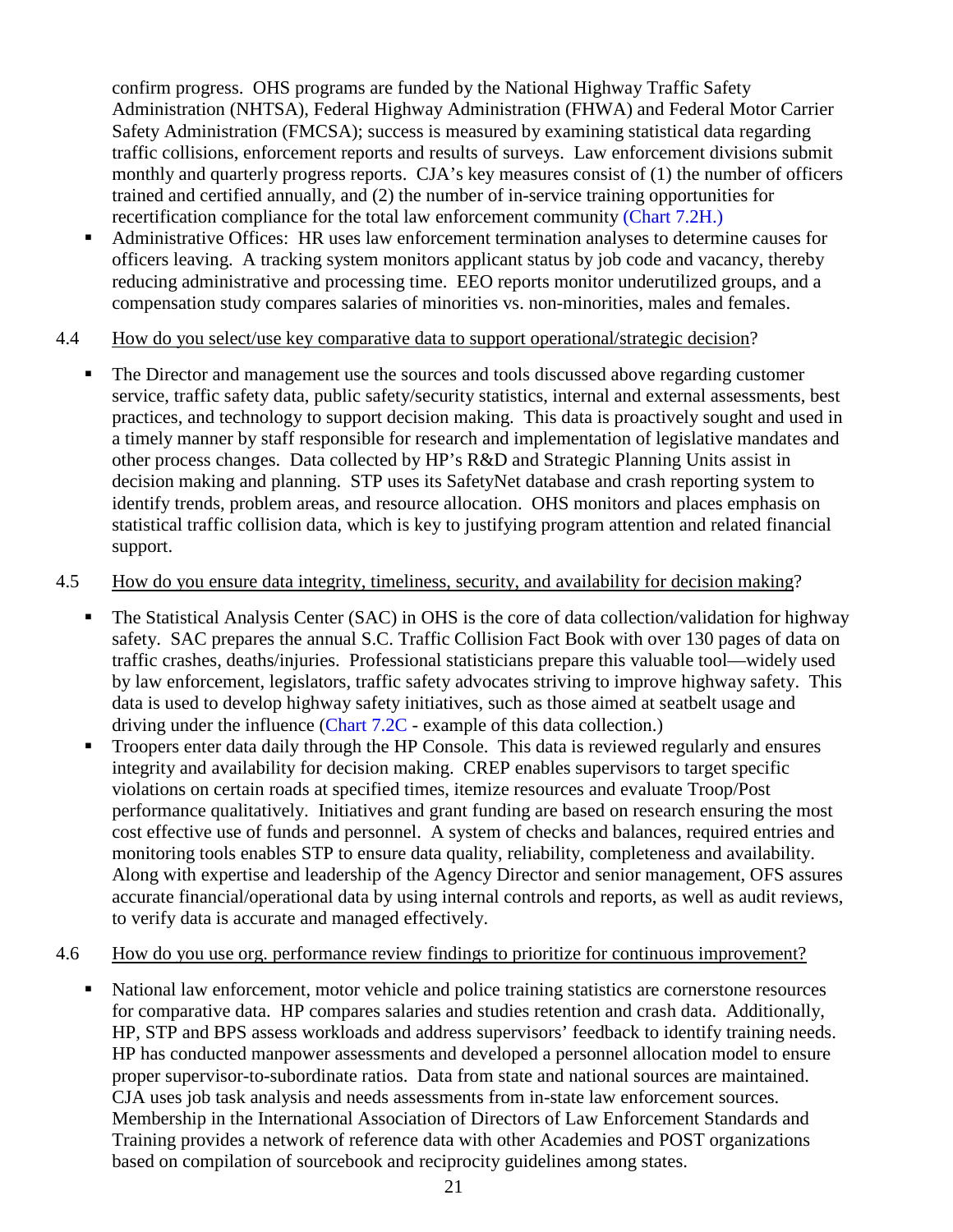confirm progress. OHS programs are funded by the National Highway Traffic Safety Administration (NHTSA), Federal Highway Administration (FHWA) and Federal Motor Carrier Safety Administration (FMCSA); success is measured by examining statistical data regarding traffic collisions, enforcement reports and results of surveys. Law enforcement divisions submit monthly and quarterly progress reports. CJA's key measures consist of (1) the number of officers trained and certified annually, and (2) the number of in-service training opportunities for recertification compliance for the total law enforcement community (Chart 7.2H.)

- Administrative Offices: HR uses law enforcement termination analyses to determine causes for officers leaving. A tracking system monitors applicant status by job code and vacancy, thereby reducing administrative and processing time. EEO reports monitor underutilized groups, and a compensation study compares salaries of minorities vs. non-minorities, males and females.

4.4 How do you select/use key comparative data to support operational/strategic decision?

- The Director and management use the sources and tools discussed above regarding customer service, traffic safety data, public safety/security statistics, internal and external assessments, best practices, and technology to support decision making. This data is proactively sought and used in a timely manner by staff responsible for research and implementation of legislative mandates and other process changes. Data collected by HP's R&D and Strategic Planning Units assist in decision making and planning. STP uses its SafetyNet database and crash reporting system to identify trends, problem areas, and resource allocation. OHS monitors and places emphasis on statistical traffic collision data, which is key to justifying program attention and related financial support.

4.5 How do you ensure data integrity, timeliness, security, and availability for decision making?

- The Statistical Analysis Center (SAC) in OHS is the core of data collection/validation for highway safety. SAC prepares the annual S.C. Traffic Collision Fact Book with over 130 pages of data on traffic crashes, deaths/injuries. Professional statisticians prepare this valuable tool—widely used by law enforcement, legislators, traffic safety advocates striving to improve highway safety. This data is used to develop highway safety initiatives, such as those aimed at seatbelt usage and driving under the influence (Chart 7.2C - example of this data collection.)
- Troopers enter data daily through the HP Console. This data is reviewed regularly and ensures integrity and availability for decision making. CREP enables supervisors to target specific violations on certain roads at specified times, itemize resources and evaluate Troop/Post performance qualitatively. Initiatives and grant funding are based on research ensuring the most cost effective use of funds and personnel. A system of checks and balances, required entries and monitoring tools enables STP to ensure data quality, reliability, completeness and availability. Along with expertise and leadership of the Agency Director and senior management, OFS assures accurate financial/operational data by using internal controls and reports, as well as audit reviews, to verify data is accurate and managed effectively.

4.6 How do you use org. performance review findings to prioritize for continuous improvement?

- National law enforcement, motor vehicle and police training statistics are cornerstone resources for comparative data. HP compares salaries and studies retention and crash data. Additionally, HP, STP and BPS assess workloads and address supervisors' feedback to identify training needs. HP has conducted manpower assessments and developed a personnel allocation model to ensure proper supervisor-to-subordinate ratios. Data from state and national sources are maintained. CJA uses job task analysis and needs assessments from in-state law enforcement sources. Membership in the International Association of Directors of Law Enforcement Standards and Training provides a network of reference data with other Academies and POST organizations based on compilation of sourcebook and reciprocity guidelines among states.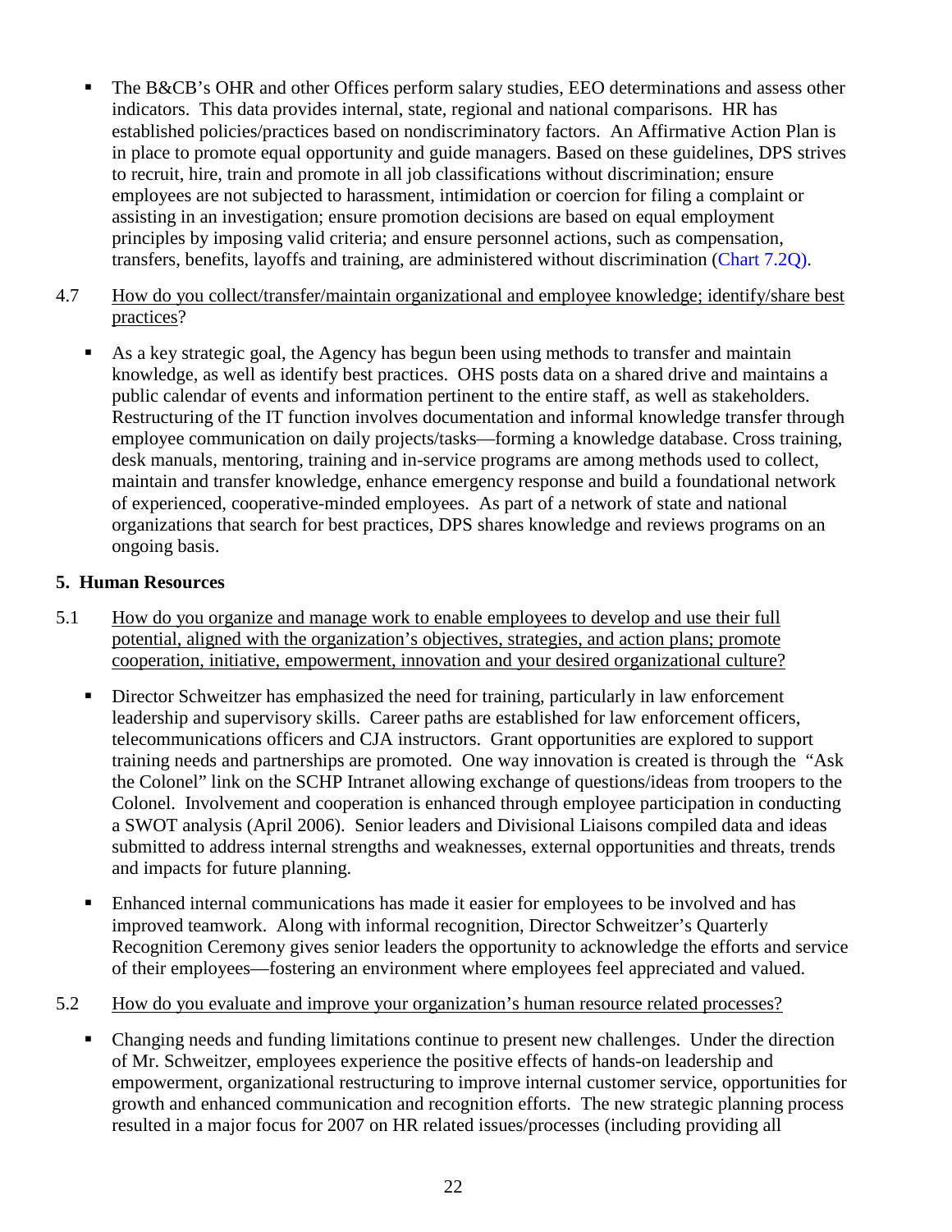- The B&CB's OHR and other Offices perform salary studies, EEO determinations and assess other indicators. This data provides internal, state, regional and national comparisons. HR has established policies/practices based on nondiscriminatory factors. An Affirmative Action Plan is in place to promote equal opportunity and guide managers. Based on these guidelines, DPS strives to recruit, hire, train and promote in all job classifications without discrimination; ensure employees are not subjected to harassment, intimidation or coercion for filing a complaint or assisting in an investigation; ensure promotion decisions are based on equal employment principles by imposing valid criteria; and ensure personnel actions, such as compensation, transfers, benefits, layoffs and training, are administered without discrimination (Chart 7.2Q).

4.7 How do you collect/transfer/maintain organizational and employee knowledge; identify/share best practices?

- As a key strategic goal, the Agency has begun been using methods to transfer and maintain knowledge, as well as identify best practices. OHS posts data on a shared drive and maintains a public calendar of events and information pertinent to the entire staff, as well as stakeholders. Restructuring of the IT function involves documentation and informal knowledge transfer through employee communication on daily projects/tasks—forming a knowledge database. Cross training, desk manuals, mentoring, training and in-service programs are among methods used to collect, maintain and transfer knowledge, enhance emergency response and build a foundational network of experienced, cooperative-minded employees. As part of a network of state and national organizations that search for best practices, DPS shares knowledge and reviews programs on an ongoing basis.

## 5. Human Resources

5.1 How do you organize and manage work to enable employees to develop and use their full potential, aligned with the organization's objectives, strategies, and action plans; promote cooperation, initiative, empowerment, innovation and your desired organizational culture?

- Director Schweitzer has emphasized the need for training, particularly in law enforcement leadership and supervisory skills. Career paths are established for law enforcement officers, telecommunications officers and CJA instructors. Grant opportunities are explored to support training needs and partnerships are promoted. One way innovation is created is through the "Ask the Colonel" link on the SCHP Intranet allowing exchange of questions/ideas from troopers to the Colonel. Involvement and cooperation is enhanced through employee participation in conducting a SWOT analysis (April 2006). Senior leaders and Divisional Liaisons compiled data and ideas submitted to address internal strengths and weaknesses, external opportunities and threats, trends and impacts for future planning.

- Enhanced internal communications has made it easier for employees to be involved and has improved teamwork. Along with informal recognition, Director Schweitzer's Quarterly Recognition Ceremony gives senior leaders the opportunity to acknowledge the efforts and service of their employees—fostering an environment where employees feel appreciated and valued.

5.2 How do you evaluate and improve your organization's human resource related processes?

- Changing needs and funding limitations continue to present new challenges. Under the direction of Mr. Schweitzer, employees experience the positive effects of hands-on leadership and empowerment, organizational restructuring to improve internal customer service, opportunities for growth and enhanced communication and recognition efforts. The new strategic planning process resulted in a major focus for 2007 on HR related issues/processes (including providing all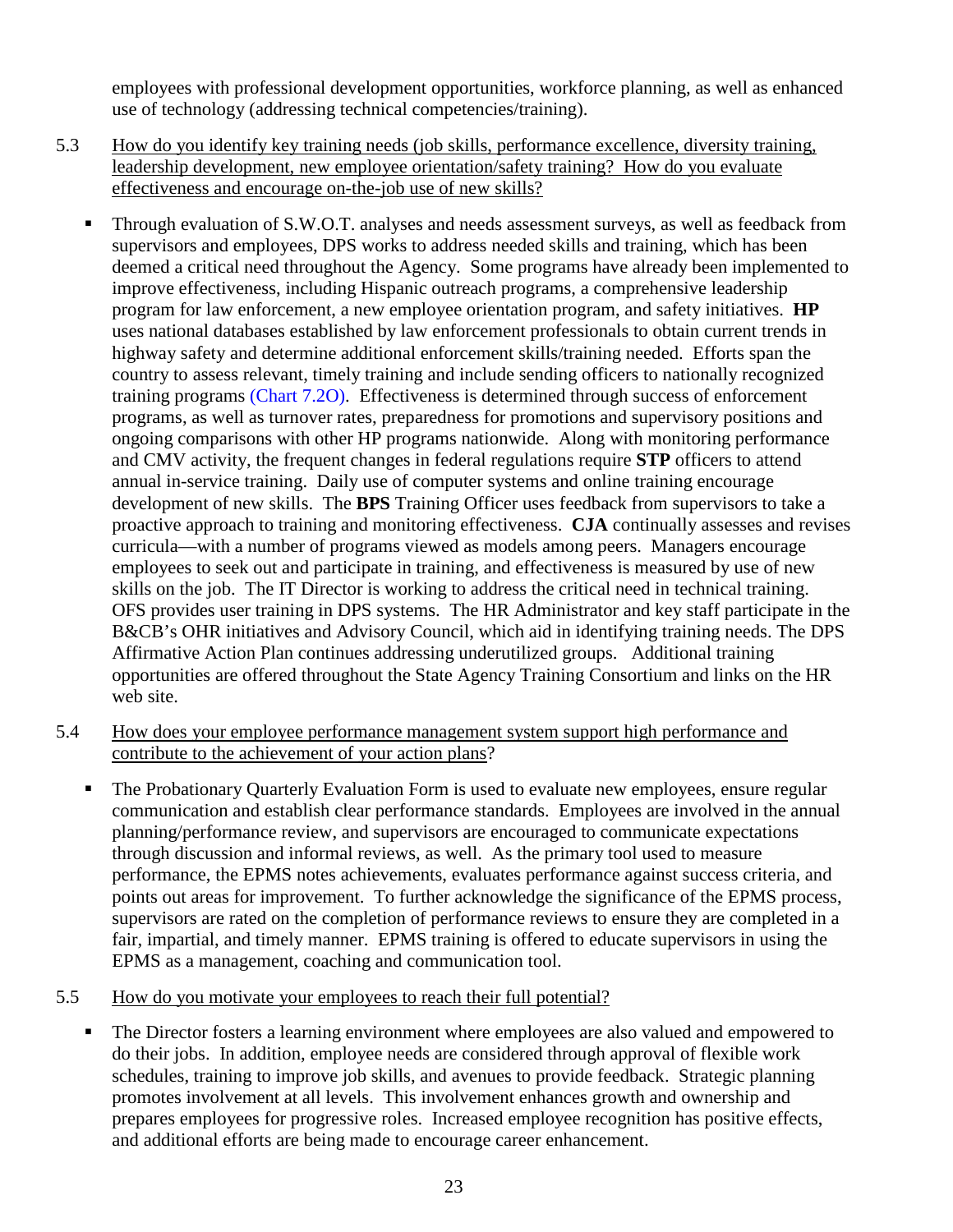employees with professional development opportunities, workforce planning, as well as enhanced use of technology (addressing technical competencies/training).

5.3 How do you identify key training needs (job skills, performance excellence, diversity training, leadership development, new employee orientation/safety training? How do you evaluate effectiveness and encourage on-the-job use of new skills?

- Through evaluation of S.W.O.T. analyses and needs assessment surveys, as well as feedback from supervisors and employees, DPS works to address needed skills and training, which has been deemed a critical need throughout the Agency. Some programs have already been implemented to improve effectiveness, including Hispanic outreach programs, a comprehensive leadership program for law enforcement, a new employee orientation program, and safety initiatives. **HP** uses national databases established by law enforcement professionals to obtain current trends in highway safety and determine additional enforcement skills/training needed. Efforts span the country to assess relevant, timely training and include sending officers to nationally recognized training programs (Chart 7.2O). Effectiveness is determined through success of enforcement programs, as well as turnover rates, preparedness for promotions and supervisory positions and ongoing comparisons with other HP programs nationwide. Along with monitoring performance and CMV activity, the frequent changes in federal regulations require **STP** officers to attend annual in-service training. Daily use of computer systems and online training encourage development of new skills. The **BPS** Training Officer uses feedback from supervisors to take a proactive approach to training and monitoring effectiveness. **CJA** continually assesses and revises curricula—with a number of programs viewed as models among peers. Managers encourage employees to seek out and participate in training, and effectiveness is measured by use of new skills on the job. The IT Director is working to address the critical need in technical training. OFS provides user training in DPS systems. The HR Administrator and key staff participate in the B&CB's OHR initiatives and Advisory Council, which aid in identifying training needs. The DPS Affirmative Action Plan continues addressing underutilized groups. Additional training opportunities are offered throughout the State Agency Training Consortium and links on the HR web site.

5.4 How does your employee performance management system support high performance and contribute to the achievement of your action plans?

- The Probationary Quarterly Evaluation Form is used to evaluate new employees, ensure regular communication and establish clear performance standards. Employees are involved in the annual planning/performance review, and supervisors are encouraged to communicate expectations through discussion and informal reviews, as well. As the primary tool used to measure performance, the EPMS notes achievements, evaluates performance against success criteria, and points out areas for improvement. To further acknowledge the significance of the EPMS process, supervisors are rated on the completion of performance reviews to ensure they are completed in a fair, impartial, and timely manner. EPMS training is offered to educate supervisors in using the EPMS as a management, coaching and communication tool.

5.5 How do you motivate your employees to reach their full potential?

- The Director fosters a learning environment where employees are also valued and empowered to do their jobs. In addition, employee needs are considered through approval of flexible work schedules, training to improve job skills, and avenues to provide feedback. Strategic planning promotes involvement at all levels. This involvement enhances growth and ownership and prepares employees for progressive roles. Increased employee recognition has positive effects, and additional efforts are being made to encourage career enhancement.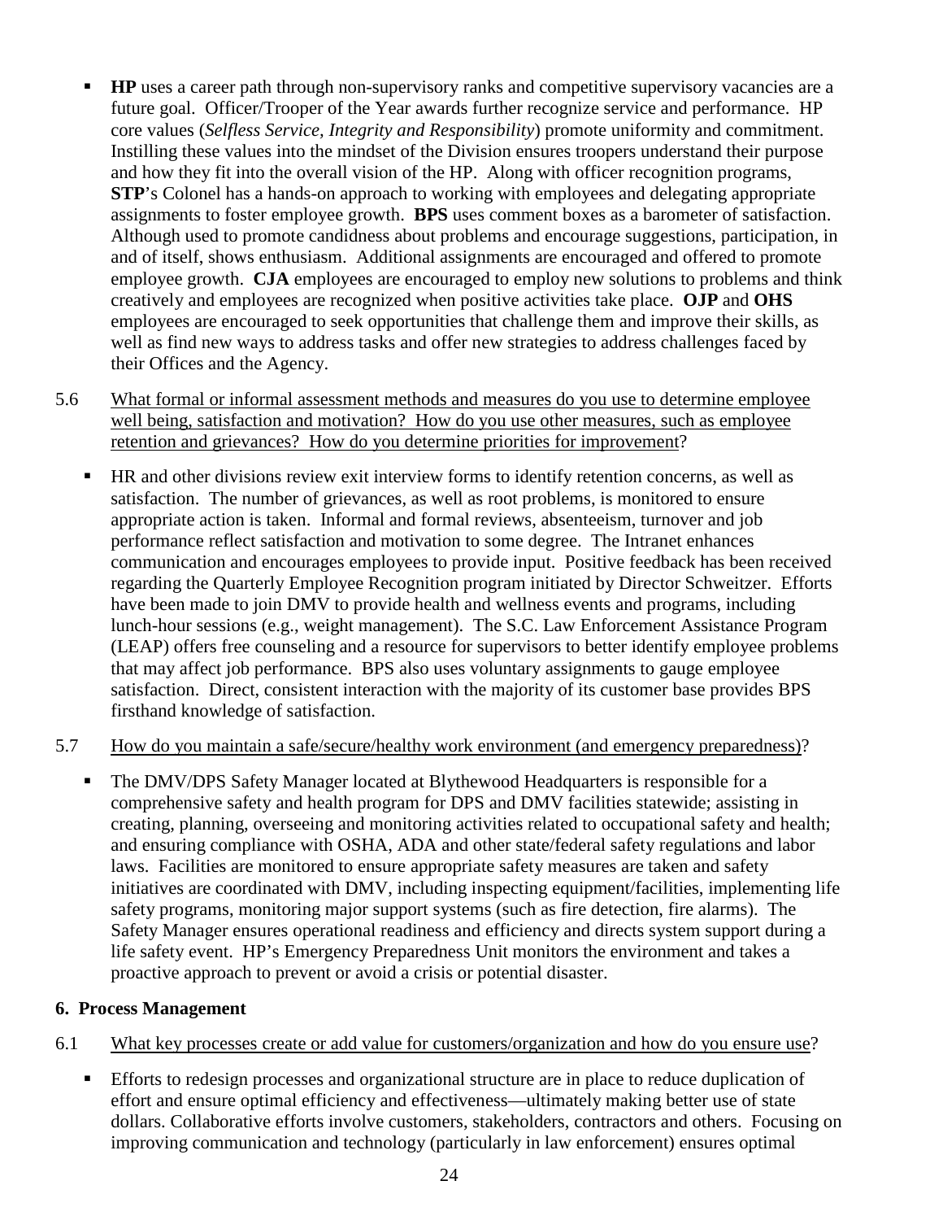- **HP** uses a career path through non-supervisory ranks and competitive supervisory vacancies are a future goal. Officer/Trooper of the Year awards further recognize service and performance. HP core values (*Selfless Service, Integrity and Responsibility*) promote uniformity and commitment. Instilling these values into the mindset of the Division ensures troopers understand their purpose and how they fit into the overall vision of the HP. Along with officer recognition programs, **STP**'s Colonel has a hands-on approach to working with employees and delegating appropriate assignments to foster employee growth. **BPS** uses comment boxes as a barometer of satisfaction. Although used to promote candidness about problems and encourage suggestions, participation, in and of itself, shows enthusiasm. Additional assignments are encouraged and offered to promote employee growth. **CJA** employees are encouraged to employ new solutions to problems and think creatively and employees are recognized when positive activities take place. **OJP** and **OHS** employees are encouraged to seek opportunities that challenge them and improve their skills, as well as find new ways to address tasks and offer new strategies to address challenges faced by their Offices and the Agency.

5.6 <u>What formal or informal assessment methods and measures do you use to determine employee well being, satisfaction and motivation? How do you use other measures, such as employee retention and grievances? How do you determine priorities for improvement</u>?

- HR and other divisions review exit interview forms to identify retention concerns, as well as satisfaction. The number of grievances, as well as root problems, is monitored to ensure appropriate action is taken. Informal and formal reviews, absenteeism, turnover and job performance reflect satisfaction and motivation to some degree. The Intranet enhances communication and encourages employees to provide input. Positive feedback has been received regarding the Quarterly Employee Recognition program initiated by Director Schweitzer. Efforts have been made to join DMV to provide health and wellness events and programs, including lunch-hour sessions (e.g., weight management). The S.C. Law Enforcement Assistance Program (LEAP) offers free counseling and a resource for supervisors to better identify employee problems that may affect job performance. BPS also uses voluntary assignments to gauge employee satisfaction. Direct, consistent interaction with the majority of its customer base provides BPS firsthand knowledge of satisfaction.

5.7 <u>How do you maintain a safe/secure/healthy work environment (and emergency preparedness)</u>?

- The DMV/DPS Safety Manager located at Blythewood Headquarters is responsible for a comprehensive safety and health program for DPS and DMV facilities statewide; assisting in creating, planning, overseeing and monitoring activities related to occupational safety and health; and ensuring compliance with OSHA, ADA and other state/federal safety regulations and labor laws. Facilities are monitored to ensure appropriate safety measures are taken and safety initiatives are coordinated with DMV, including inspecting equipment/facilities, implementing life safety programs, monitoring major support systems (such as fire detection, fire alarms). The Safety Manager ensures operational readiness and efficiency and directs system support during a life safety event. HP's Emergency Preparedness Unit monitors the environment and takes a proactive approach to prevent or avoid a crisis or potential disaster.

## 6. Process Management

6.1 <u>What key processes create or add value for customers/organization and how do you ensure use</u>?

- Efforts to redesign processes and organizational structure are in place to reduce duplication of effort and ensure optimal efficiency and effectiveness—ultimately making better use of state dollars. Collaborative efforts involve customers, stakeholders, contractors and others. Focusing on improving communication and technology (particularly in law enforcement) ensures optimal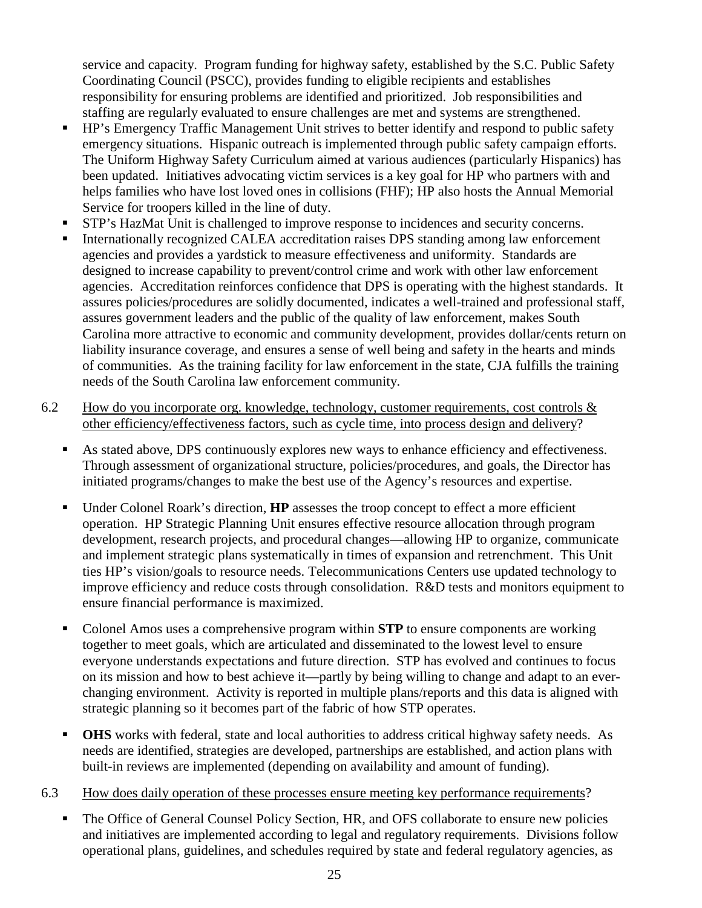service and capacity. Program funding for highway safety, established by the S.C. Public Safety Coordinating Council (PSCC), provides funding to eligible recipients and establishes responsibility for ensuring problems are identified and prioritized. Job responsibilities and staffing are regularly evaluated to ensure challenges are met and systems are strengthened.

- HP's Emergency Traffic Management Unit strives to better identify and respond to public safety emergency situations. Hispanic outreach is implemented through public safety campaign efforts. The Uniform Highway Safety Curriculum aimed at various audiences (particularly Hispanics) has been updated. Initiatives advocating victim services is a key goal for HP who partners with and helps families who have lost loved ones in collisions (FHF); HP also hosts the Annual Memorial Service for troopers killed in the line of duty.
- STP's HazMat Unit is challenged to improve response to incidences and security concerns.
- Internationally recognized CALEA accreditation raises DPS standing among law enforcement agencies and provides a yardstick to measure effectiveness and uniformity. Standards are designed to increase capability to prevent/control crime and work with other law enforcement agencies. Accreditation reinforces confidence that DPS is operating with the highest standards. It assures policies/procedures are solidly documented, indicates a well-trained and professional staff, assures government leaders and the public of the quality of law enforcement, makes South Carolina more attractive to economic and community development, provides dollar/cents return on liability insurance coverage, and ensures a sense of well being and safety in the hearts and minds of communities. As the training facility for law enforcement in the state, CJA fulfills the training needs of the South Carolina law enforcement community.

6.2 How do you incorporate org. knowledge, technology, customer requirements, cost controls & other efficiency/effectiveness factors, such as cycle time, into process design and delivery?

- As stated above, DPS continuously explores new ways to enhance efficiency and effectiveness. Through assessment of organizational structure, policies/procedures, and goals, the Director has initiated programs/changes to make the best use of the Agency's resources and expertise.
- Under Colonel Roark's direction, **HP** assesses the troop concept to effect a more efficient operation. HP Strategic Planning Unit ensures effective resource allocation through program development, research projects, and procedural changes—allowing HP to organize, communicate and implement strategic plans systematically in times of expansion and retrenchment. This Unit ties HP's vision/goals to resource needs. Telecommunications Centers use updated technology to improve efficiency and reduce costs through consolidation. R&D tests and monitors equipment to ensure financial performance is maximized.
- Colonel Amos uses a comprehensive program within **STP** to ensure components are working together to meet goals, which are articulated and disseminated to the lowest level to ensure everyone understands expectations and future direction. STP has evolved and continues to focus on its mission and how to best achieve it—partly by being willing to change and adapt to an ever-changing environment. Activity is reported in multiple plans/reports and this data is aligned with strategic planning so it becomes part of the fabric of how STP operates.
- **OHS** works with federal, state and local authorities to address critical highway safety needs. As needs are identified, strategies are developed, partnerships are established, and action plans with built-in reviews are implemented (depending on availability and amount of funding).

6.3 How does daily operation of these processes ensure meeting key performance requirements?

- The Office of General Counsel Policy Section, HR, and OFS collaborate to ensure new policies and initiatives are implemented according to legal and regulatory requirements. Divisions follow operational plans, guidelines, and schedules required by state and federal regulatory agencies, as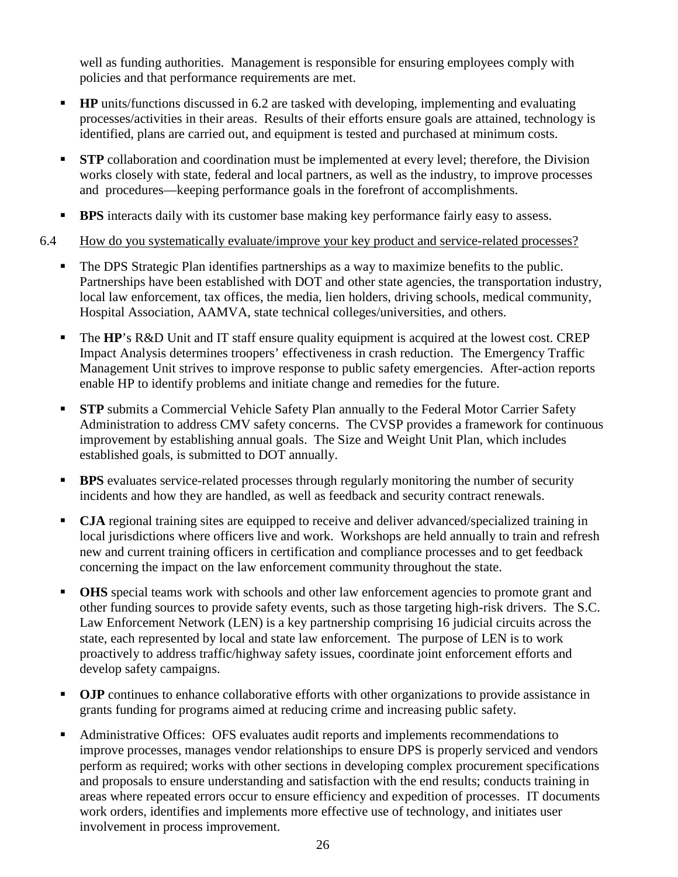well as funding authorities. Management is responsible for ensuring employees comply with policies and that performance requirements are met.

- **HP** units/functions discussed in 6.2 are tasked with developing, implementing and evaluating processes/activities in their areas. Results of their efforts ensure goals are attained, technology is identified, plans are carried out, and equipment is tested and purchased at minimum costs.
- **STP** collaboration and coordination must be implemented at every level; therefore, the Division works closely with state, federal and local partners, as well as the industry, to improve processes and procedures—keeping performance goals in the forefront of accomplishments.
- **BPS** interacts daily with its customer base making key performance fairly easy to assess.

6.4 How do you systematically evaluate/improve your key product and service-related processes?

- The DPS Strategic Plan identifies partnerships as a way to maximize benefits to the public. Partnerships have been established with DOT and other state agencies, the transportation industry, local law enforcement, tax offices, the media, lien holders, driving schools, medical community, Hospital Association, AAMVA, state technical colleges/universities, and others.
- The **HP**'s R&D Unit and IT staff ensure quality equipment is acquired at the lowest cost. CREP Impact Analysis determines troopers' effectiveness in crash reduction. The Emergency Traffic Management Unit strives to improve response to public safety emergencies. After-action reports enable HP to identify problems and initiate change and remedies for the future.
- **STP** submits a Commercial Vehicle Safety Plan annually to the Federal Motor Carrier Safety Administration to address CMV safety concerns. The CVSP provides a framework for continuous improvement by establishing annual goals. The Size and Weight Unit Plan, which includes established goals, is submitted to DOT annually.
- **BPS** evaluates service-related processes through regularly monitoring the number of security incidents and how they are handled, as well as feedback and security contract renewals.
- **CJA** regional training sites are equipped to receive and deliver advanced/specialized training in local jurisdictions where officers live and work. Workshops are held annually to train and refresh new and current training officers in certification and compliance processes and to get feedback concerning the impact on the law enforcement community throughout the state.
- **OHS** special teams work with schools and other law enforcement agencies to promote grant and other funding sources to provide safety events, such as those targeting high-risk drivers. The S.C. Law Enforcement Network (LEN) is a key partnership comprising 16 judicial circuits across the state, each represented by local and state law enforcement. The purpose of LEN is to work proactively to address traffic/highway safety issues, coordinate joint enforcement efforts and develop safety campaigns.
- **OJP** continues to enhance collaborative efforts with other organizations to provide assistance in grants funding for programs aimed at reducing crime and increasing public safety.
- Administrative Offices: OFS evaluates audit reports and implements recommendations to improve processes, manages vendor relationships to ensure DPS is properly serviced and vendors perform as required; works with other sections in developing complex procurement specifications and proposals to ensure understanding and satisfaction with the end results; conducts training in areas where repeated errors occur to ensure efficiency and expedition of processes. IT documents work orders, identifies and implements more effective use of technology, and initiates user involvement in process improvement.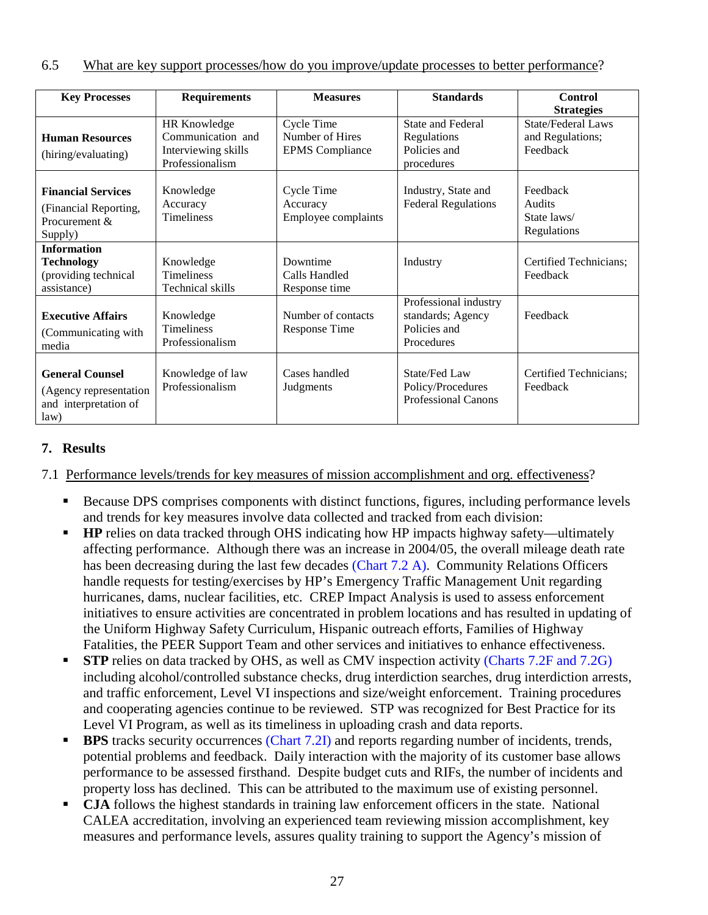6.5 What are key support processes/how do you improve/update processes to better performance?

| Key Processes | Requirements | Measures | Standards | Control Strategies |
|---|---|---|---|---|
| **Human Resources** (hiring/evaluating) | HR Knowledge Communication and Interviewing skills Professionalism | Cycle Time Number of Hires EPMS Compliance | State and Federal Regulations Policies and procedures | State/Federal Laws and Regulations; Feedback |
| **Financial Services** (Financial Reporting, Procurement & Supply) | Knowledge Accuracy Timeliness | Cycle Time Accuracy Employee complaints | Industry, State and Federal Regulations | Feedback Audits State laws/ Regulations |
| **Information Technology** (providing technical assistance) | Knowledge Timeliness Technical skills | Downtime Calls Handled Response time | Industry | Certified Technicians; Feedback |
| **Executive Affairs** (Communicating with media | Knowledge Timeliness Professionalism | Number of contacts Response Time | Professional industry standards; Agency Policies and Procedures | Feedback |
| **General Counsel** (Agency representation and interpretation of law) | Knowledge of law Professionalism | Cases handled Judgments | State/Fed Law Policy/Procedures Professional Canons | Certified Technicians; Feedback |

## 7. Results

7.1 Performance levels/trends for key measures of mission accomplishment and org. effectiveness?

- Because DPS comprises components with distinct functions, figures, including performance levels and trends for key measures involve data collected and tracked from each division:
- **HP** relies on data tracked through OHS indicating how HP impacts highway safety—ultimately affecting performance. Although there was an increase in 2004/05, the overall mileage death rate has been decreasing during the last few decades (Chart 7.2 A). Community Relations Officers handle requests for testing/exercises by HP's Emergency Traffic Management Unit regarding hurricanes, dams, nuclear facilities, etc. CREP Impact Analysis is used to assess enforcement initiatives to ensure activities are concentrated in problem locations and has resulted in updating of the Uniform Highway Safety Curriculum, Hispanic outreach efforts, Families of Highway Fatalities, the PEER Support Team and other services and initiatives to enhance effectiveness.
- **STP** relies on data tracked by OHS, as well as CMV inspection activity (Charts 7.2F and 7.2G) including alcohol/controlled substance checks, drug interdiction searches, drug interdiction arrests, and traffic enforcement, Level VI inspections and size/weight enforcement. Training procedures and cooperating agencies continue to be reviewed. STP was recognized for Best Practice for its Level VI Program, as well as its timeliness in uploading crash and data reports.
- **BPS** tracks security occurrences (Chart 7.2I) and reports regarding number of incidents, trends, potential problems and feedback. Daily interaction with the majority of its customer base allows performance to be assessed firsthand. Despite budget cuts and RIFs, the number of incidents and property loss has declined. This can be attributed to the maximum use of existing personnel.
- **CJA** follows the highest standards in training law enforcement officers in the state. National CALEA accreditation, involving an experienced team reviewing mission accomplishment, key measures and performance levels, assures quality training to support the Agency's mission of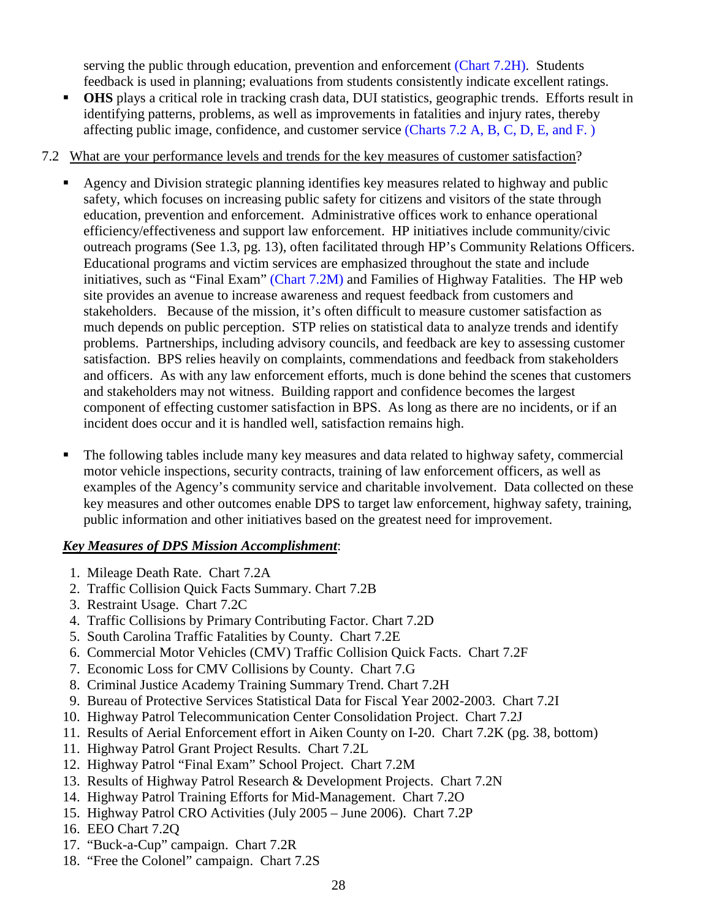serving the public through education, prevention and enforcement (Chart 7.2H). Students feedback is used in planning; evaluations from students consistently indicate excellent ratings.

- **OHS** plays a critical role in tracking crash data, DUI statistics, geographic trends. Efforts result in identifying patterns, problems, as well as improvements in fatalities and injury rates, thereby affecting public image, confidence, and customer service (Charts 7.2 A, B, C, D, E, and F. )

7.2 What are your performance levels and trends for the key measures of customer satisfaction?

- Agency and Division strategic planning identifies key measures related to highway and public safety, which focuses on increasing public safety for citizens and visitors of the state through education, prevention and enforcement. Administrative offices work to enhance operational efficiency/effectiveness and support law enforcement. HP initiatives include community/civic outreach programs (See 1.3, pg. 13), often facilitated through HP's Community Relations Officers. Educational programs and victim services are emphasized throughout the state and include initiatives, such as "Final Exam" (Chart 7.2M) and Families of Highway Fatalities. The HP web site provides an avenue to increase awareness and request feedback from customers and stakeholders. Because of the mission, it's often difficult to measure customer satisfaction as much depends on public perception. STP relies on statistical data to analyze trends and identify problems. Partnerships, including advisory councils, and feedback are key to assessing customer satisfaction. BPS relies heavily on complaints, commendations and feedback from stakeholders and officers. As with any law enforcement efforts, much is done behind the scenes that customers and stakeholders may not witness. Building rapport and confidence becomes the largest component of effecting customer satisfaction in BPS. As long as there are no incidents, or if an incident does occur and it is handled well, satisfaction remains high.

- The following tables include many key measures and data related to highway safety, commercial motor vehicle inspections, security contracts, training of law enforcement officers, as well as examples of the Agency's community service and charitable involvement. Data collected on these key measures and other outcomes enable DPS to target law enforcement, highway safety, training, public information and other initiatives based on the greatest need for improvement.

***Key Measures of DPS Mission Accomplishment***:

1. Mileage Death Rate. Chart 7.2A
2. Traffic Collision Quick Facts Summary. Chart 7.2B
3. Restraint Usage. Chart 7.2C
4. Traffic Collisions by Primary Contributing Factor. Chart 7.2D
5. South Carolina Traffic Fatalities by County. Chart 7.2E
6. Commercial Motor Vehicles (CMV) Traffic Collision Quick Facts. Chart 7.2F
7. Economic Loss for CMV Collisions by County. Chart 7.G
8. Criminal Justice Academy Training Summary Trend. Chart 7.2H
9. Bureau of Protective Services Statistical Data for Fiscal Year 2002-2003. Chart 7.2I
10. Highway Patrol Telecommunication Center Consolidation Project. Chart 7.2J
11. Results of Aerial Enforcement effort in Aiken County on I-20. Chart 7.2K (pg. 38, bottom)
11. Highway Patrol Grant Project Results. Chart 7.2L
12. Highway Patrol "Final Exam" School Project. Chart 7.2M
13. Results of Highway Patrol Research & Development Projects. Chart 7.2N
14. Highway Patrol Training Efforts for Mid-Management. Chart 7.2O
15. Highway Patrol CRO Activities (July 2005 – June 2006). Chart 7.2P
16. EEO Chart 7.2Q
17. "Buck-a-Cup" campaign. Chart 7.2R
18. "Free the Colonel" campaign. Chart 7.2S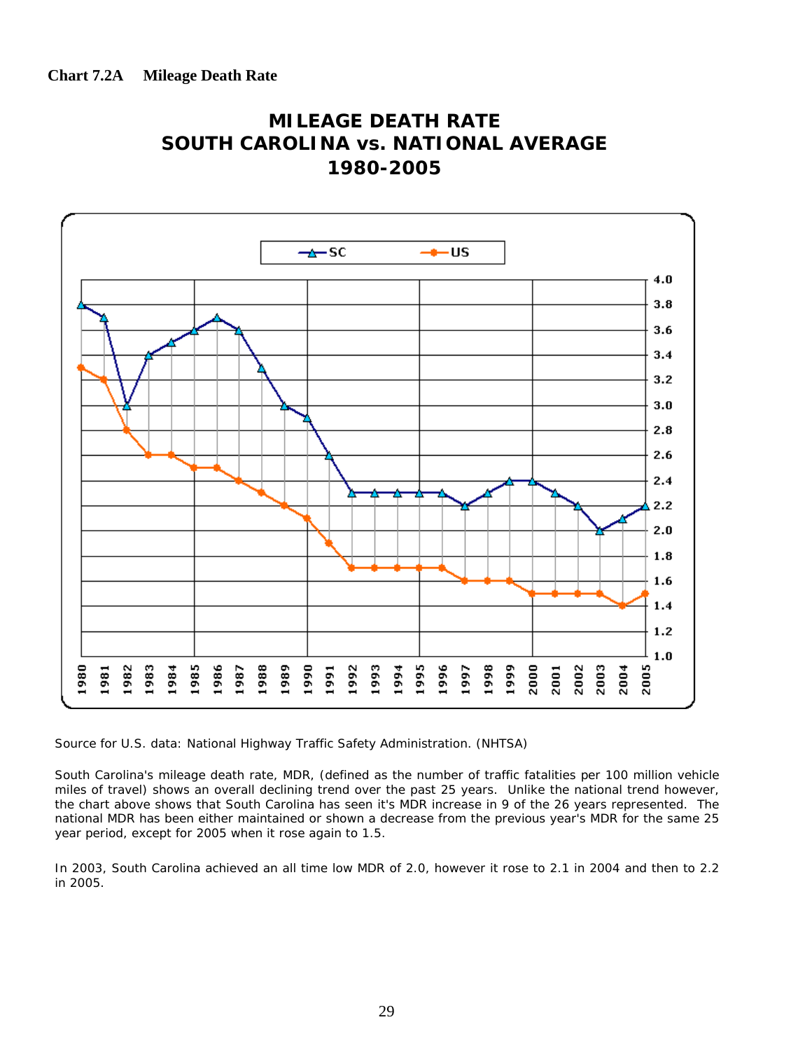**Chart 7.2A Mileage Death Rate**

**MILEAGE DEATH RATE**
**SOUTH CAROLINA vs. NATIONAL AVERAGE**
**1980-2005**

Source for U.S. data: National Highway Traffic Safety Administration. (NHTSA)

South Carolina's mileage death rate, MDR, (defined as the number of traffic fatalities per 100 million vehicle miles of travel) shows an overall declining trend over the past 25 years. Unlike the national trend however, the chart above shows that South Carolina has seen it's MDR increase in 9 of the 26 years represented. The national MDR has been either maintained or shown a decrease from the previous year's MDR for the same 25 year period, except for 2005 when it rose again to 1.5.

In 2003, South Carolina achieved an all time low MDR of 2.0, however it rose to 2.1 in 2004 and then to 2.2 in 2005.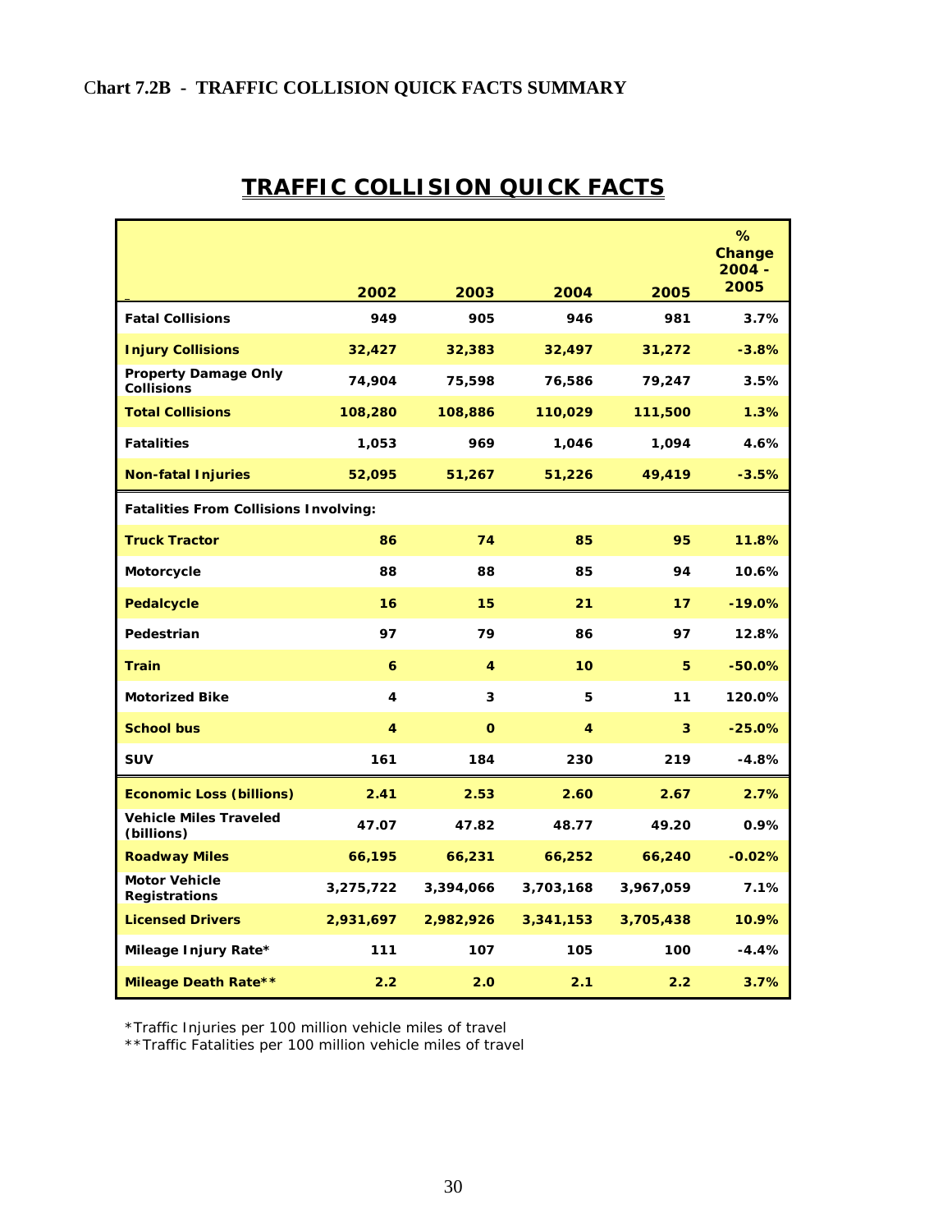## Chart 7.2B - TRAFFIC COLLISION QUICK FACTS SUMMARY

# TRAFFIC COLLISION QUICK FACTS

| | 2002 | 2003 | 2004 | 2005 | % Change 2004 - 2005 |
|---|---|---|---|---|---|
| **Fatal Collisions** | 949 | 905 | 946 | 981 | 3.7% |
| **Injury Collisions** | 32,427 | 32,383 | 32,497 | 31,272 | -3.8% |
| **Property Damage Only Collisions** | 74,904 | 75,598 | 76,586 | 79,247 | 3.5% |
| **Total Collisions** | 108,280 | 108,886 | 110,029 | 111,500 | 1.3% |
| **Fatalities** | 1,053 | 969 | 1,046 | 1,094 | 4.6% |
| **Non-fatal Injuries** | 52,095 | 51,267 | 51,226 | 49,419 | -3.5% |
| **Fatalities From Collisions Involving:** | | | | | |
| **Truck Tractor** | 86 | 74 | 85 | 95 | 11.8% |
| **Motorcycle** | 88 | 88 | 85 | 94 | 10.6% |
| **Pedalcycle** | 16 | 15 | 21 | 17 | -19.0% |
| **Pedestrian** | 97 | 79 | 86 | 97 | 12.8% |
| **Train** | 6 | 4 | 10 | 5 | -50.0% |
| **Motorized Bike** | 4 | 3 | 5 | 11 | 120.0% |
| **School bus** | 4 | 0 | 4 | 3 | -25.0% |
| **SUV** | 161 | 184 | 230 | 219 | -4.8% |
| **Economic Loss (billions)** | 2.41 | 2.53 | 2.60 | 2.67 | 2.7% |
| **Vehicle Miles Traveled (billions)** | 47.07 | 47.82 | 48.77 | 49.20 | 0.9% |
| **Roadway Miles** | 66,195 | 66,231 | 66,252 | 66,240 | -0.02% |
| **Motor Vehicle Registrations** | 3,275,722 | 3,394,066 | 3,703,168 | 3,967,059 | 7.1% |
| **Licensed Drivers** | 2,931,697 | 2,982,926 | 3,341,153 | 3,705,438 | 10.9% |
| **Mileage Injury Rate*** | 111 | 107 | 105 | 100 | -4.4% |
| **Mileage Death Rate**** | 2.2 | 2.0 | 2.1 | 2.2 | 3.7% |

*Traffic Injuries per 100 million vehicle miles of travel

**Traffic Fatalities per 100 million vehicle miles of travel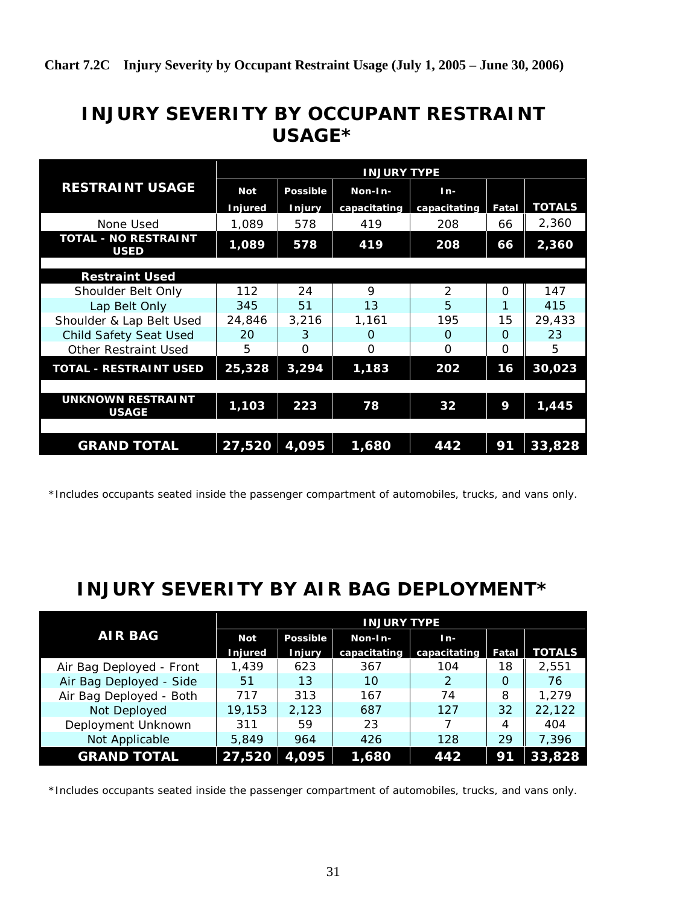**Chart 7.2C Injury Severity by Occupant Restraint Usage (July 1, 2005 – June 30, 2006)**

## INJURY SEVERITY BY OCCUPANT RESTRAINT USAGE*

| RESTRAINT USAGE | INJURY TYPE | | | | | |
|---|---|---|---|---|---|---|
| | Not Injured | Possible Injury | Non-In-capacitating | In-capacitating | Fatal | TOTALS |
| None Used | 1,089 | 578 | 419 | 208 | 66 | 2,360 |
| **TOTAL - NO RESTRAINT USED** | **1,089** | **578** | **419** | **208** | **66** | **2,360** |
| **Restraint Used** | | | | | | |
| Shoulder Belt Only | 112 | 24 | 9 | 2 | 0 | 147 |
| Lap Belt Only | 345 | 51 | 13 | 5 | 1 | 415 |
| Shoulder & Lap Belt Used | 24,846 | 3,216 | 1,161 | 195 | 15 | 29,433 |
| Child Safety Seat Used | 20 | 3 | 0 | 0 | 0 | 23 |
| Other Restraint Used | 5 | 0 | 0 | 0 | 0 | 5 |
| **TOTAL - RESTRAINT USED** | **25,328** | **3,294** | **1,183** | **202** | **16** | **30,023** |
| **UNKNOWN RESTRAINT USAGE** | **1,103** | **223** | **78** | **32** | **9** | **1,445** |
| **GRAND TOTAL** | **27,520** | **4,095** | **1,680** | **442** | **91** | **33,828** |

*Includes occupants seated inside the passenger compartment of automobiles, trucks, and vans only.

## INJURY SEVERITY BY AIR BAG DEPLOYMENT*

| AIR BAG | INJURY TYPE | | | | | |
|---|---|---|---|---|---|---|
| | Not Injured | Possible Injury | Non-In-capacitating | In-capacitating | Fatal | TOTALS |
| Air Bag Deployed - Front | 1,439 | 623 | 367 | 104 | 18 | 2,551 |
| Air Bag Deployed - Side | 51 | 13 | 10 | 2 | 0 | 76 |
| Air Bag Deployed - Both | 717 | 313 | 167 | 74 | 8 | 1,279 |
| Not Deployed | 19,153 | 2,123 | 687 | 127 | 32 | 22,122 |
| Deployment Unknown | 311 | 59 | 23 | 7 | 4 | 404 |
| Not Applicable | 5,849 | 964 | 426 | 128 | 29 | 7,396 |
| **GRAND TOTAL** | **27,520** | **4,095** | **1,680** | **442** | **91** | **33,828** |

*Includes occupants seated inside the passenger compartment of automobiles, trucks, and vans only.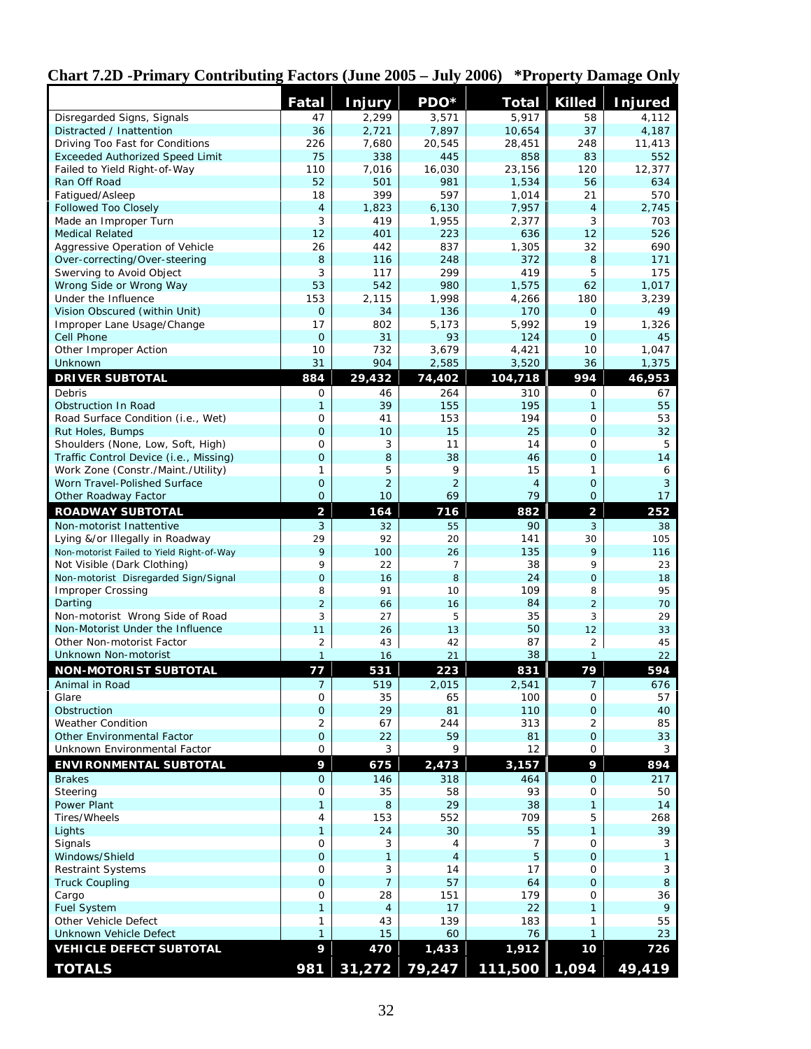# Chart 7.2D -Primary Contributing Factors (June 2005 – July 2006) *Property Damage Only

| | Fatal | Injury | PDO* | Total | Killed | Injured |
|---|---|---|---|---|---|---|
| Disregarded Signs, Signals | 47 | 2,299 | 3,571 | 5,917 | 58 | 4,112 |
| Distracted / Inattention | 36 | 2,721 | 7,897 | 10,654 | 37 | 4,187 |
| Driving Too Fast for Conditions | 226 | 7,680 | 20,545 | 28,451 | 248 | 11,413 |
| Exceeded Authorized Speed Limit | 75 | 338 | 445 | 858 | 83 | 552 |
| Failed to Yield Right-of-Way | 110 | 7,016 | 16,030 | 23,156 | 120 | 12,377 |
| Ran Off Road | 52 | 501 | 981 | 1,534 | 56 | 634 |
| Fatigued/Asleep | 18 | 399 | 597 | 1,014 | 21 | 570 |
| Followed Too Closely | 4 | 1,823 | 6,130 | 7,957 | 4 | 2,745 |
| Made an Improper Turn | 3 | 419 | 1,955 | 2,377 | 3 | 703 |
| Medical Related | 12 | 401 | 223 | 636 | 12 | 526 |
| Aggressive Operation of Vehicle | 26 | 442 | 837 | 1,305 | 32 | 690 |
| Over-correcting/Over-steering | 8 | 116 | 248 | 372 | 8 | 171 |
| Swerving to Avoid Object | 3 | 117 | 299 | 419 | 5 | 175 |
| Wrong Side or Wrong Way | 53 | 542 | 980 | 1,575 | 62 | 1,017 |
| Under the Influence | 153 | 2,115 | 1,998 | 4,266 | 180 | 3,239 |
| Vision Obscured (within Unit) | 0 | 34 | 136 | 170 | 0 | 49 |
| Improper Lane Usage/Change | 17 | 802 | 5,173 | 5,992 | 19 | 1,326 |
| Cell Phone | 0 | 31 | 93 | 124 | 0 | 45 |
| Other Improper Action | 10 | 732 | 3,679 | 4,421 | 10 | 1,047 |
| Unknown | 31 | 904 | 2,585 | 3,520 | 36 | 1,375 |
| **DRIVER SUBTOTAL** | **884** | **29,432** | **74,402** | **104,718** | **994** | **46,953** |
| Debris | 0 | 46 | 264 | 310 | 0 | 67 |
| Obstruction In Road | 1 | 39 | 155 | 195 | 1 | 55 |
| Road Surface Condition (i.e., Wet) | 0 | 41 | 153 | 194 | 0 | 53 |
| Rut Holes, Bumps | 0 | 10 | 15 | 25 | 0 | 32 |
| Shoulders (None, Low, Soft, High) | 0 | 3 | 11 | 14 | 0 | 5 |
| Traffic Control Device (i.e., Missing) | 0 | 8 | 38 | 46 | 0 | 14 |
| Work Zone (Constr./Maint./Utility) | 1 | 5 | 9 | 15 | 1 | 6 |
| Worn Travel-Polished Surface | 0 | 2 | 2 | 4 | 0 | 3 |
| Other Roadway Factor | 0 | 10 | 69 | 79 | 0 | 17 |
| **ROADWAY SUBTOTAL** | **2** | **164** | **716** | **882** | **2** | **252** |
| Non-motorist Inattentive | 3 | 32 | 55 | 90 | 3 | 38 |
| Lying &/or Illegally in Roadway | 29 | 92 | 20 | 141 | 30 | 105 |
| Non-motorist Failed to Yield Right-of-Way | 9 | 100 | 26 | 135 | 9 | 116 |
| Not Visible (Dark Clothing) | 9 | 22 | 7 | 38 | 9 | 23 |
| Non-motorist Disregarded Sign/Signal | 0 | 16 | 8 | 24 | 0 | 18 |
| Improper Crossing | 8 | 91 | 10 | 109 | 8 | 95 |
| Darting | 2 | 66 | 16 | 84 | 2 | 70 |
| Non-motorist Wrong Side of Road | 3 | 27 | 5 | 35 | 3 | 29 |
| Non-Motorist Under the Influence | 11 | 26 | 13 | 50 | 12 | 33 |
| Other Non-motorist Factor | 2 | 43 | 42 | 87 | 2 | 45 |
| Unknown Non-motorist | 1 | 16 | 21 | 38 | 1 | 22 |
| **NON-MOTORIST SUBTOTAL** | **77** | **531** | **223** | **831** | **79** | **594** |
| Animal in Road | 7 | 519 | 2,015 | 2,541 | 7 | 676 |
| Glare | 0 | 35 | 65 | 100 | 0 | 57 |
| Obstruction | 0 | 29 | 81 | 110 | 0 | 40 |
| Weather Condition | 2 | 67 | 244 | 313 | 2 | 85 |
| Other Environmental Factor | 0 | 22 | 59 | 81 | 0 | 33 |
| Unknown Environmental Factor | 0 | 3 | 9 | 12 | 0 | 3 |
| **ENVIRONMENTAL SUBTOTAL** | **9** | **675** | **2,473** | **3,157** | **9** | **894** |
| Brakes | 0 | 146 | 318 | 464 | 0 | 217 |
| Steering | 0 | 35 | 58 | 93 | 0 | 50 |
| Power Plant | 1 | 8 | 29 | 38 | 1 | 14 |
| Tires/Wheels | 4 | 153 | 552 | 709 | 5 | 268 |
| Lights | 1 | 24 | 30 | 55 | 1 | 39 |
| Signals | 0 | 3 | 4 | 7 | 0 | 3 |
| Windows/Shield | 0 | 1 | 4 | 5 | 0 | 1 |
| Restraint Systems | 0 | 3 | 14 | 17 | 0 | 3 |
| Truck Coupling | 0 | 7 | 57 | 64 | 0 | 8 |
| Cargo | 0 | 28 | 151 | 179 | 0 | 36 |
| Fuel System | 1 | 4 | 17 | 22 | 1 | 9 |
| Other Vehicle Defect | 1 | 43 | 139 | 183 | 1 | 55 |
| Unknown Vehicle Defect | 1 | 15 | 60 | 76 | 1 | 23 |
| **VEHICLE DEFECT SUBTOTAL** | **9** | **470** | **1,433** | **1,912** | **10** | **726** |
| **TOTALS** | **981** | **31,272** | **79,247** | **111,500** | **1,094** | **49,419** |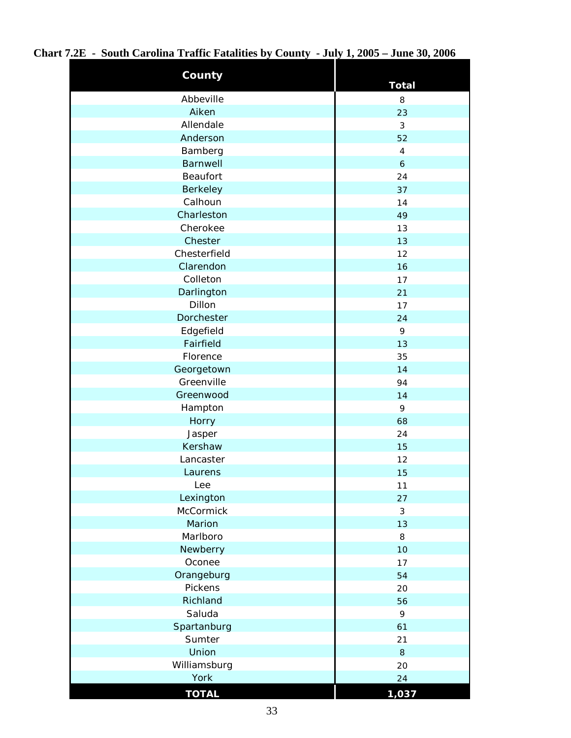**Chart 7.2E - South Carolina Traffic Fatalities by County - July 1, 2005 – June 30, 2006**

| County | Total |
|---|---|
| Abbeville | 8 |
| Aiken | 23 |
| Allendale | 3 |
| Anderson | 52 |
| Bamberg | 4 |
| Barnwell | 6 |
| Beaufort | 24 |
| Berkeley | 37 |
| Calhoun | 14 |
| Charleston | 49 |
| Cherokee | 13 |
| Chester | 13 |
| Chesterfield | 12 |
| Clarendon | 16 |
| Colleton | 17 |
| Darlington | 21 |
| Dillon | 17 |
| Dorchester | 24 |
| Edgefield | 9 |
| Fairfield | 13 |
| Florence | 35 |
| Georgetown | 14 |
| Greenville | 94 |
| Greenwood | 14 |
| Hampton | 9 |
| Horry | 68 |
| Jasper | 24 |
| Kershaw | 15 |
| Lancaster | 12 |
| Laurens | 15 |
| Lee | 11 |
| Lexington | 27 |
| McCormick | 3 |
| Marion | 13 |
| Marlboro | 8 |
| Newberry | 10 |
| Oconee | 17 |
| Orangeburg | 54 |
| Pickens | 20 |
| Richland | 56 |
| Saluda | 9 |
| Spartanburg | 61 |
| Sumter | 21 |
| Union | 8 |
| Williamsburg | 20 |
| York | 24 |
| **TOTAL** | **1,037** |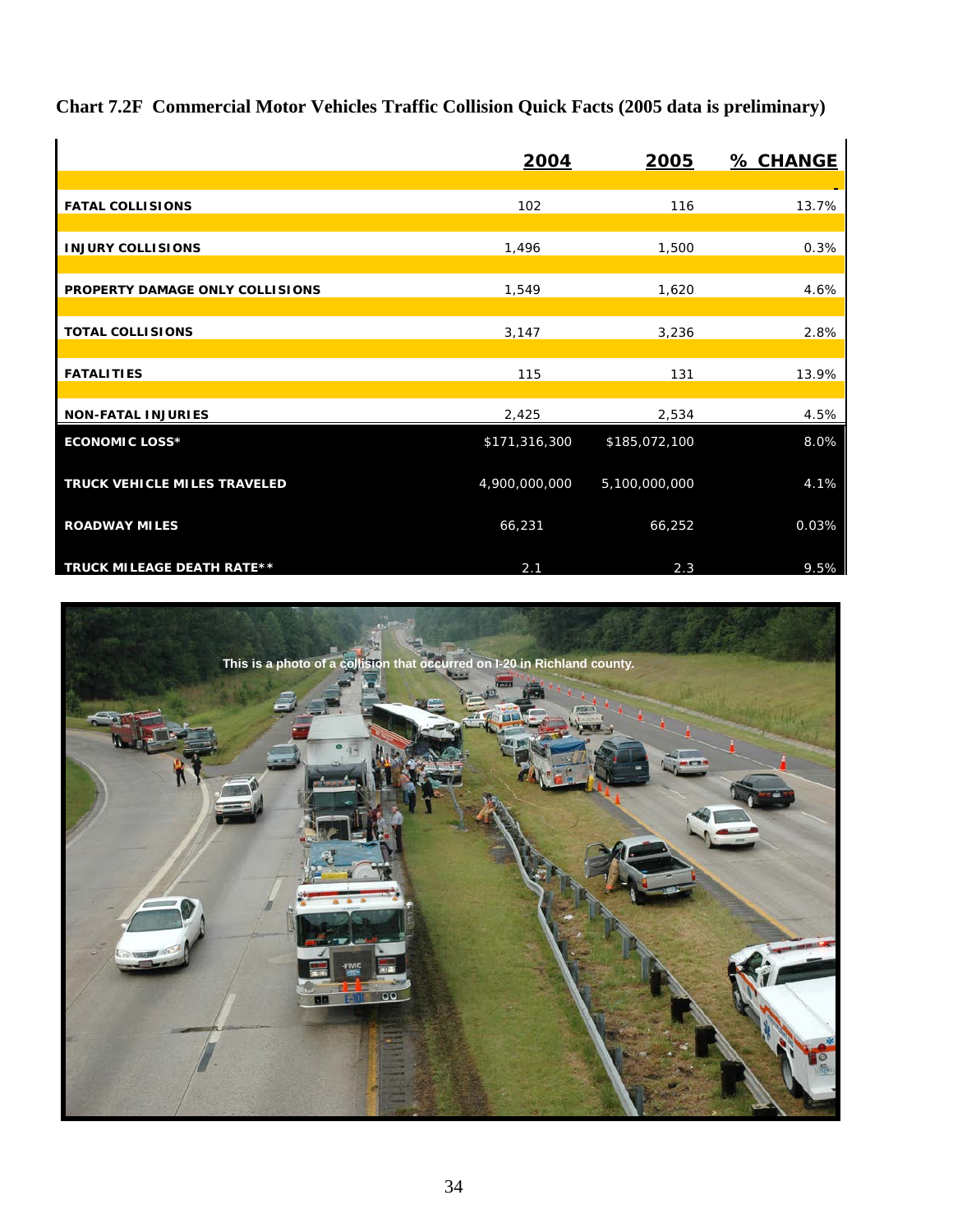### Chart 7.2F Commercial Motor Vehicles Traffic Collision Quick Facts (2005 data is preliminary)

| | 2004 | 2005 | % CHANGE |
|---|---|---|---|
| FATAL COLLISIONS | 102 | 116 | 13.7% |
| INJURY COLLISIONS | 1,496 | 1,500 | 0.3% |
| PROPERTY DAMAGE ONLY COLLISIONS | 1,549 | 1,620 | 4.6% |
| TOTAL COLLISIONS | 3,147 | 3,236 | 2.8% |
| FATALITIES | 115 | 131 | 13.9% |
| NON-FATAL INJURIES | 2,425 | 2,534 | 4.5% |
| ECONOMIC LOSS* | $171,316,300 | $185,072,100 | 8.0% |
| TRUCK VEHICLE MILES TRAVELED | 4,900,000,000 | 5,100,000,000 | 4.1% |
| ROADWAY MILES | 66,231 | 66,252 | 0.03% |
| TRUCK MILEAGE DEATH RATE** | 2.1 | 2.3 | 9.5% |

This is a photo of a collision that occurred on I-20 in Richland county.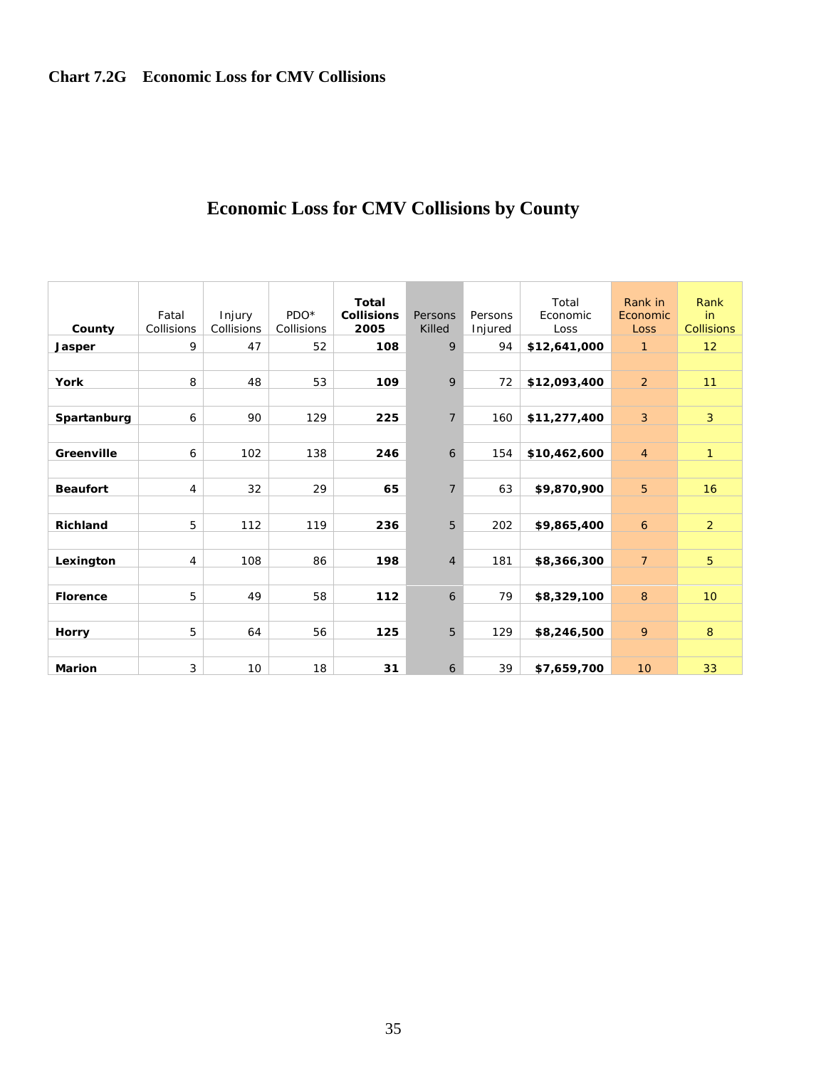**Chart 7.2G Economic Loss for CMV Collisions**

## Economic Loss for CMV Collisions by County

| County | Fatal Collisions | Injury Collisions | PDO* Collisions | Total Collisions 2005 | Persons Killed | Persons Injured | Total Economic Loss | Rank in Economic Loss | Rank in Collisions |
|---|---|---|---|---|---|---|---|---|---|
| **Jasper** | 9 | 47 | 52 | **108** | 9 | 94 | **$12,641,000** | 1 | 12 |
| **York** | 8 | 48 | 53 | **109** | 9 | 72 | **$12,093,400** | 2 | 11 |
| **Spartanburg** | 6 | 90 | 129 | **225** | 7 | 160 | **$11,277,400** | 3 | 3 |
| **Greenville** | 6 | 102 | 138 | **246** | 6 | 154 | **$10,462,600** | 4 | 1 |
| **Beaufort** | 4 | 32 | 29 | **65** | 7 | 63 | **$9,870,900** | 5 | 16 |
| **Richland** | 5 | 112 | 119 | **236** | 5 | 202 | **$9,865,400** | 6 | 2 |
| **Lexington** | 4 | 108 | 86 | **198** | 4 | 181 | **$8,366,300** | 7 | 5 |
| **Florence** | 5 | 49 | 58 | **112** | 6 | 79 | **$8,329,100** | 8 | 10 |
| **Horry** | 5 | 64 | 56 | **125** | 5 | 129 | **$8,246,500** | 9 | 8 |
| **Marion** | 3 | 10 | 18 | **31** | 6 | 39 | **$7,659,700** | 10 | 33 |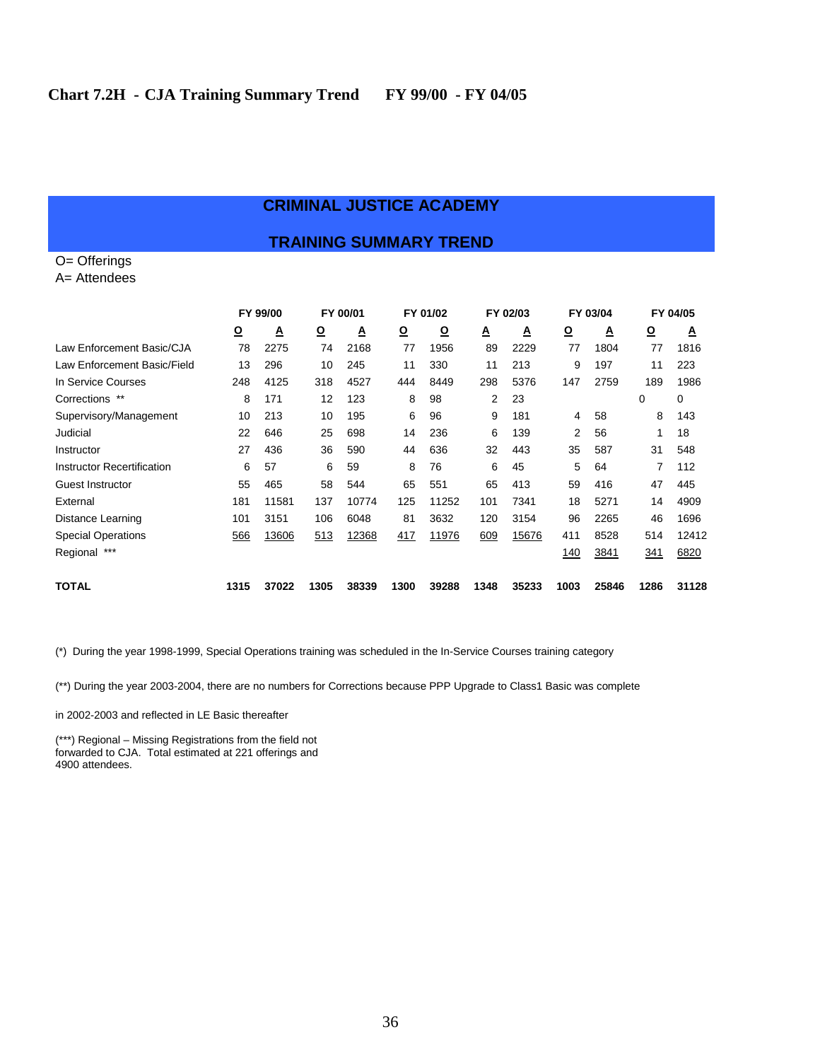# Chart 7.2H - CJA Training Summary Trend FY 99/00 - FY 04/05

## CRIMINAL JUSTICE ACADEMY

## TRAINING SUMMARY TREND

O= Offerings
A= Attendees

| | FY 99/00 | | FY 00/01 | | FY 01/02 | | FY 02/03 | | FY 03/04 | | FY 04/05 | |
|---|---|---|---|---|---|---|---|---|---|---|---|---|
| | O | A | O | A | O | O | A | A | O | A | O | A |
| Law Enforcement Basic/CJA | 78 | 2275 | 74 | 2168 | 77 | 1956 | 89 | 2229 | 77 | 1804 | 77 | 1816 |
| Law Enforcement Basic/Field | 13 | 296 | 10 | 245 | 11 | 330 | 11 | 213 | 9 | 197 | 11 | 223 |
| In Service Courses | 248 | 4125 | 318 | 4527 | 444 | 8449 | 298 | 5376 | 147 | 2759 | 189 | 1986 |
| Corrections ** | 8 | 171 | 12 | 123 | 8 | 98 | 2 | 23 | | | 0 | 0 |
| Supervisory/Management | 10 | 213 | 10 | 195 | 6 | 96 | 9 | 181 | 4 | 58 | 8 | 143 |
| Judicial | 22 | 646 | 25 | 698 | 14 | 236 | 6 | 139 | 2 | 56 | 1 | 18 |
| Instructor | 27 | 436 | 36 | 590 | 44 | 636 | 32 | 443 | 35 | 587 | 31 | 548 |
| Instructor Recertification | 6 | 57 | 6 | 59 | 8 | 76 | 6 | 45 | 5 | 64 | 7 | 112 |
| Guest Instructor | 55 | 465 | 58 | 544 | 65 | 551 | 65 | 413 | 59 | 416 | 47 | 445 |
| External | 181 | 11581 | 137 | 10774 | 125 | 11252 | 101 | 7341 | 18 | 5271 | 14 | 4909 |
| Distance Learning | 101 | 3151 | 106 | 6048 | 81 | 3632 | 120 | 3154 | 96 | 2265 | 46 | 1696 |
| Special Operations | 566 | 13606 | 513 | 12368 | 417 | 11976 | 609 | 15676 | 411 | 8528 | 514 | 12412 |
| Regional *** | | | | | | | | | 140 | 3841 | 341 | 6820 |
| **TOTAL** | **1315** | **37022** | **1305** | **38339** | **1300** | **39288** | **1348** | **35233** | **1003** | **25846** | **1286** | **31128** |

(*) During the year 1998-1999, Special Operations training was scheduled in the In-Service Courses training category

(**) During the year 2003-2004, there are no numbers for Corrections because PPP Upgrade to Class1 Basic was complete

in 2002-2003 and reflected in LE Basic thereafter

(***) Regional – Missing Registrations from the field not forwarded to CJA. Total estimated at 221 offerings and 4900 attendees.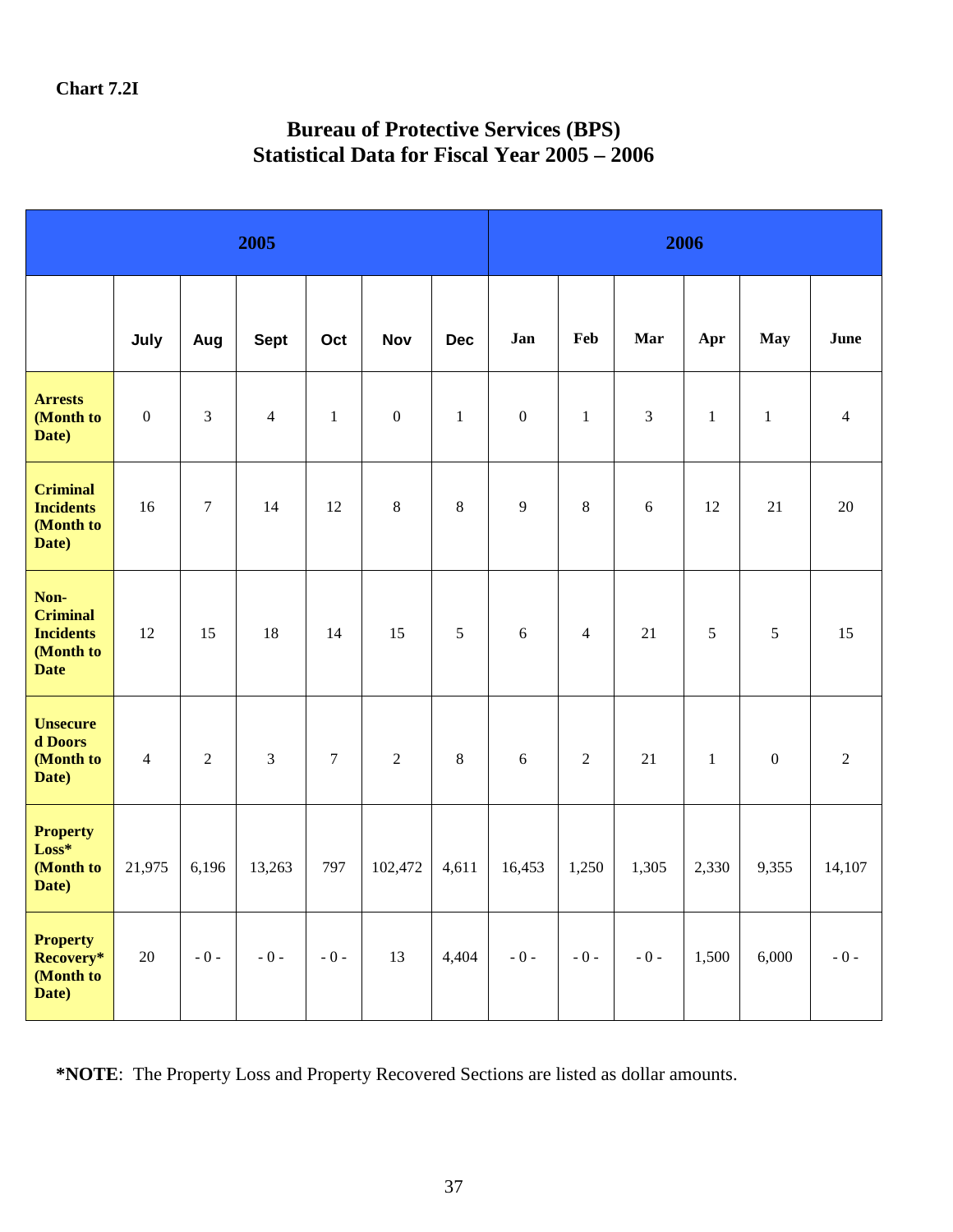**Chart 7.2I**

## Bureau of Protective Services (BPS)
## Statistical Data for Fiscal Year 2005 – 2006

| | 2005 | | | | | | 2006 | | | | | |
|---|---|---|---|---|---|---|---|---|---|---|---|---|
| | **July** | **Aug** | **Sept** | **Oct** | **Nov** | **Dec** | **Jan** | **Feb** | **Mar** | **Apr** | **May** | **June** |
| **Arrests (Month to Date)** | 0 | 3 | 4 | 1 | 0 | 1 | 0 | 1 | 3 | 1 | 1 | 4 |
| **Criminal Incidents (Month to Date)** | 16 | 7 | 14 | 12 | 8 | 8 | 9 | 8 | 6 | 12 | 21 | 20 |
| **Non-Criminal Incidents (Month to Date** | 12 | 15 | 18 | 14 | 15 | 5 | 6 | 4 | 21 | 5 | 5 | 15 |
| **Unsecured Doors (Month to Date)** | 4 | 2 | 3 | 7 | 2 | 8 | 6 | 2 | 21 | 1 | 0 | 2 |
| **Property Loss* (Month to Date)** | 21,975 | 6,196 | 13,263 | 797 | 102,472 | 4,611 | 16,453 | 1,250 | 1,305 | 2,330 | 9,355 | 14,107 |
| **Property Recovery* (Month to Date)** | 20 | - 0 - | - 0 - | - 0 - | 13 | 4,404 | - 0 - | - 0 - | - 0 - | 1,500 | 6,000 | - 0 - |

***NOTE**: The Property Loss and Property Recovered Sections are listed as dollar amounts.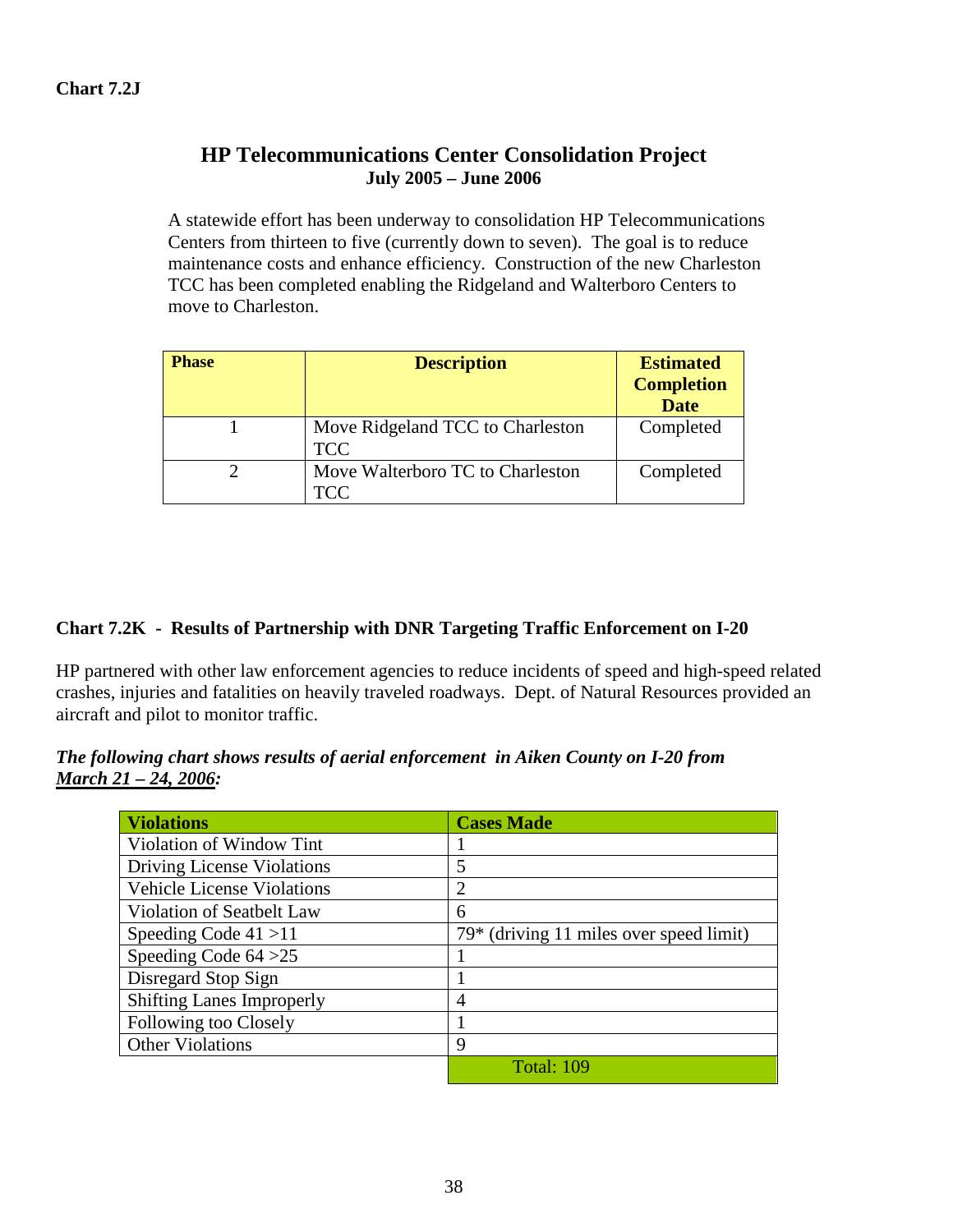**Chart 7.2J**

## HP Telecommunications Center Consolidation Project

**July 2005 – June 2006**

A statewide effort has been underway to consolidation HP Telecommunications Centers from thirteen to five (currently down to seven). The goal is to reduce maintenance costs and enhance efficiency. Construction of the new Charleston TCC has been completed enabling the Ridgeland and Walterboro Centers to move to Charleston.

| Phase | Description | Estimated Completion Date |
|---|---|---|
| 1 | Move Ridgeland TCC to Charleston TCC | Completed |
| 2 | Move Walterboro TC to Charleston TCC | Completed |

**Chart 7.2K - Results of Partnership with DNR Targeting Traffic Enforcement on I-20**

HP partnered with other law enforcement agencies to reduce incidents of speed and high-speed related crashes, injuries and fatalities on heavily traveled roadways. Dept. of Natural Resources provided an aircraft and pilot to monitor traffic.

***The following chart shows results of aerial enforcement in Aiken County on I-20 from <u>March 21 – 24, 2006</u>:***

| Violations | Cases Made |
|---|---|
| Violation of Window Tint | 1 |
| Driving License Violations | 5 |
| Vehicle License Violations | 2 |
| Violation of Seatbelt Law | 6 |
| Speeding Code 41 >11 | 79* (driving 11 miles over speed limit) |
| Speeding Code 64 >25 | 1 |
| Disregard Stop Sign | 1 |
| Shifting Lanes Improperly | 4 |
| Following too Closely | 1 |
| Other Violations | 9 |
| | Total: 109 |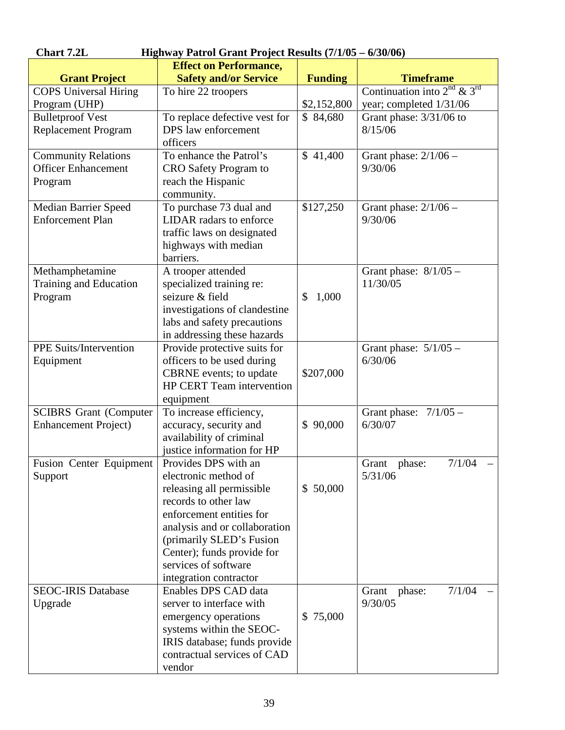**Chart 7.2L Highway Patrol Grant Project Results (7/1/05 – 6/30/06)**

| Grant Project | Effect on Performance, Safety and/or Service | Funding | Timeframe |
|---|---|---|---|
| COPS Universal Hiring Program (UHP) | To hire 22 troopers | $2,152,800 | Continuation into 2nd & 3rd year; completed 1/31/06 |
| Bulletproof Vest Replacement Program | To replace defective vest for DPS law enforcement officers | $ 84,680 | Grant phase: 3/31/06 to 8/15/06 |
| Community Relations Officer Enhancement Program | To enhance the Patrol's CRO Safety Program to reach the Hispanic community. | $ 41,400 | Grant phase: 2/1/06 – 9/30/06 |
| Median Barrier Speed Enforcement Plan | To purchase 73 dual and LIDAR radars to enforce traffic laws on designated highways with median barriers. | $127,250 | Grant phase: 2/1/06 – 9/30/06 |
| Methamphetamine Training and Education Program | A trooper attended specialized training re: seizure & field investigations of clandestine labs and safety precautions in addressing these hazards | $ 1,000 | Grant phase: 8/1/05 – 11/30/05 |
| PPE Suits/Intervention Equipment | Provide protective suits for officers to be used during CBRNE events; to update HP CERT Team intervention equipment | $207,000 | Grant phase: 5/1/05 – 6/30/06 |
| SCIBRS Grant (Computer Enhancement Project) | To increase efficiency, accuracy, security and availability of criminal justice information for HP | $ 90,000 | Grant phase: 7/1/05 – 6/30/07 |
| Fusion Center Equipment Support | Provides DPS with an electronic method of releasing all permissible records to other law enforcement entities for analysis and or collaboration (primarily SLED's Fusion Center); funds provide for services of software integration contractor | $ 50,000 | Grant phase: 7/1/04 – 5/31/06 |
| SEOC-IRIS Database Upgrade | Enables DPS CAD data server to interface with emergency operations systems within the SEOC-IRIS database; funds provide contractual services of CAD vendor | $ 75,000 | Grant phase: 7/1/04 – 9/30/05 |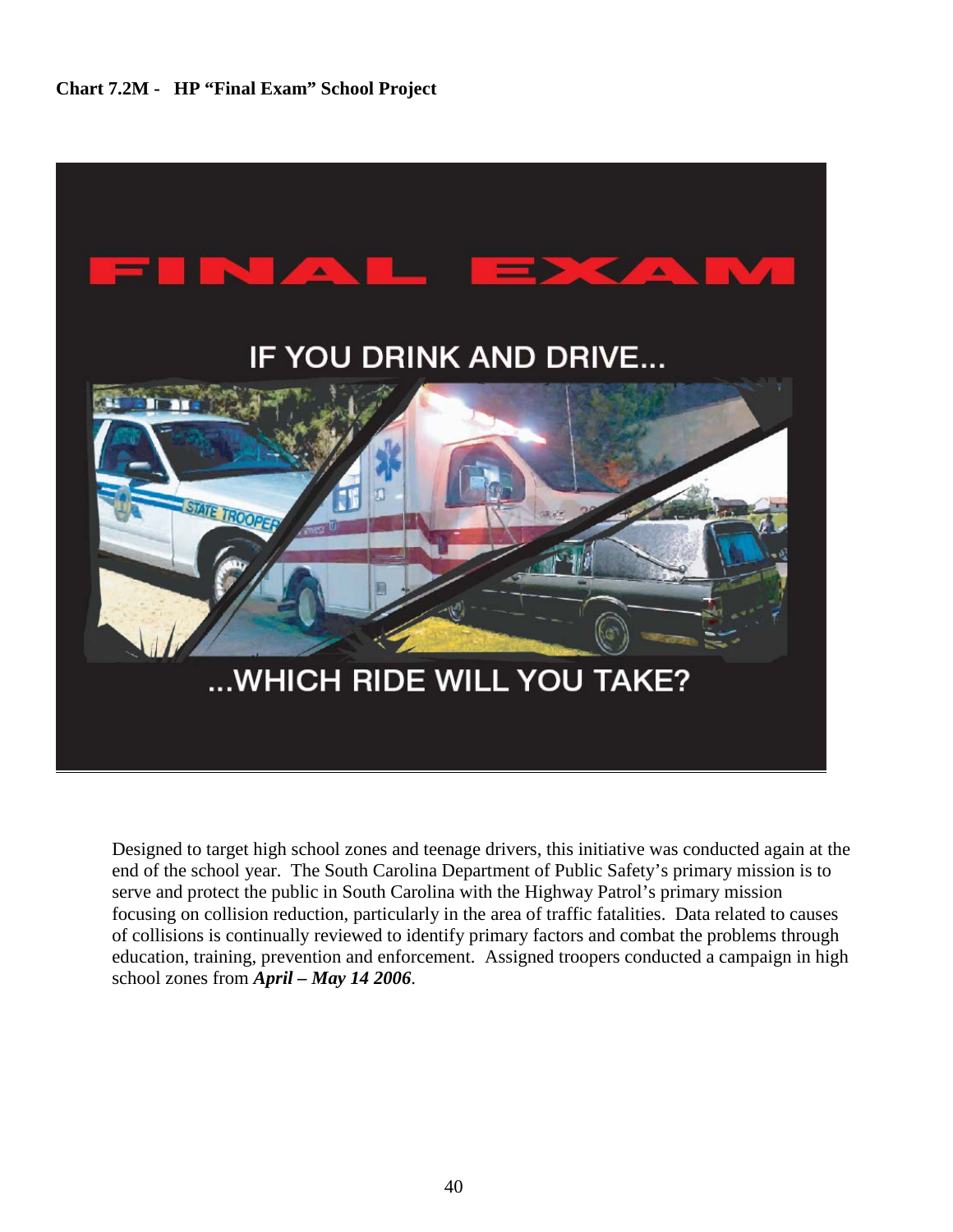**Chart 7.2M - HP "Final Exam" School Project**

FINAL EXAM

IF YOU DRINK AND DRIVE...

...WHICH RIDE WILL YOU TAKE?

Designed to target high school zones and teenage drivers, this initiative was conducted again at the end of the school year. The South Carolina Department of Public Safety's primary mission is to serve and protect the public in South Carolina with the Highway Patrol's primary mission focusing on collision reduction, particularly in the area of traffic fatalities. Data related to causes of collisions is continually reviewed to identify primary factors and combat the problems through education, training, prevention and enforcement. Assigned troopers conducted a campaign in high school zones from ***April – May 14 2006***.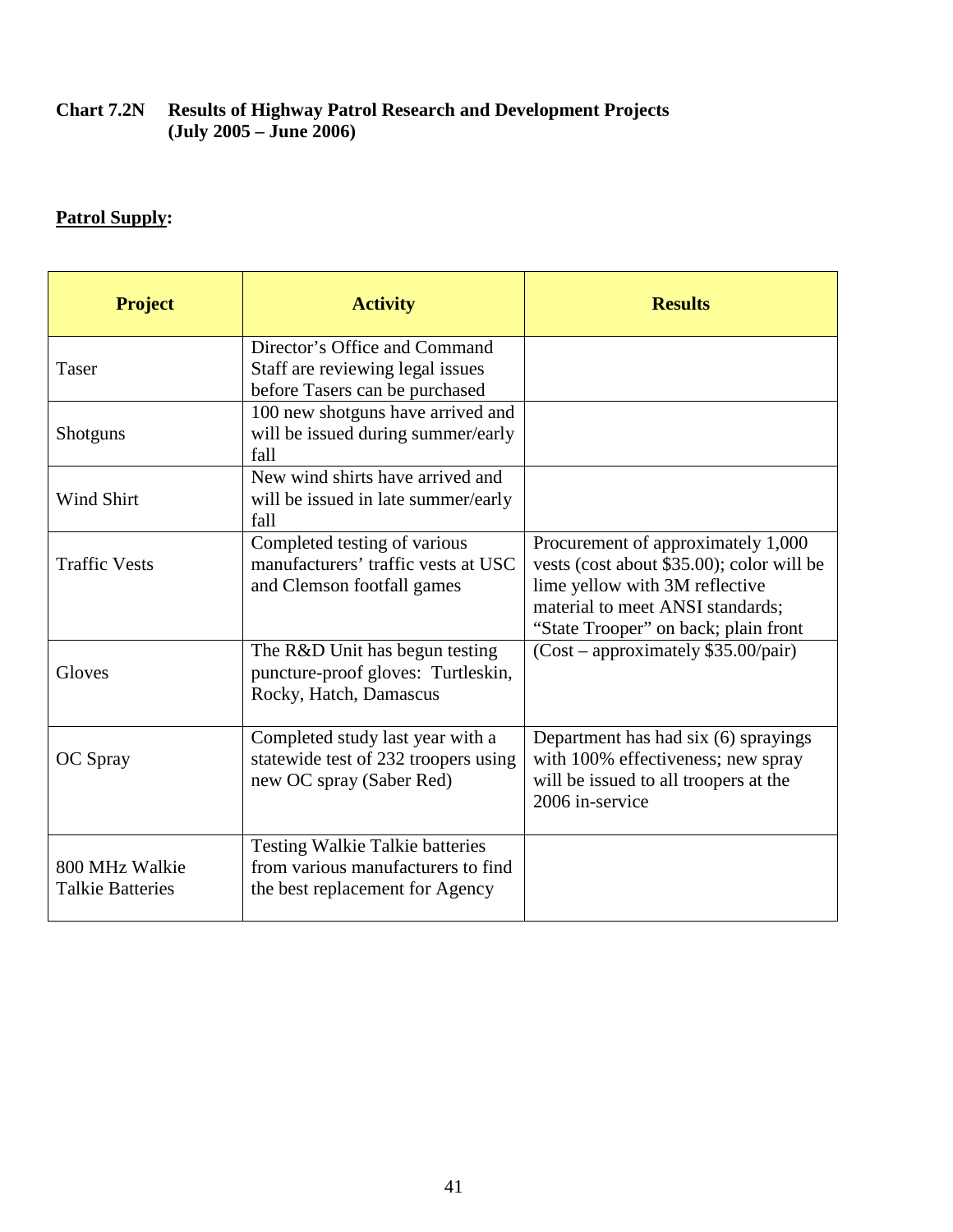**Chart 7.2N Results of Highway Patrol Research and Development Projects (July 2005 – June 2006)**

**Patrol Supply:**

| Project | Activity | Results |
|---|---|---|
| Taser | Director's Office and Command Staff are reviewing legal issues before Tasers can be purchased | |
| Shotguns | 100 new shotguns have arrived and will be issued during summer/early fall | |
| Wind Shirt | New wind shirts have arrived and will be issued in late summer/early fall | |
| Traffic Vests | Completed testing of various manufacturers' traffic vests at USC and Clemson footfall games | Procurement of approximately 1,000 vests (cost about $35.00); color will be lime yellow with 3M reflective material to meet ANSI standards; "State Trooper" on back; plain front |
| Gloves | The R&D Unit has begun testing puncture-proof gloves: Turtleskin, Rocky, Hatch, Damascus | (Cost – approximately $35.00/pair) |
| OC Spray | Completed study last year with a statewide test of 232 troopers using new OC spray (Saber Red) | Department has had six (6) sprayings with 100% effectiveness; new spray will be issued to all troopers at the 2006 in-service |
| 800 MHz Walkie Talkie Batteries | Testing Walkie Talkie batteries from various manufacturers to find the best replacement for Agency | |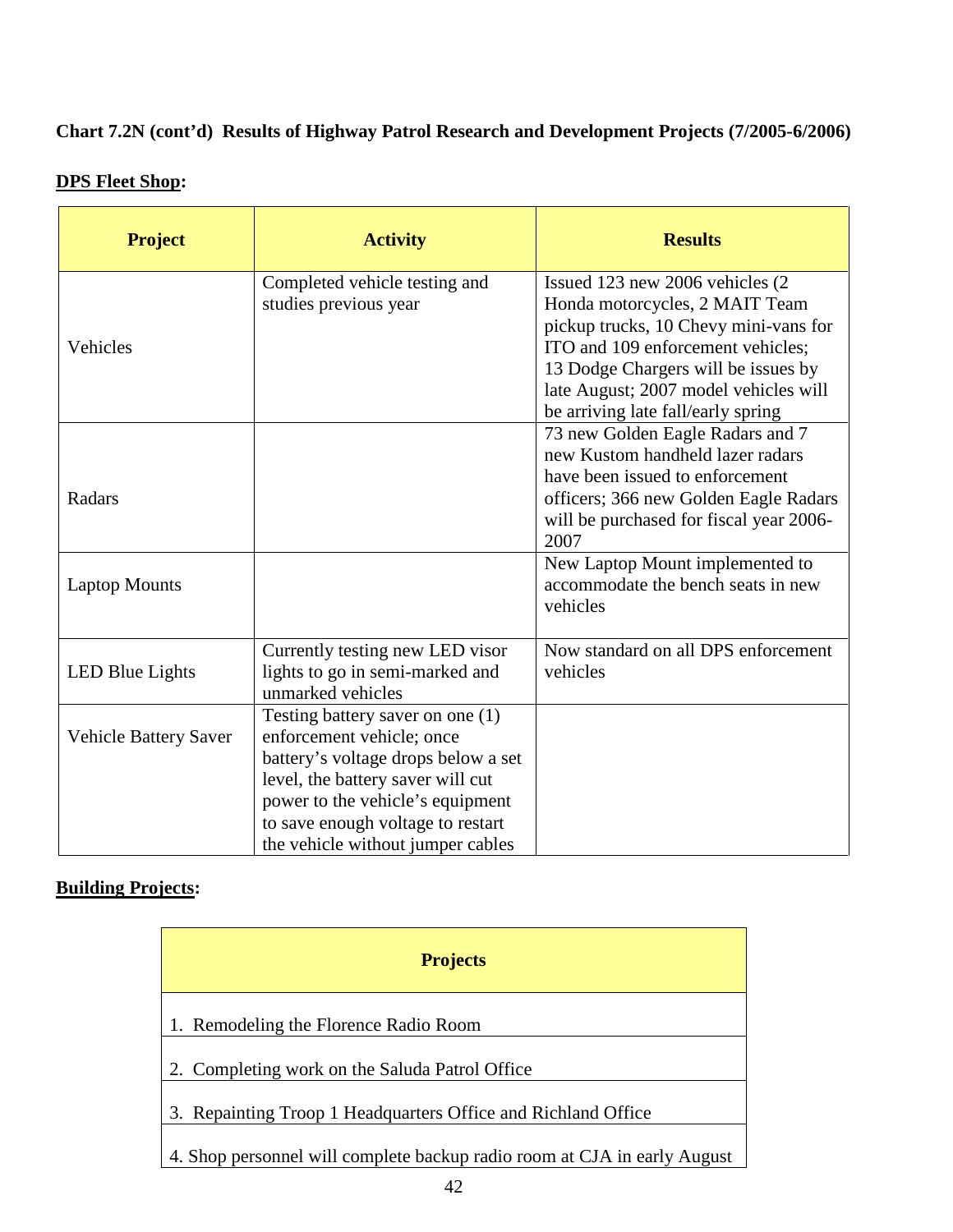**Chart 7.2N (cont'd) Results of Highway Patrol Research and Development Projects (7/2005-6/2006)**

**DPS Fleet Shop:**

| Project | Activity | Results |
|---|---|---|
| Vehicles | Completed vehicle testing and studies previous year | Issued 123 new 2006 vehicles (2 Honda motorcycles, 2 MAIT Team pickup trucks, 10 Chevy mini-vans for ITO and 109 enforcement vehicles; 13 Dodge Chargers will be issues by late August; 2007 model vehicles will be arriving late fall/early spring |
| Radars | | 73 new Golden Eagle Radars and 7 new Kustom handheld lazer radars have been issued to enforcement officers; 366 new Golden Eagle Radars will be purchased for fiscal year 2006-2007 |
| Laptop Mounts | | New Laptop Mount implemented to accommodate the bench seats in new vehicles |
| LED Blue Lights | Currently testing new LED visor lights to go in semi-marked and unmarked vehicles | Now standard on all DPS enforcement vehicles |
| Vehicle Battery Saver | Testing battery saver on one (1) enforcement vehicle; once battery's voltage drops below a set level, the battery saver will cut power to the vehicle's equipment to save enough voltage to restart the vehicle without jumper cables | |

**Building Projects:**

| Projects |
|---|
| 1. Remodeling the Florence Radio Room |
| 2. Completing work on the Saluda Patrol Office |
| 3. Repainting Troop 1 Headquarters Office and Richland Office |
| 4. Shop personnel will complete backup radio room at CJA in early August |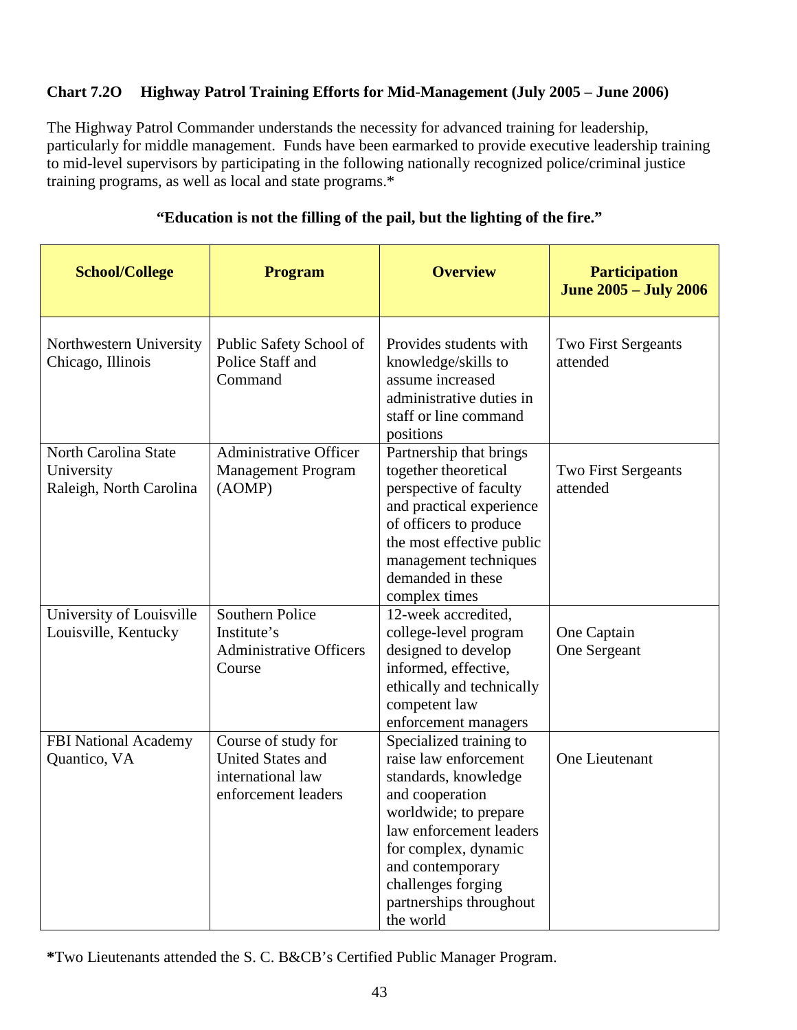**Chart 7.2O Highway Patrol Training Efforts for Mid-Management (July 2005 – June 2006)**

The Highway Patrol Commander understands the necessity for advanced training for leadership, particularly for middle management. Funds have been earmarked to provide executive leadership training to mid-level supervisors by participating in the following nationally recognized police/criminal justice training programs, as well as local and state programs.*

**"Education is not the filling of the pail, but the lighting of the fire."**

| School/College | Program | Overview | Participation June 2005 – July 2006 |
|---|---|---|---|
| Northwestern University Chicago, Illinois | Public Safety School of Police Staff and Command | Provides students with knowledge/skills to assume increased administrative duties in staff or line command positions | Two First Sergeants attended |
| North Carolina State University Raleigh, North Carolina | Administrative Officer Management Program (AOMP) | Partnership that brings together theoretical perspective of faculty and practical experience of officers to produce the most effective public management techniques demanded in these complex times | Two First Sergeants attended |
| University of Louisville Louisville, Kentucky | Southern Police Institute's Administrative Officers Course | 12-week accredited, college-level program designed to develop informed, effective, ethically and technically competent law enforcement managers | One Captain One Sergeant |
| FBI National Academy Quantico, VA | Course of study for United States and international law enforcement leaders | Specialized training to raise law enforcement standards, knowledge and cooperation worldwide; to prepare law enforcement leaders for complex, dynamic and contemporary challenges forging partnerships throughout the world | One Lieutenant |

**\***Two Lieutenants attended the S. C. B&CB's Certified Public Manager Program.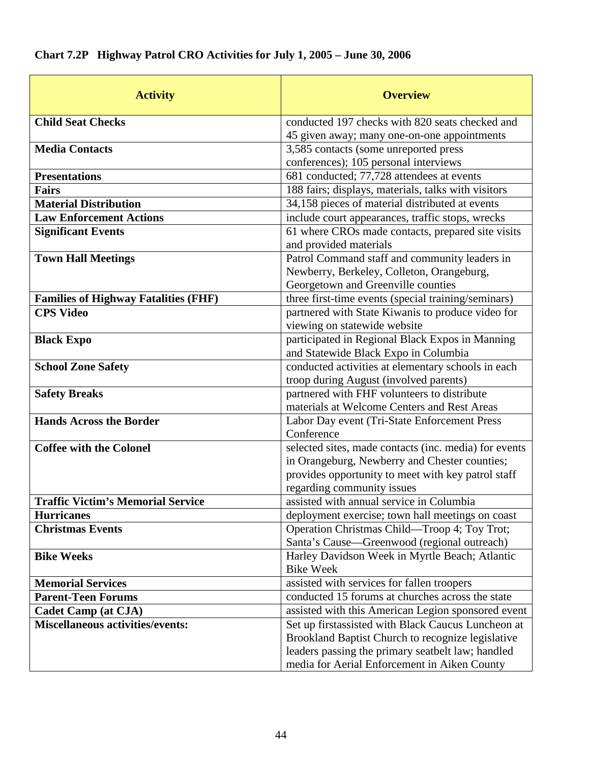**Chart 7.2P Highway Patrol CRO Activities for July 1, 2005 – June 30, 2006**

| Activity | Overview |
|---|---|
| **Child Seat Checks** | conducted 197 checks with 820 seats checked and 45 given away; many one-on-one appointments |
| **Media Contacts** | 3,585 contacts (some unreported press conferences); 105 personal interviews |
| **Presentations** | 681 conducted; 77,728 attendees at events |
| **Fairs** | 188 fairs; displays, materials, talks with visitors |
| **Material Distribution** | 34,158 pieces of material distributed at events |
| **Law Enforcement Actions** | include court appearances, traffic stops, wrecks |
| **Significant Events** | 61 where CROs made contacts, prepared site visits and provided materials |
| **Town Hall Meetings** | Patrol Command staff and community leaders in Newberry, Berkeley, Colleton, Orangeburg, Georgetown and Greenville counties |
| **Families of Highway Fatalities (FHF)** | three first-time events (special training/seminars) |
| **CPS Video** | partnered with State Kiwanis to produce video for viewing on statewide website |
| **Black Expo** | participated in Regional Black Expos in Manning and Statewide Black Expo in Columbia |
| **School Zone Safety** | conducted activities at elementary schools in each troop during August (involved parents) |
| **Safety Breaks** | partnered with FHF volunteers to distribute materials at Welcome Centers and Rest Areas |
| **Hands Across the Border** | Labor Day event (Tri-State Enforcement Press Conference |
| **Coffee with the Colonel** | selected sites, made contacts (inc. media) for events in Orangeburg, Newberry and Chester counties; provides opportunity to meet with key patrol staff regarding community issues |
| **Traffic Victim's Memorial Service** | assisted with annual service in Columbia |
| **Hurricanes** | deployment exercise; town hall meetings on coast |
| **Christmas Events** | Operation Christmas Child—Troop 4; Toy Trot; Santa's Cause—Greenwood (regional outreach) |
| **Bike Weeks** | Harley Davidson Week in Myrtle Beach; Atlantic Bike Week |
| **Memorial Services** | assisted with services for fallen troopers |
| **Parent-Teen Forums** | conducted 15 forums at churches across the state |
| **Cadet Camp (at CJA)** | assisted with this American Legion sponsored event |
| **Miscellaneous activities/events:** | Set up firstassisted with Black Caucus Luncheon at Brookland Baptist Church to recognize legislative leaders passing the primary seatbelt law; handled media for Aerial Enforcement in Aiken County |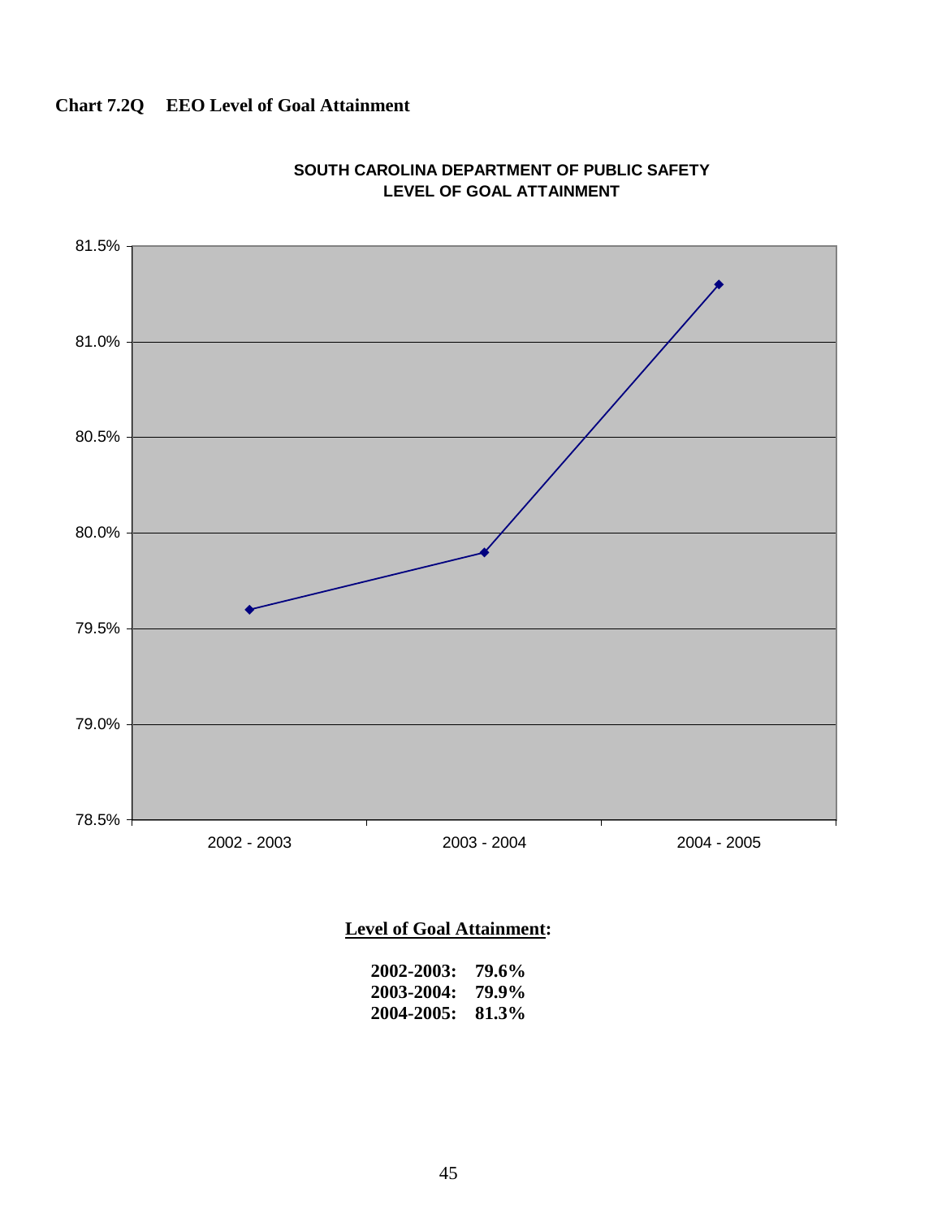**Chart 7.2Q EEO Level of Goal Attainment**

**SOUTH CAROLINA DEPARTMENT OF PUBLIC SAFETY**
**LEVEL OF GOAL ATTAINMENT**

**Level of Goal Attainment:**

**2002-2003: 79.6%**
**2003-2004: 79.9%**
**2004-2005: 81.3%**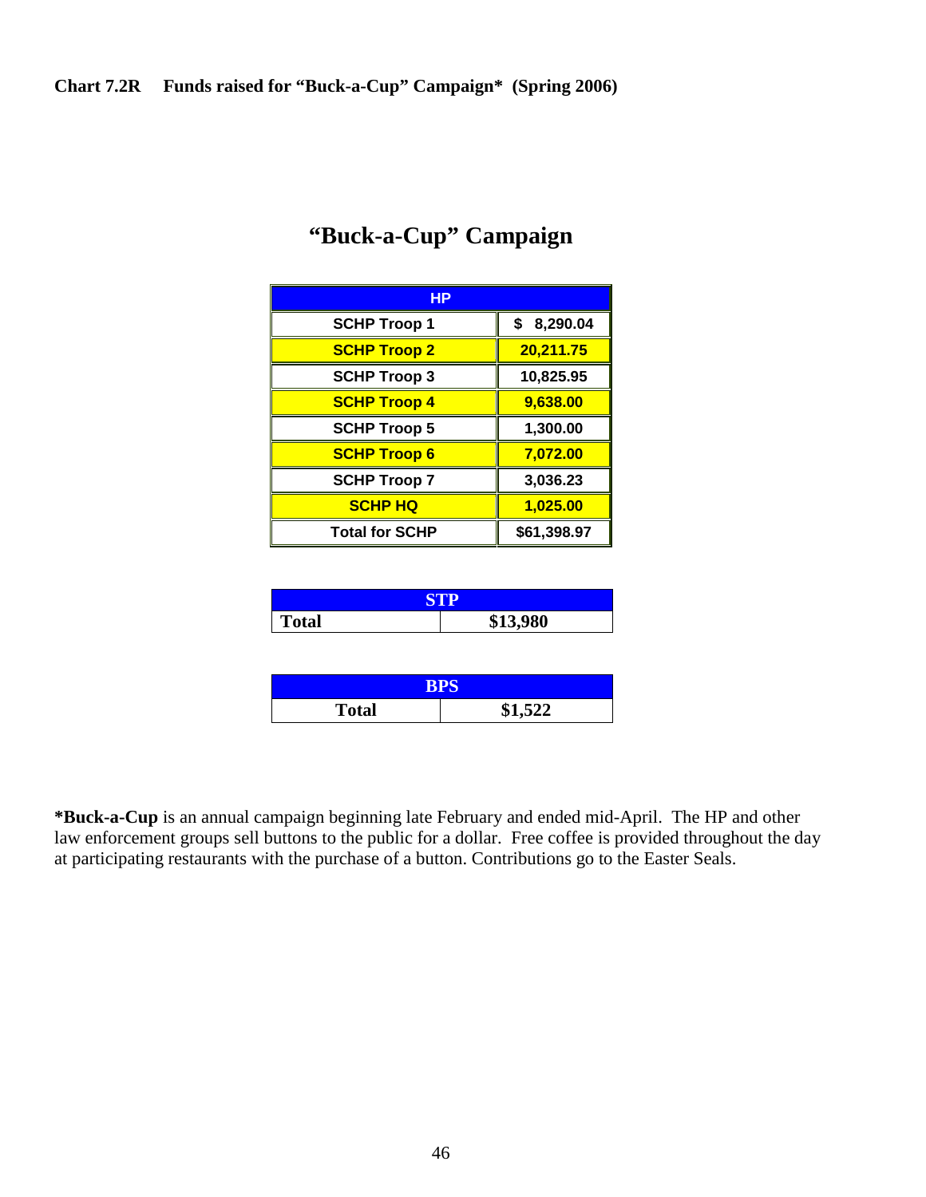**Chart 7.2R Funds raised for "Buck-a-Cup" Campaign* (Spring 2006)**

## "Buck-a-Cup" Campaign

| HP | |
|---|---|
| SCHP Troop 1 | $ 8,290.04 |
| SCHP Troop 2 | 20,211.75 |
| SCHP Troop 3 | 10,825.95 |
| SCHP Troop 4 | 9,638.00 |
| SCHP Troop 5 | 1,300.00 |
| SCHP Troop 6 | 7,072.00 |
| SCHP Troop 7 | 3,036.23 |
| SCHP HQ | 1,025.00 |
| Total for SCHP | $61,398.97 |

| STP | |
|---|---|
| Total | $13,980 |

| BPS | |
|---|---|
| Total | $1,522 |

***Buck-a-Cup** is an annual campaign beginning late February and ended mid-April. The HP and other law enforcement groups sell buttons to the public for a dollar. Free coffee is provided throughout the day at participating restaurants with the purchase of a button. Contributions go to the Easter Seals.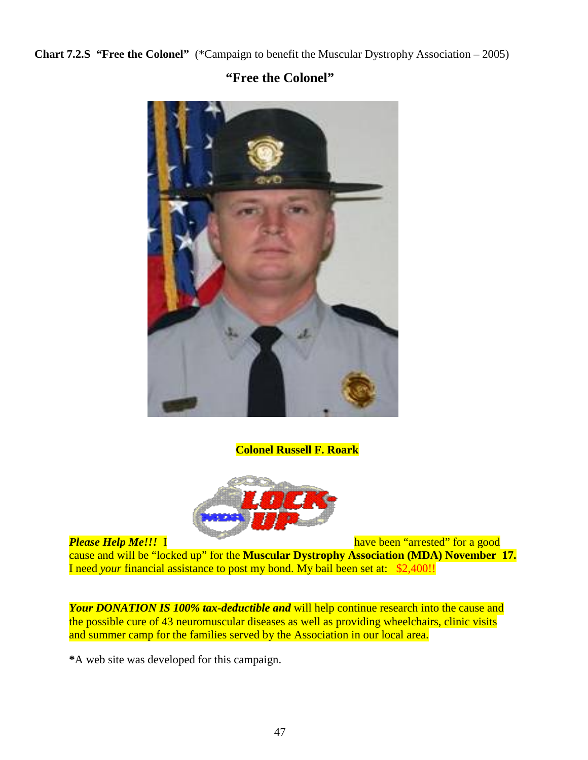**Chart 7.2.S "Free the Colonel"** (*Campaign to benefit the Muscular Dystrophy Association – 2005)

## "Free the Colonel"

**Colonel Russell F. Roark**

***Please Help Me!!!*** I have been "arrested" for a good cause and will be "locked up" for the **Muscular Dystrophy Association (MDA) November 17.** I need *your* financial assistance to post my bond. My bail been set at: $2,400!!

***Your DONATION IS 100% tax-deductible and*** will help continue research into the cause and the possible cure of 43 neuromuscular diseases as well as providing wheelchairs, clinic visits and summer camp for the families served by the Association in our local area.

**\***A web site was developed for this campaign.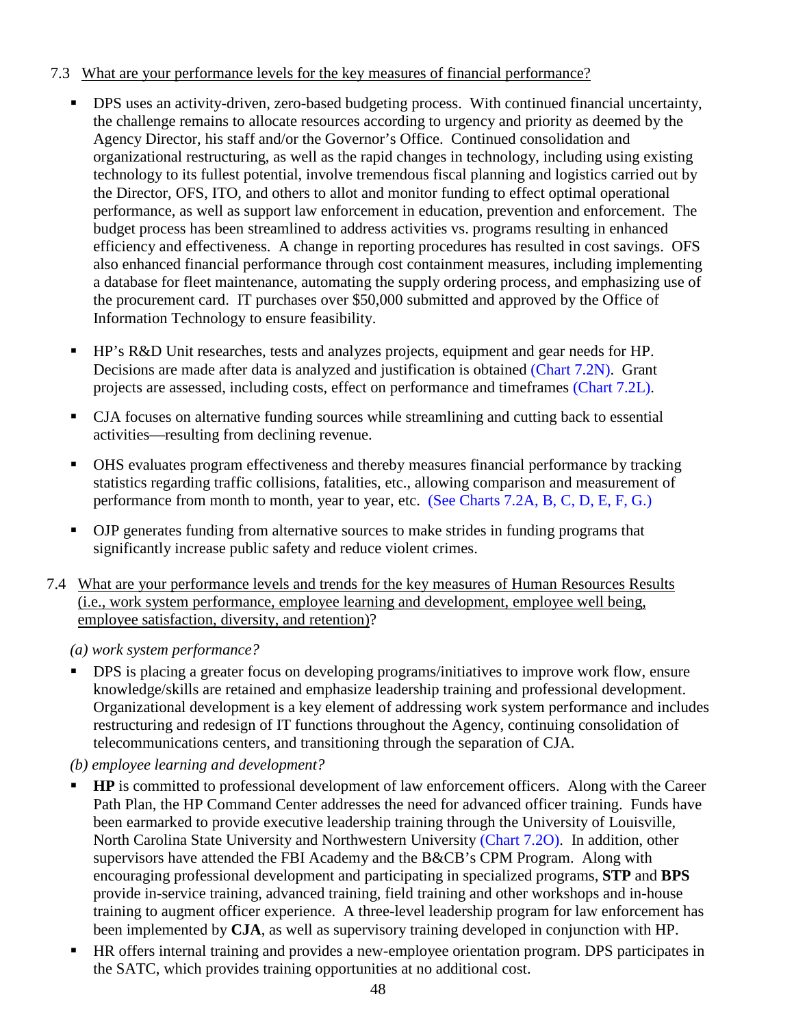7.3 <u>What are your performance levels for the key measures of financial performance?</u>

- DPS uses an activity-driven, zero-based budgeting process. With continued financial uncertainty, the challenge remains to allocate resources according to urgency and priority as deemed by the Agency Director, his staff and/or the Governor's Office. Continued consolidation and organizational restructuring, as well as the rapid changes in technology, including using existing technology to its fullest potential, involve tremendous fiscal planning and logistics carried out by the Director, OFS, ITO, and others to allot and monitor funding to effect optimal operational performance, as well as support law enforcement in education, prevention and enforcement. The budget process has been streamlined to address activities vs. programs resulting in enhanced efficiency and effectiveness. A change in reporting procedures has resulted in cost savings. OFS also enhanced financial performance through cost containment measures, including implementing a database for fleet maintenance, automating the supply ordering process, and emphasizing use of the procurement card. IT purchases over $50,000 submitted and approved by the Office of Information Technology to ensure feasibility.

- HP's R&D Unit researches, tests and analyzes projects, equipment and gear needs for HP. Decisions are made after data is analyzed and justification is obtained (Chart 7.2N). Grant projects are assessed, including costs, effect on performance and timeframes (Chart 7.2L).

- CJA focuses on alternative funding sources while streamlining and cutting back to essential activities—resulting from declining revenue.

- OHS evaluates program effectiveness and thereby measures financial performance by tracking statistics regarding traffic collisions, fatalities, etc., allowing comparison and measurement of performance from month to month, year to year, etc. (See Charts 7.2A, B, C, D, E, F, G.)

- OJP generates funding from alternative sources to make strides in funding programs that significantly increase public safety and reduce violent crimes.

7.4 <u>What are your performance levels and trends for the key measures of Human Resources Results (i.e., work system performance, employee learning and development, employee well being, employee satisfaction, diversity, and retention)</u>?

*(a) work system performance?*

- DPS is placing a greater focus on developing programs/initiatives to improve work flow, ensure knowledge/skills are retained and emphasize leadership training and professional development. Organizational development is a key element of addressing work system performance and includes restructuring and redesign of IT functions throughout the Agency, continuing consolidation of telecommunications centers, and transitioning through the separation of CJA.

*(b) employee learning and development?*

- **HP** is committed to professional development of law enforcement officers. Along with the Career Path Plan, the HP Command Center addresses the need for advanced officer training. Funds have been earmarked to provide executive leadership training through the University of Louisville, North Carolina State University and Northwestern University (Chart 7.2O). In addition, other supervisors have attended the FBI Academy and the B&CB's CPM Program. Along with encouraging professional development and participating in specialized programs, **STP** and **BPS** provide in-service training, advanced training, field training and other workshops and in-house training to augment officer experience. A three-level leadership program for law enforcement has been implemented by **CJA**, as well as supervisory training developed in conjunction with HP.
- HR offers internal training and provides a new-employee orientation program. DPS participates in the SATC, which provides training opportunities at no additional cost.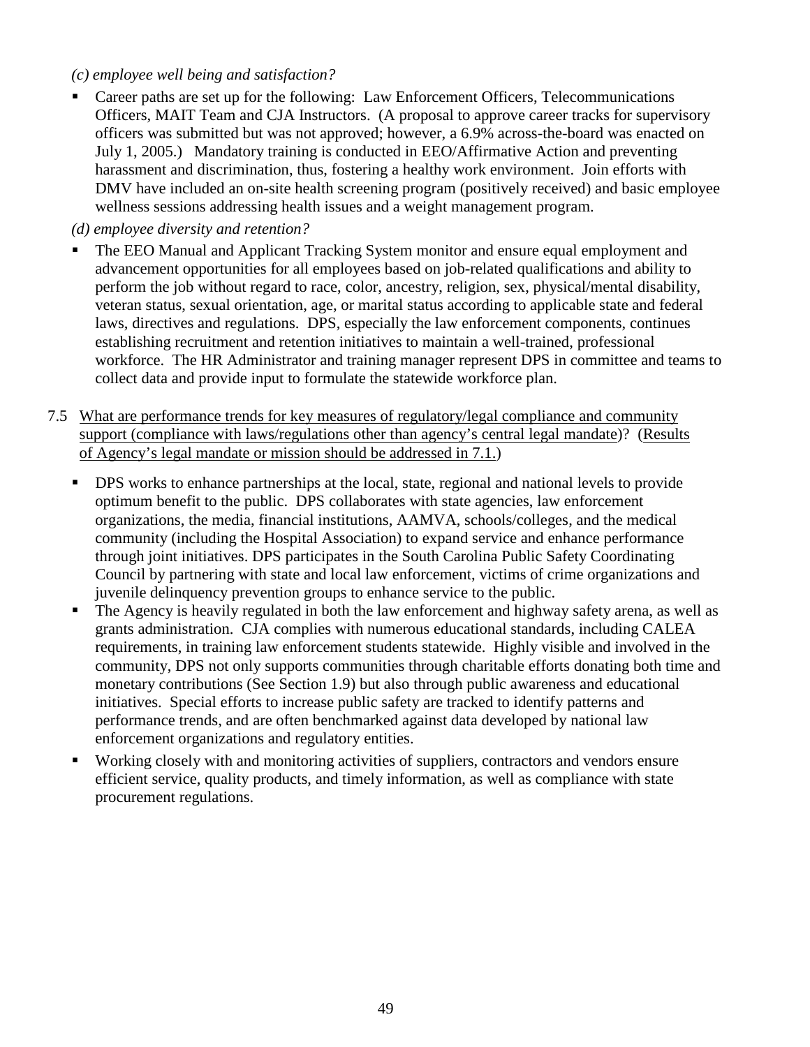*(c) employee well being and satisfaction?*

- Career paths are set up for the following: Law Enforcement Officers, Telecommunications Officers, MAIT Team and CJA Instructors. (A proposal to approve career tracks for supervisory officers was submitted but was not approved; however, a 6.9% across-the-board was enacted on July 1, 2005.) Mandatory training is conducted in EEO/Affirmative Action and preventing harassment and discrimination, thus, fostering a healthy work environment. Join efforts with DMV have included an on-site health screening program (positively received) and basic employee wellness sessions addressing health issues and a weight management program.

*(d) employee diversity and retention?*

- The EEO Manual and Applicant Tracking System monitor and ensure equal employment and advancement opportunities for all employees based on job-related qualifications and ability to perform the job without regard to race, color, ancestry, religion, sex, physical/mental disability, veteran status, sexual orientation, age, or marital status according to applicable state and federal laws, directives and regulations. DPS, especially the law enforcement components, continues establishing recruitment and retention initiatives to maintain a well-trained, professional workforce. The HR Administrator and training manager represent DPS in committee and teams to collect data and provide input to formulate the statewide workforce plan.

7.5 <u>What are performance trends for key measures of regulatory/legal compliance and community support (compliance with laws/regulations other than agency's central legal mandate)</u>? <u>(Results of Agency's legal mandate or mission should be addressed in 7.1.)</u>

- DPS works to enhance partnerships at the local, state, regional and national levels to provide optimum benefit to the public. DPS collaborates with state agencies, law enforcement organizations, the media, financial institutions, AAMVA, schools/colleges, and the medical community (including the Hospital Association) to expand service and enhance performance through joint initiatives. DPS participates in the South Carolina Public Safety Coordinating Council by partnering with state and local law enforcement, victims of crime organizations and juvenile delinquency prevention groups to enhance service to the public.
- The Agency is heavily regulated in both the law enforcement and highway safety arena, as well as grants administration. CJA complies with numerous educational standards, including CALEA requirements, in training law enforcement students statewide. Highly visible and involved in the community, DPS not only supports communities through charitable efforts donating both time and monetary contributions (See Section 1.9) but also through public awareness and educational initiatives. Special efforts to increase public safety are tracked to identify patterns and performance trends, and are often benchmarked against data developed by national law enforcement organizations and regulatory entities.
- Working closely with and monitoring activities of suppliers, contractors and vendors ensure efficient service, quality products, and timely information, as well as compliance with state procurement regulations.